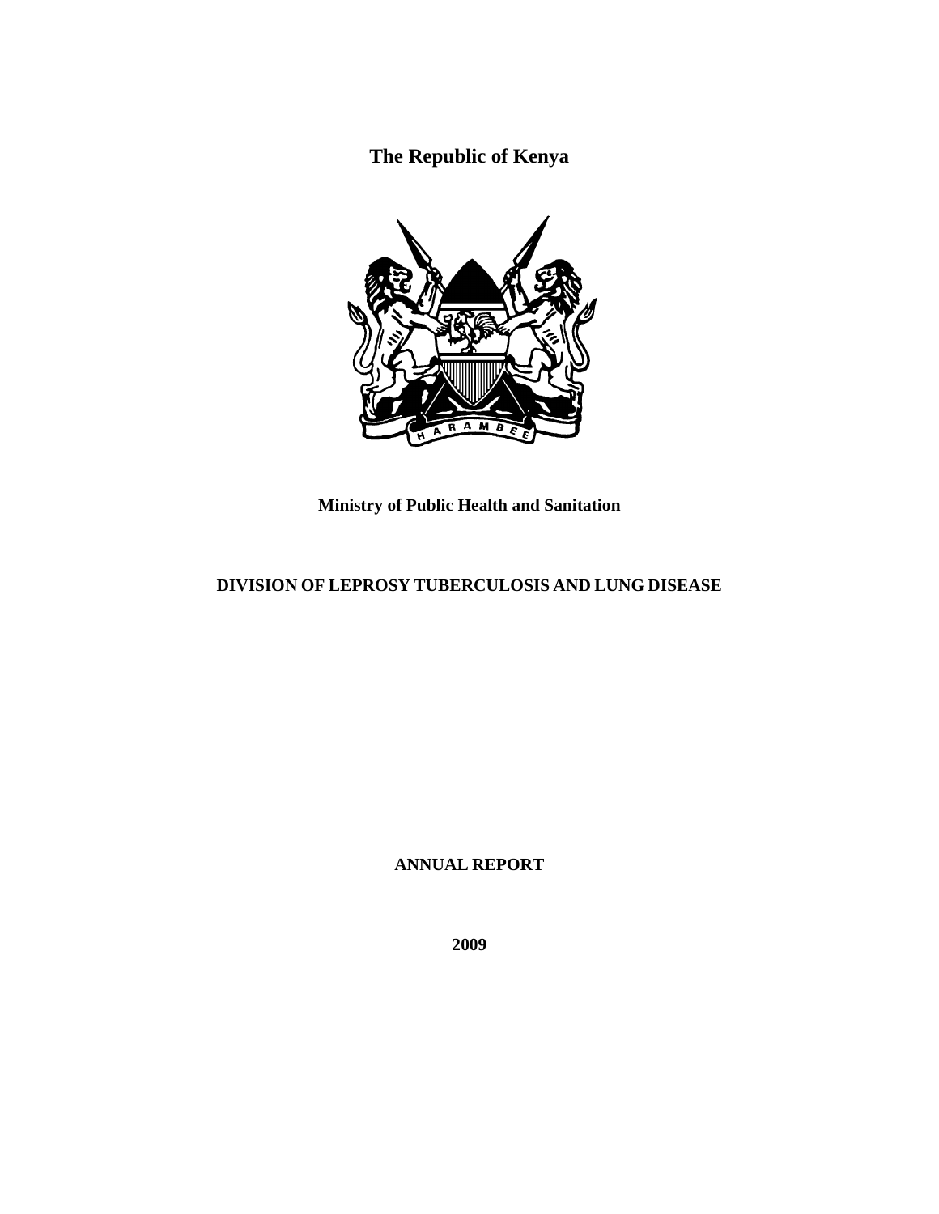# The Republic of Kenya

**Ministry of Public Health and Sanitation**

**DIVISION OF LEPROSY TUBERCULOSIS AND LUNG DISEASE**

**ANNUAL REPORT**

**2009**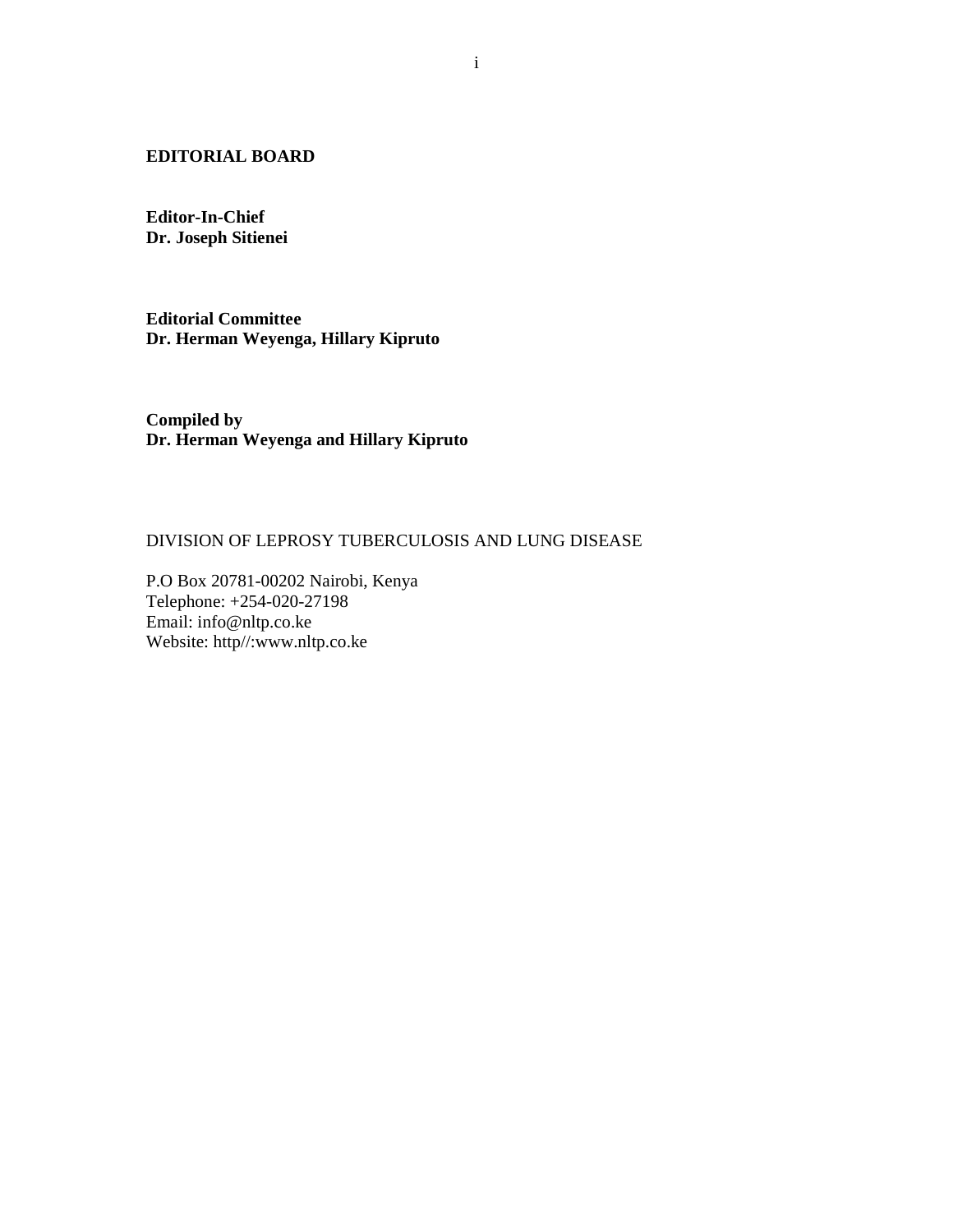## EDITORIAL BOARD

**Editor-In-Chief**
**Dr. Joseph Sitienei**

**Editorial Committee**
**Dr. Herman Weyenga, Hillary Kipruto**

**Compiled by**
**Dr. Herman Weyenga and Hillary Kipruto**

DIVISION OF LEPROSY TUBERCULOSIS AND LUNG DISEASE

P.O Box 20781-00202 Nairobi, Kenya
Telephone: +254-020-27198
Email: info@nltp.co.ke
Website: http//:www.nltp.co.ke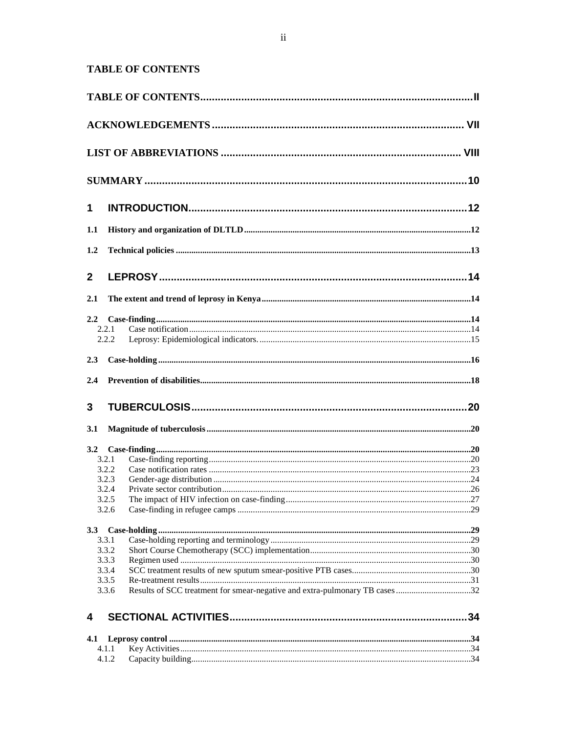# TABLE OF CONTENTS

TABLE OF CONTENTS.....II

ACKNOWLEDGEMENTS.....VII

LIST OF ABBREVIATIONS.....VIII

SUMMARY.....10

1 INTRODUCTION.....12

1.1 History and organization of DLTLD.....12

1.2 Technical policies.....13

2 LEPROSY.....14

2.1 The extent and trend of leprosy in Kenya.....14

2.2 Case-finding.....14
- 2.2.1 Case notification.....14
- 2.2.2 Leprosy: Epidemiological indicators......15

2.3 Case-holding.....16

2.4 Prevention of disabilities.....18

3 TUBERCULOSIS.....20

3.1 Magnitude of tuberculosis.....20

3.2 Case-finding.....20
- 3.2.1 Case-finding reporting.....20
- 3.2.2 Case notification rates.....23
- 3.2.3 Gender-age distribution.....24
- 3.2.4 Private sector contribution.....26
- 3.2.5 The impact of HIV infection on case-finding.....27
- 3.2.6 Case-finding in refugee camps.....29

3.3 Case-holding.....29
- 3.3.1 Case-holding reporting and terminology.....29
- 3.3.2 Short Course Chemotherapy (SCC) implementation.....30
- 3.3.3 Regimen used.....30
- 3.3.4 SCC treatment results of new sputum smear-positive PTB cases.....30
- 3.3.5 Re-treatment results.....31
- 3.3.6 Results of SCC treatment for smear-negative and extra-pulmonary TB cases.....32

4 SECTIONAL ACTIVITIES.....34

4.1 Leprosy control.....34
- 4.1.1 Key Activities.....34
- 4.1.2 Capacity building.....34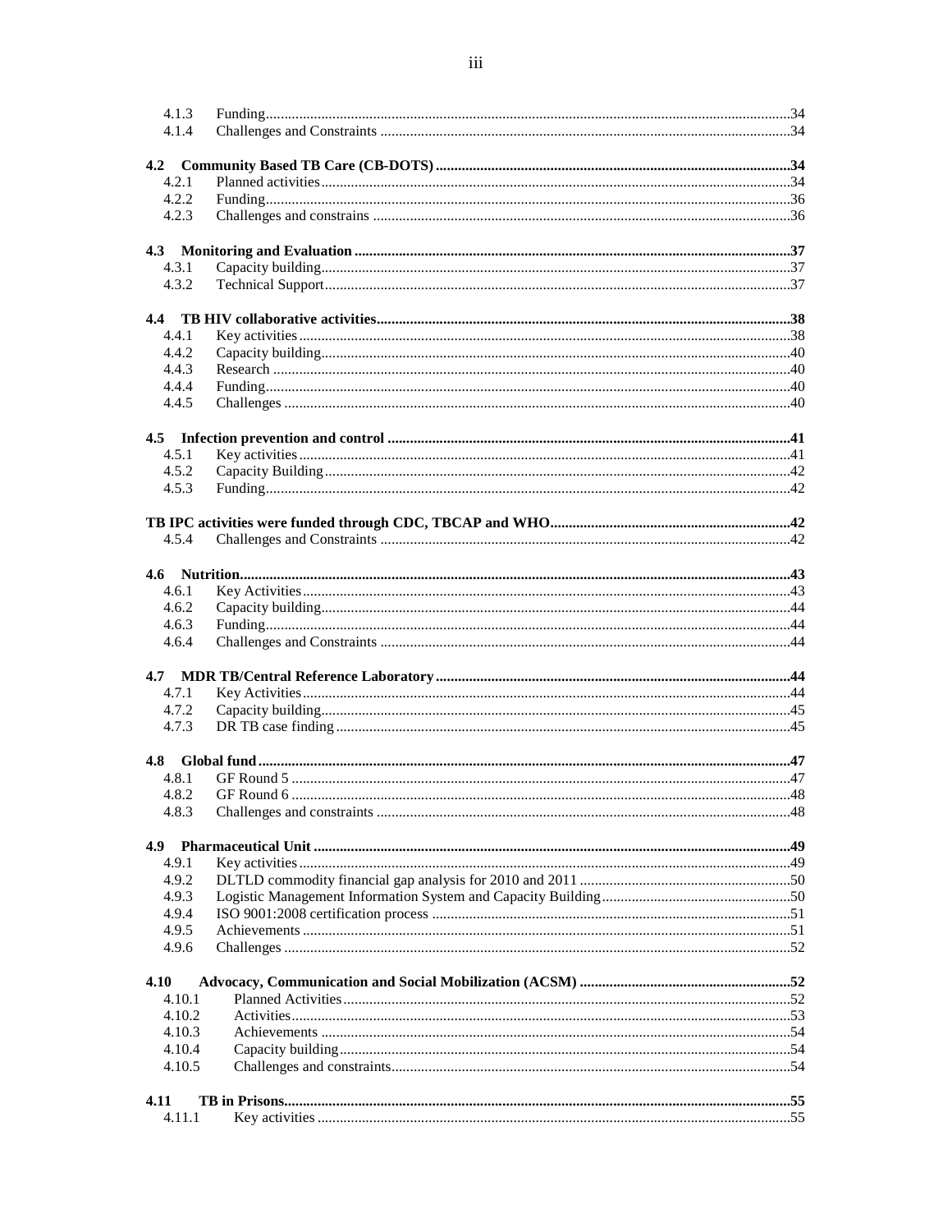4.1.3 Funding....34
4.1.4 Challenges and Constraints ....34

**4.2 Community Based TB Care (CB-DOTS) ....34**
4.2.1 Planned activities....34
4.2.2 Funding....36
4.2.3 Challenges and constrains ....36

**4.3 Monitoring and Evaluation ....37**
4.3.1 Capacity building....37
4.3.2 Technical Support....37

**4.4 TB HIV collaborative activities....38**
4.4.1 Key activities....38
4.4.2 Capacity building....40
4.4.3 Research ....40
4.4.4 Funding....40
4.4.5 Challenges ....40

**4.5 Infection prevention and control ....41**
4.5.1 Key activities....41
4.5.2 Capacity Building....42
4.5.3 Funding....42

**TB IPC activities were funded through CDC, TBCAP and WHO....42**
4.5.4 Challenges and Constraints ....42

**4.6 Nutrition....43**
4.6.1 Key Activities....43
4.6.2 Capacity building....44
4.6.3 Funding....44
4.6.4 Challenges and Constraints ....44

**4.7 MDR TB/Central Reference Laboratory....44**
4.7.1 Key Activities....44
4.7.2 Capacity building....45
4.7.3 DR TB case finding....45

**4.8 Global fund....47**
4.8.1 GF Round 5 ....47
4.8.2 GF Round 6 ....48
4.8.3 Challenges and constraints ....48

**4.9 Pharmaceutical Unit ....49**
4.9.1 Key activities....49
4.9.2 DLTLD commodity financial gap analysis for 2010 and 2011 ....50
4.9.3 Logistic Management Information System and Capacity Building....50
4.9.4 ISO 9001:2008 certification process ....51
4.9.5 Achievements....51
4.9.6 Challenges ....52

**4.10 Advocacy, Communication and Social Mobilization (ACSM) ....52**
4.10.1 Planned Activities....52
4.10.2 Activities....53
4.10.3 Achievements ....54
4.10.4 Capacity building....54
4.10.5 Challenges and constraints....54

**4.11 TB in Prisons....55**
4.11.1 Key activities ....55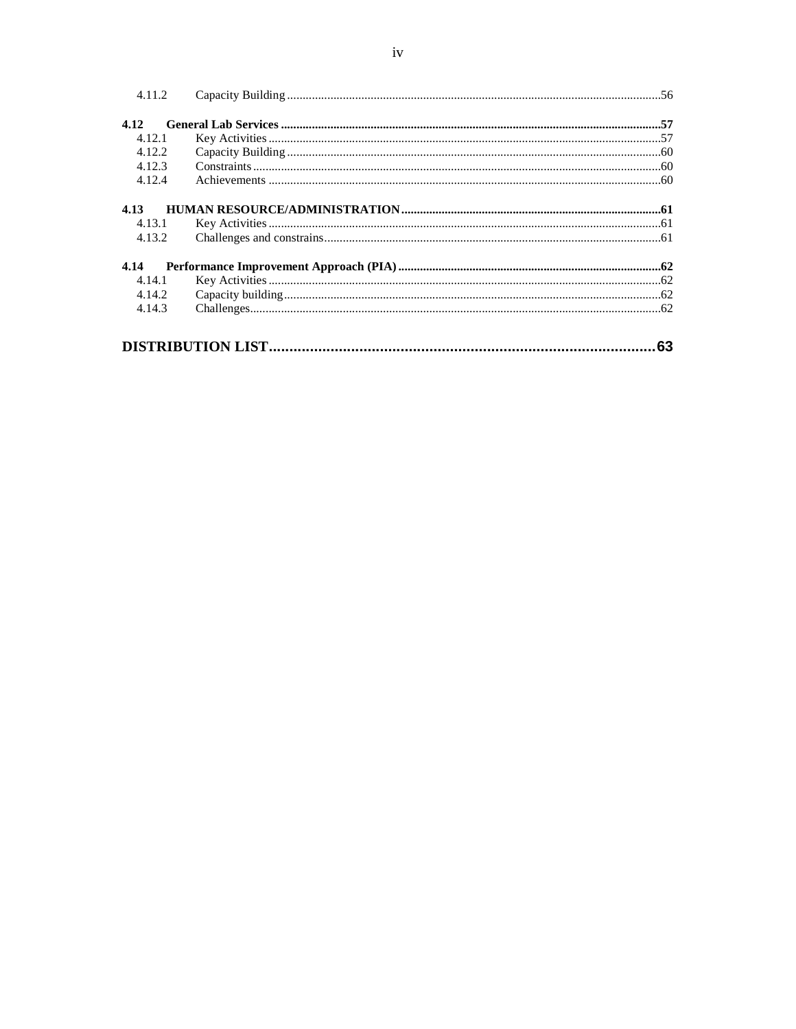4.11.2 Capacity Building ... 56

**4.12 General Lab Services ... 57**

4.12.1 Key Activities ... 57

4.12.2 Capacity Building ... 60

4.12.3 Constraints ... 60

4.12.4 Achievements ... 60

**4.13 HUMAN RESOURCE/ADMINISTRATION ... 61**

4.13.1 Key Activities ... 61

4.13.2 Challenges and constrains ... 61

**4.14 Performance Improvement Approach (PIA) ... 62**

4.14.1 Key Activities ... 62

4.14.2 Capacity building ... 62

4.14.3 Challenges ... 62

**DISTRIBUTION LIST ... 63**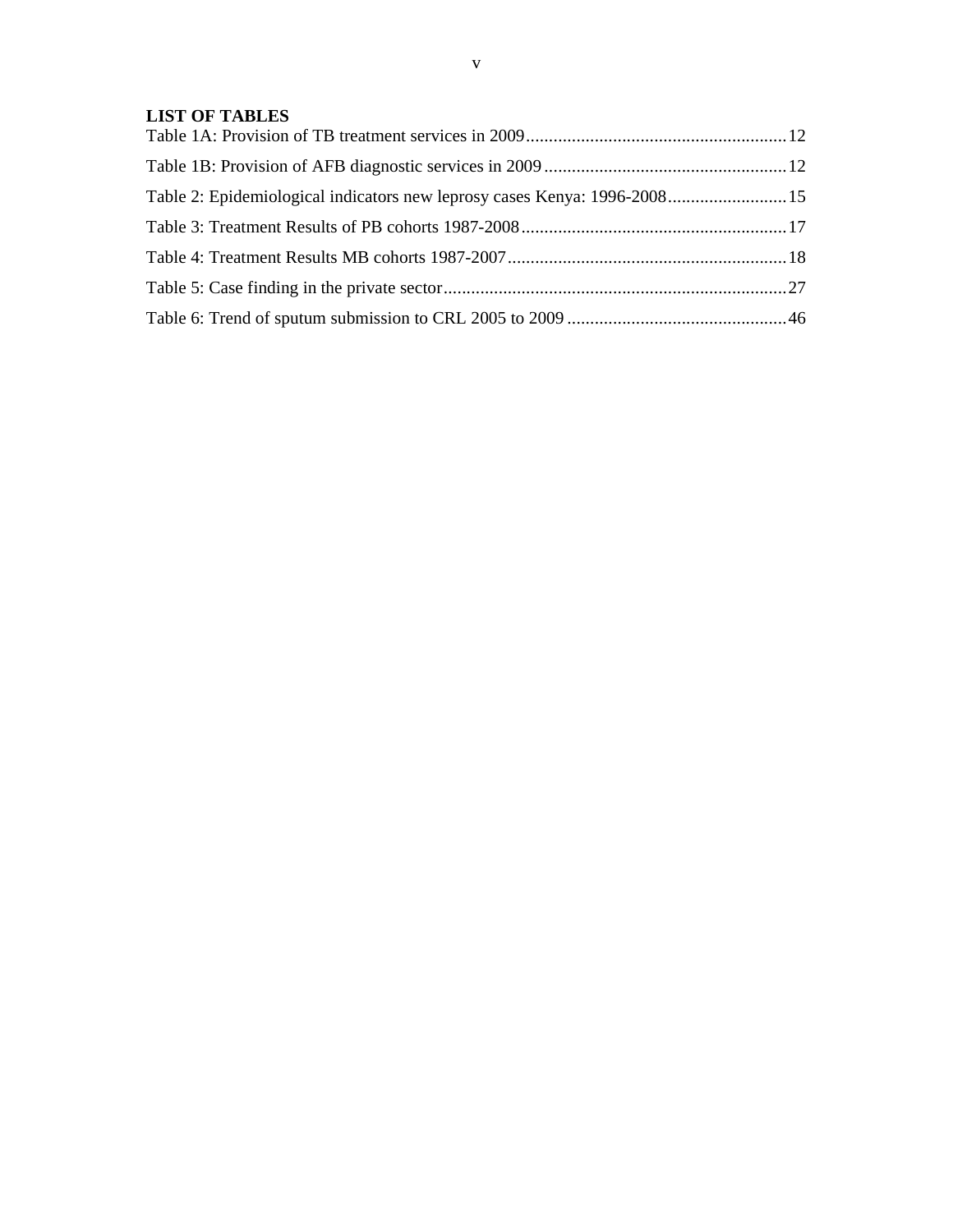## LIST OF TABLES

Table 1A: Provision of TB treatment services in 2009 ........................................................ 12

Table 1B: Provision of AFB diagnostic services in 2009 ..................................................... 12

Table 2: Epidemiological indicators new leprosy cases Kenya: 1996-2008 .......................... 15

Table 3: Treatment Results of PB cohorts 1987-2008 .......................................................... 17

Table 4: Treatment Results MB cohorts 1987-2007 ............................................................. 18

Table 5: Case finding in the private sector ........................................................................... 27

Table 6: Trend of sputum submission to CRL 2005 to 2009 ................................................ 46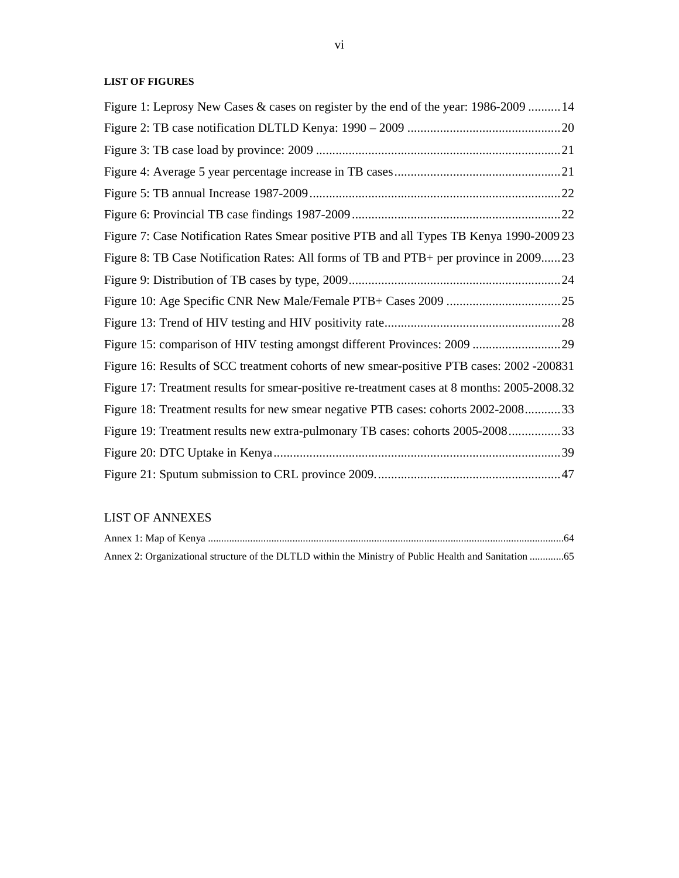**LIST OF FIGURES**

Figure 1: Leprosy New Cases & cases on register by the end of the year: 1986-2009 .......... 14

Figure 2: TB case notification DLTLD Kenya: 1990 – 2009 ............................................... 20

Figure 3: TB case load by province: 2009 ........................................................................... 21

Figure 4: Average 5 year percentage increase in TB cases .................................................. 21

Figure 5: TB annual Increase 1987-2009 ............................................................................. 22

Figure 6: Provincial TB case findings 1987-2009 ................................................................ 22

Figure 7: Case Notification Rates Smear positive PTB and all Types TB Kenya 1990-2009 23

Figure 8: TB Case Notification Rates: All forms of TB and PTB+ per province in 2009...... 23

Figure 9: Distribution of TB cases by type, 2009 ................................................................. 24

Figure 10: Age Specific CNR New Male/Female PTB+ Cases 2009 ................................... 25

Figure 13: Trend of HIV testing and HIV positivity rate ...................................................... 28

Figure 15: comparison of HIV testing amongst different Provinces: 2009 ........................... 29

Figure 16: Results of SCC treatment cohorts of new smear-positive PTB cases: 2002 -200831

Figure 17: Treatment results for smear-positive re-treatment cases at 8 months: 2005-2008.32

Figure 18: Treatment results for new smear negative PTB cases: cohorts 2002-2008 ........... 33

Figure 19: Treatment results new extra-pulmonary TB cases: cohorts 2005-2008 ................ 33

Figure 20: DTC Uptake in Kenya ......................................................................................... 39

Figure 21: Sputum submission to CRL province 2009. ......................................................... 47

LIST OF ANNEXES

Annex 1: Map of Kenya ..................................................................................................................................... 64

Annex 2: Organizational structure of the DLTLD within the Ministry of Public Health and Sanitation ............. 65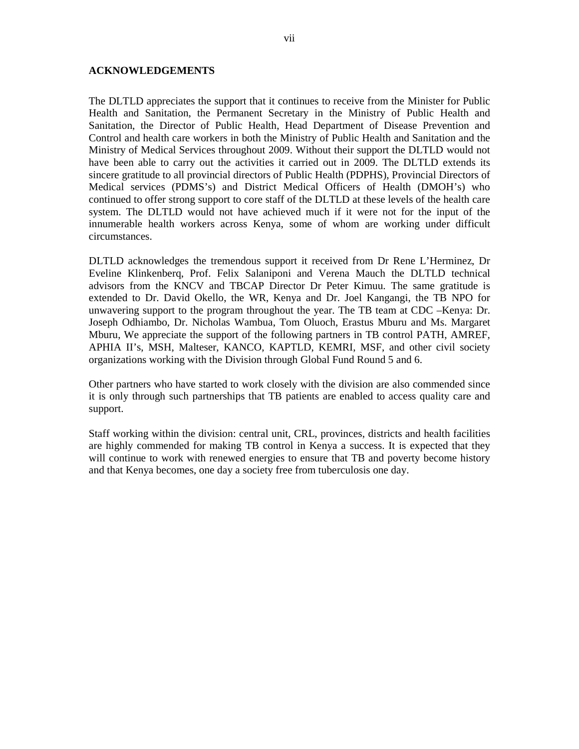## ACKNOWLEDGEMENTS

The DLTLD appreciates the support that it continues to receive from the Minister for Public Health and Sanitation, the Permanent Secretary in the Ministry of Public Health and Sanitation, the Director of Public Health, Head Department of Disease Prevention and Control and health care workers in both the Ministry of Public Health and Sanitation and the Ministry of Medical Services throughout 2009. Without their support the DLTLD would not have been able to carry out the activities it carried out in 2009. The DLTLD extends its sincere gratitude to all provincial directors of Public Health (PDPHS), Provincial Directors of Medical services (PDMS's) and District Medical Officers of Health (DMOH's) who continued to offer strong support to core staff of the DLTLD at these levels of the health care system. The DLTLD would not have achieved much if it were not for the input of the innumerable health workers across Kenya, some of whom are working under difficult circumstances.

DLTLD acknowledges the tremendous support it received from Dr Rene L'Herminez, Dr Eveline Klinkenberq, Prof. Felix Salaniponi and Verena Mauch the DLTLD technical advisors from the KNCV and TBCAP Director Dr Peter Kimuu. The same gratitude is extended to Dr. David Okello, the WR, Kenya and Dr. Joel Kangangi, the TB NPO for unwavering support to the program throughout the year. The TB team at CDC –Kenya: Dr. Joseph Odhiambo, Dr. Nicholas Wambua, Tom Oluoch, Erastus Mburu and Ms. Margaret Mburu, We appreciate the support of the following partners in TB control PATH, AMREF, APHIA II's, MSH, Malteser, KANCO, KAPTLD, KEMRI, MSF, and other civil society organizations working with the Division through Global Fund Round 5 and 6.

Other partners who have started to work closely with the division are also commended since it is only through such partnerships that TB patients are enabled to access quality care and support.

Staff working within the division: central unit, CRL, provinces, districts and health facilities are highly commended for making TB control in Kenya a success. It is expected that they will continue to work with renewed energies to ensure that TB and poverty become history and that Kenya becomes, one day a society free from tuberculosis one day.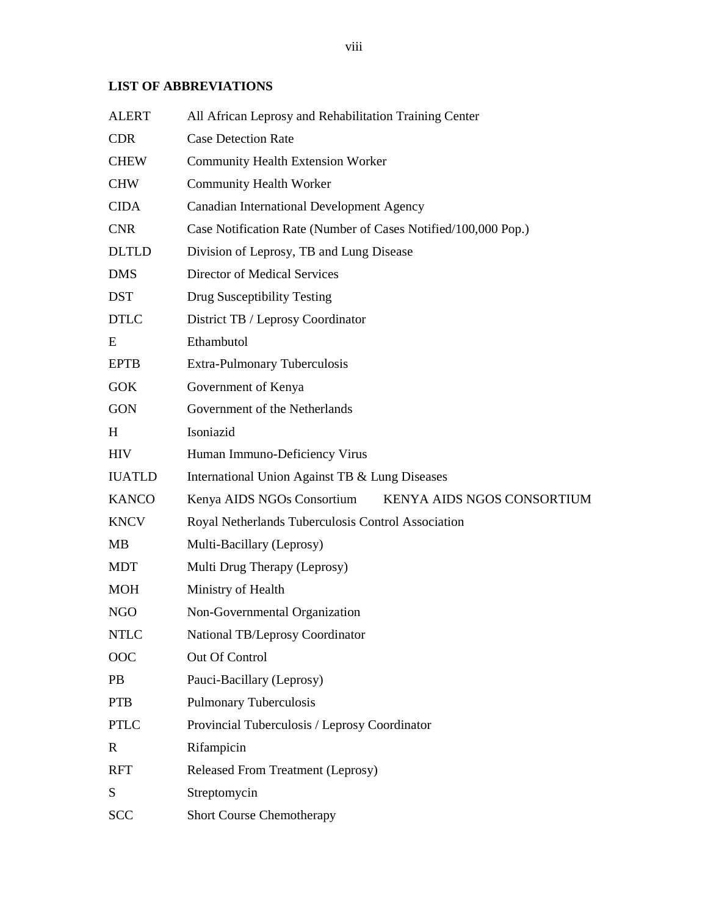**LIST OF ABBREVIATIONS**

| | |
|---|---|
| ALERT | All African Leprosy and Rehabilitation Training Center |
| CDR | Case Detection Rate |
| CHEW | Community Health Extension Worker |
| CHW | Community Health Worker |
| CIDA | Canadian International Development Agency |
| CNR | Case Notification Rate (Number of Cases Notified/100,000 Pop.) |
| DLTLD | Division of Leprosy, TB and Lung Disease |
| DMS | Director of Medical Services |
| DST | Drug Susceptibility Testing |
| DTLC | District TB / Leprosy Coordinator |
| E | Ethambutol |
| EPTB | Extra-Pulmonary Tuberculosis |
| GOK | Government of Kenya |
| GON | Government of the Netherlands |
| H | Isoniazid |
| HIV | Human Immuno-Deficiency Virus |
| IUATLD | International Union Against TB & Lung Diseases |
| KANCO | Kenya AIDS NGOs Consortium KENYA AIDS NGOS CONSORTIUM |
| KNCV | Royal Netherlands Tuberculosis Control Association |
| MB | Multi-Bacillary (Leprosy) |
| MDT | Multi Drug Therapy (Leprosy) |
| MOH | Ministry of Health |
| NGO | Non-Governmental Organization |
| NTLC | National TB/Leprosy Coordinator |
| OOC | Out Of Control |
| PB | Pauci-Bacillary (Leprosy) |
| PTB | Pulmonary Tuberculosis |
| PTLC | Provincial Tuberculosis / Leprosy Coordinator |
| R | Rifampicin |
| RFT | Released From Treatment (Leprosy) |
| S | Streptomycin |
| SCC | Short Course Chemotherapy |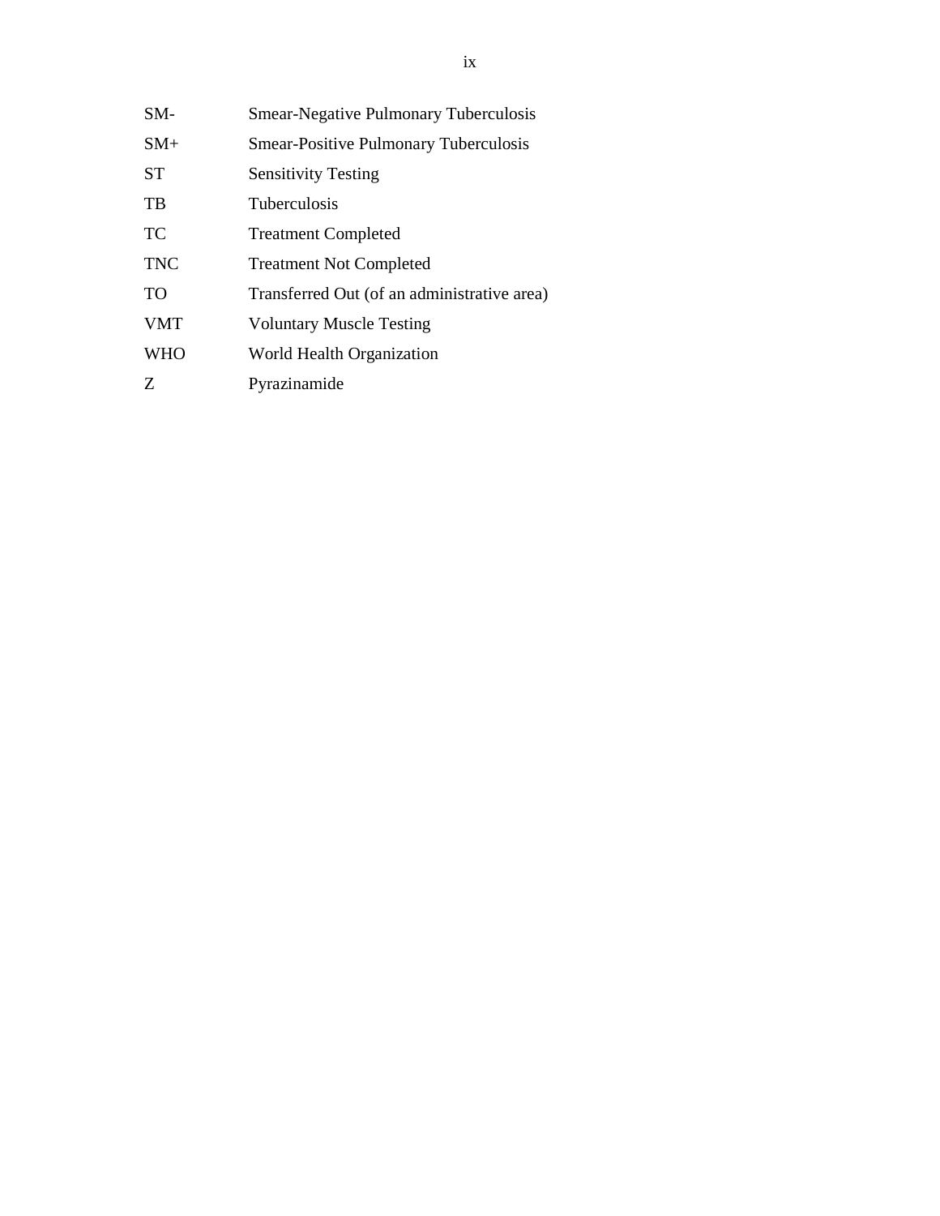| | |
|---|---|
| SM- | Smear-Negative Pulmonary Tuberculosis |
| SM+ | Smear-Positive Pulmonary Tuberculosis |
| ST | Sensitivity Testing |
| TB | Tuberculosis |
| TC | Treatment Completed |
| TNC | Treatment Not Completed |
| TO | Transferred Out (of an administrative area) |
| VMT | Voluntary Muscle Testing |
| WHO | World Health Organization |
| Z | Pyrazinamide |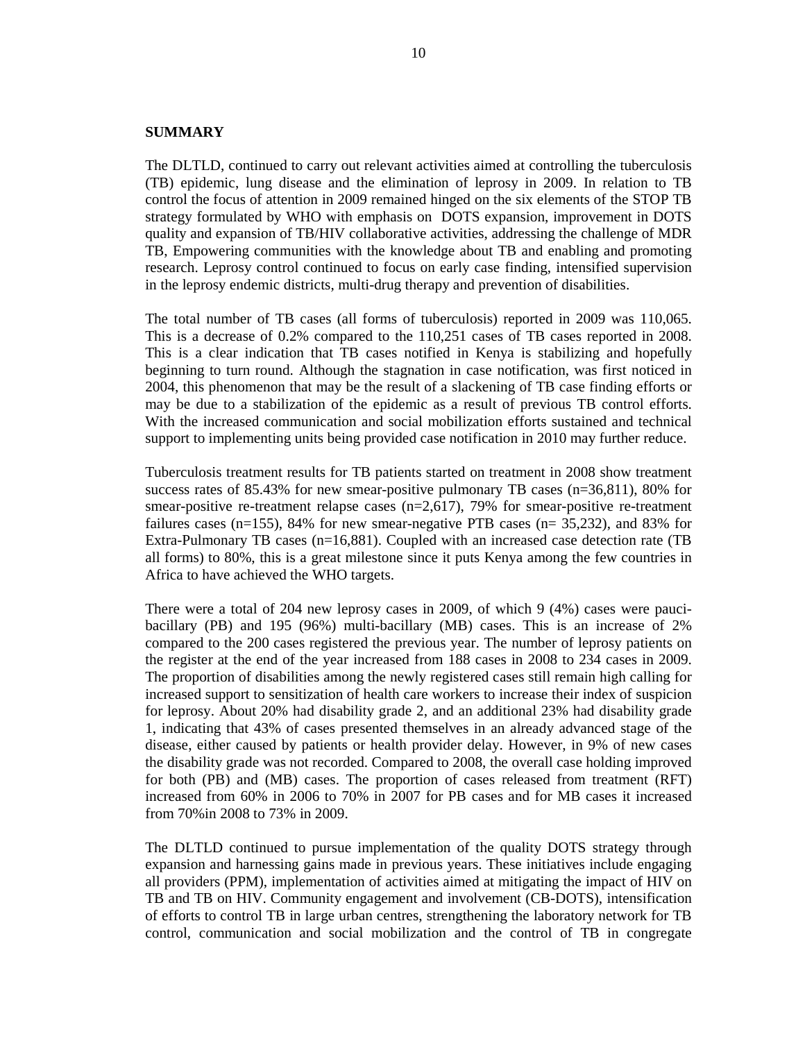## SUMMARY

The DLTLD, continued to carry out relevant activities aimed at controlling the tuberculosis (TB) epidemic, lung disease and the elimination of leprosy in 2009. In relation to TB control the focus of attention in 2009 remained hinged on the six elements of the STOP TB strategy formulated by WHO with emphasis on DOTS expansion, improvement in DOTS quality and expansion of TB/HIV collaborative activities, addressing the challenge of MDR TB, Empowering communities with the knowledge about TB and enabling and promoting research. Leprosy control continued to focus on early case finding, intensified supervision in the leprosy endemic districts, multi-drug therapy and prevention of disabilities.

The total number of TB cases (all forms of tuberculosis) reported in 2009 was 110,065. This is a decrease of 0.2% compared to the 110,251 cases of TB cases reported in 2008. This is a clear indication that TB cases notified in Kenya is stabilizing and hopefully beginning to turn round. Although the stagnation in case notification, was first noticed in 2004, this phenomenon that may be the result of a slackening of TB case finding efforts or may be due to a stabilization of the epidemic as a result of previous TB control efforts. With the increased communication and social mobilization efforts sustained and technical support to implementing units being provided case notification in 2010 may further reduce.

Tuberculosis treatment results for TB patients started on treatment in 2008 show treatment success rates of 85.43% for new smear-positive pulmonary TB cases (n=36,811), 80% for smear-positive re-treatment relapse cases (n=2,617), 79% for smear-positive re-treatment failures cases (n=155), 84% for new smear-negative PTB cases (n= 35,232), and 83% for Extra-Pulmonary TB cases (n=16,881). Coupled with an increased case detection rate (TB all forms) to 80%, this is a great milestone since it puts Kenya among the few countries in Africa to have achieved the WHO targets.

There were a total of 204 new leprosy cases in 2009, of which 9 (4%) cases were pauci-bacillary (PB) and 195 (96%) multi-bacillary (MB) cases. This is an increase of 2% compared to the 200 cases registered the previous year. The number of leprosy patients on the register at the end of the year increased from 188 cases in 2008 to 234 cases in 2009. The proportion of disabilities among the newly registered cases still remain high calling for increased support to sensitization of health care workers to increase their index of suspicion for leprosy. About 20% had disability grade 2, and an additional 23% had disability grade 1, indicating that 43% of cases presented themselves in an already advanced stage of the disease, either caused by patients or health provider delay. However, in 9% of new cases the disability grade was not recorded. Compared to 2008, the overall case holding improved for both (PB) and (MB) cases. The proportion of cases released from treatment (RFT) increased from 60% in 2006 to 70% in 2007 for PB cases and for MB cases it increased from 70%in 2008 to 73% in 2009.

The DLTLD continued to pursue implementation of the quality DOTS strategy through expansion and harnessing gains made in previous years. These initiatives include engaging all providers (PPM), implementation of activities aimed at mitigating the impact of HIV on TB and TB on HIV. Community engagement and involvement (CB-DOTS), intensification of efforts to control TB in large urban centres, strengthening the laboratory network for TB control, communication and social mobilization and the control of TB in congregate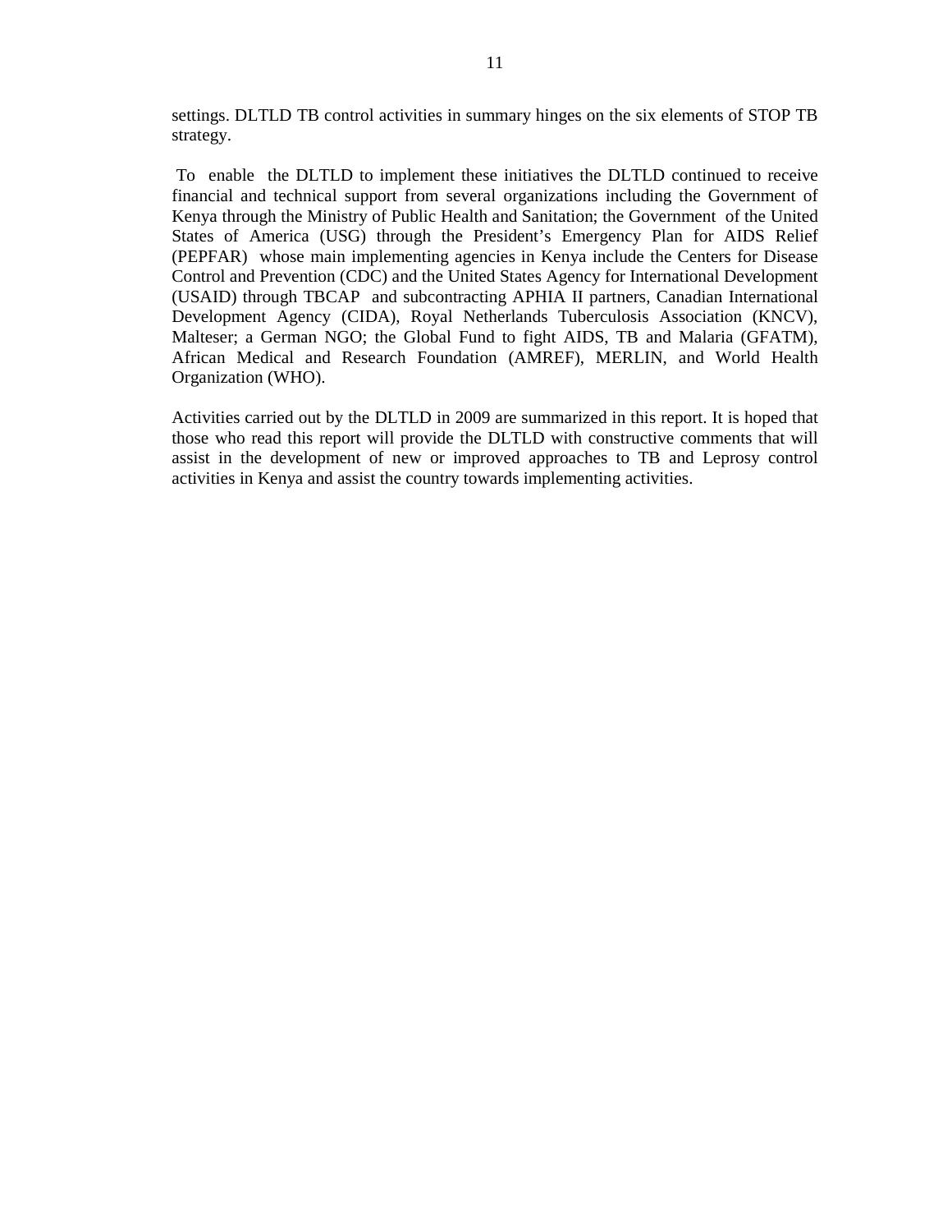settings. DLTLD TB control activities in summary hinges on the six elements of STOP TB strategy.

To enable the DLTLD to implement these initiatives the DLTLD continued to receive financial and technical support from several organizations including the Government of Kenya through the Ministry of Public Health and Sanitation; the Government of the United States of America (USG) through the President's Emergency Plan for AIDS Relief (PEPFAR) whose main implementing agencies in Kenya include the Centers for Disease Control and Prevention (CDC) and the United States Agency for International Development (USAID) through TBCAP and subcontracting APHIA II partners, Canadian International Development Agency (CIDA), Royal Netherlands Tuberculosis Association (KNCV), Malteser; a German NGO; the Global Fund to fight AIDS, TB and Malaria (GFATM), African Medical and Research Foundation (AMREF), MERLIN, and World Health Organization (WHO).

Activities carried out by the DLTLD in 2009 are summarized in this report. It is hoped that those who read this report will provide the DLTLD with constructive comments that will assist in the development of new or improved approaches to TB and Leprosy control activities in Kenya and assist the country towards implementing activities.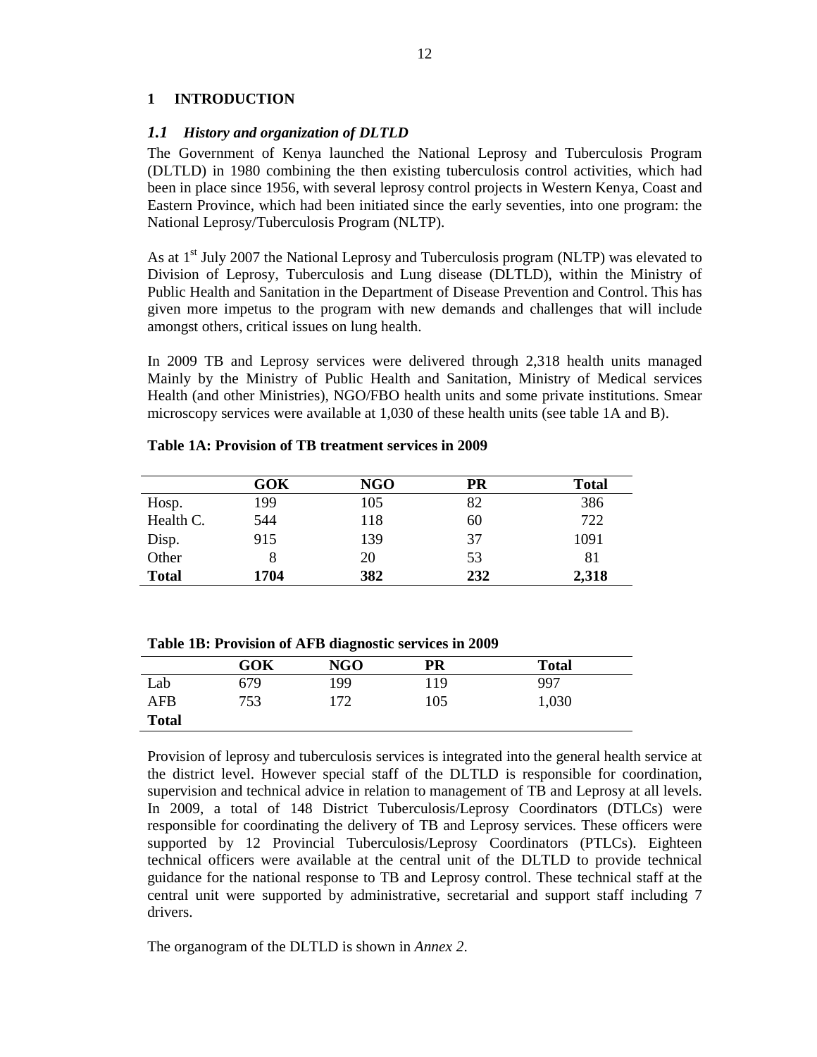# 1 INTRODUCTION

## *1.1 History and organization of DLTLD*

The Government of Kenya launched the National Leprosy and Tuberculosis Program (DLTLD) in 1980 combining the then existing tuberculosis control activities, which had been in place since 1956, with several leprosy control projects in Western Kenya, Coast and Eastern Province, which had been initiated since the early seventies, into one program: the National Leprosy/Tuberculosis Program (NLTP).

As at 1st July 2007 the National Leprosy and Tuberculosis program (NLTP) was elevated to Division of Leprosy, Tuberculosis and Lung disease (DLTLD), within the Ministry of Public Health and Sanitation in the Department of Disease Prevention and Control. This has given more impetus to the program with new demands and challenges that will include amongst others, critical issues on lung health.

In 2009 TB and Leprosy services were delivered through 2,318 health units managed Mainly by the Ministry of Public Health and Sanitation, Ministry of Medical services Health (and other Ministries), NGO/FBO health units and some private institutions. Smear microscopy services were available at 1,030 of these health units (see table 1A and B).

**Table 1A: Provision of TB treatment services in 2009**

| | GOK | NGO | PR | Total |
|---|---|---|---|---|
| Hosp. | 199 | 105 | 82 | 386 |
| Health C. | 544 | 118 | 60 | 722 |
| Disp. | 915 | 139 | 37 | 1091 |
| Other | 8 | 20 | 53 | 81 |
| **Total** | **1704** | **382** | **232** | **2,318** |

**Table 1B: Provision of AFB diagnostic services in 2009**

| | GOK | NGO | PR | Total |
|---|---|---|---|---|
| Lab | 679 | 199 | 119 | 997 |
| AFB | 753 | 172 | 105 | 1,030 |
| **Total** | | | | |

Provision of leprosy and tuberculosis services is integrated into the general health service at the district level. However special staff of the DLTLD is responsible for coordination, supervision and technical advice in relation to management of TB and Leprosy at all levels. In 2009, a total of 148 District Tuberculosis/Leprosy Coordinators (DTLCs) were responsible for coordinating the delivery of TB and Leprosy services. These officers were supported by 12 Provincial Tuberculosis/Leprosy Coordinators (PTLCs). Eighteen technical officers were available at the central unit of the DLTLD to provide technical guidance for the national response to TB and Leprosy control. These technical staff at the central unit were supported by administrative, secretarial and support staff including 7 drivers.

The organogram of the DLTLD is shown in *Annex 2*.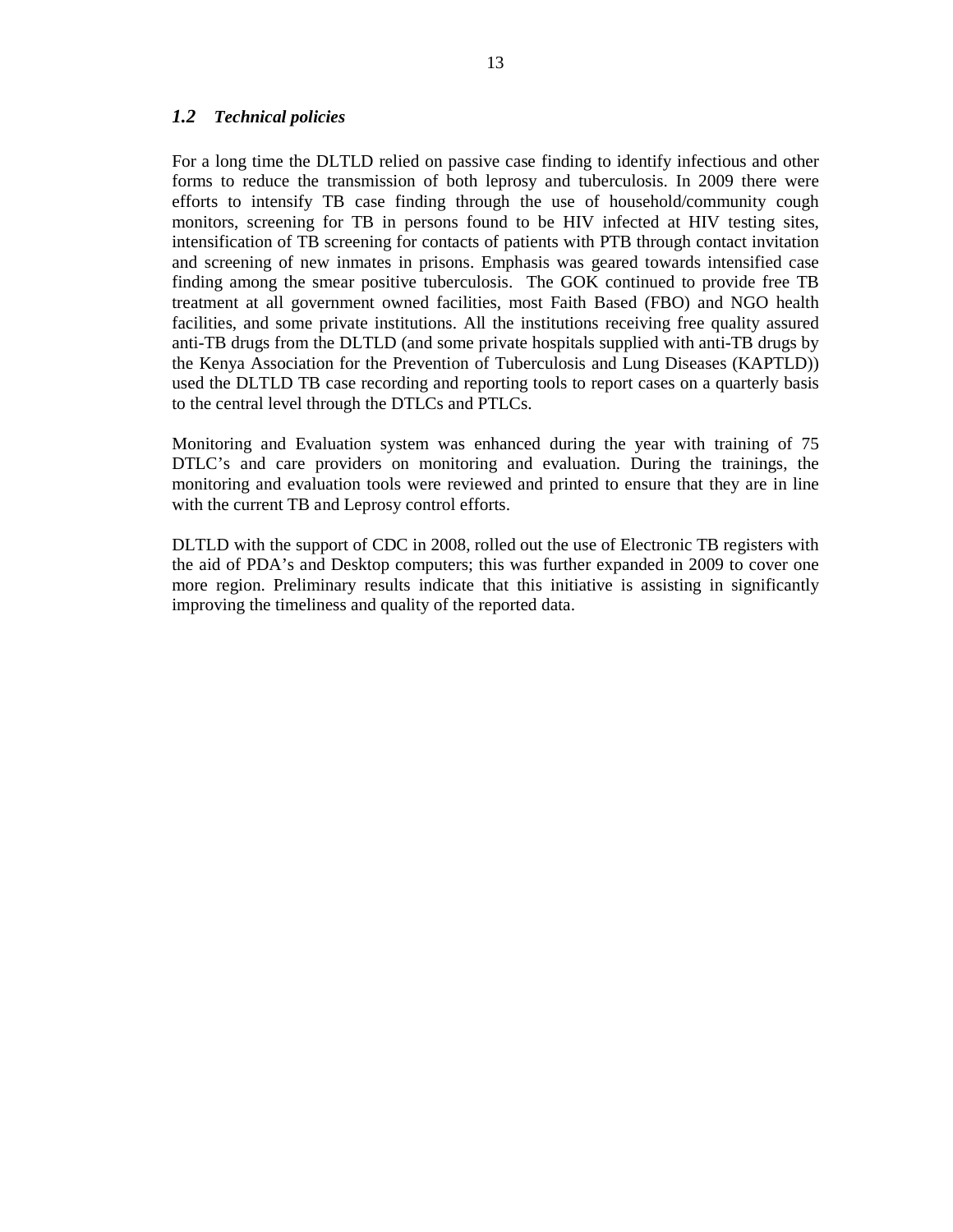## *1.2 Technical policies*

For a long time the DLTLD relied on passive case finding to identify infectious and other forms to reduce the transmission of both leprosy and tuberculosis. In 2009 there were efforts to intensify TB case finding through the use of household/community cough monitors, screening for TB in persons found to be HIV infected at HIV testing sites, intensification of TB screening for contacts of patients with PTB through contact invitation and screening of new inmates in prisons. Emphasis was geared towards intensified case finding among the smear positive tuberculosis. The GOK continued to provide free TB treatment at all government owned facilities, most Faith Based (FBO) and NGO health facilities, and some private institutions. All the institutions receiving free quality assured anti-TB drugs from the DLTLD (and some private hospitals supplied with anti-TB drugs by the Kenya Association for the Prevention of Tuberculosis and Lung Diseases (KAPTLD)) used the DLTLD TB case recording and reporting tools to report cases on a quarterly basis to the central level through the DTLCs and PTLCs.

Monitoring and Evaluation system was enhanced during the year with training of 75 DTLC's and care providers on monitoring and evaluation. During the trainings, the monitoring and evaluation tools were reviewed and printed to ensure that they are in line with the current TB and Leprosy control efforts.

DLTLD with the support of CDC in 2008, rolled out the use of Electronic TB registers with the aid of PDA's and Desktop computers; this was further expanded in 2009 to cover one more region. Preliminary results indicate that this initiative is assisting in significantly improving the timeliness and quality of the reported data.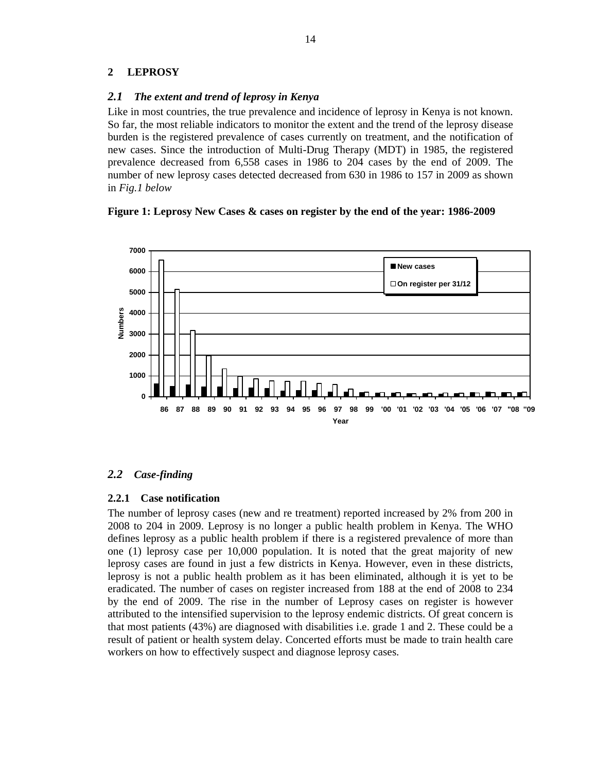# 2 LEPROSY

## *2.1 The extent and trend of leprosy in Kenya*

Like in most countries, the true prevalence and incidence of leprosy in Kenya is not known. So far, the most reliable indicators to monitor the extent and the trend of the leprosy disease burden is the registered prevalence of cases currently on treatment, and the notification of new cases. Since the introduction of Multi-Drug Therapy (MDT) in 1985, the registered prevalence decreased from 6,558 cases in 1986 to 204 cases by the end of 2009. The number of new leprosy cases detected decreased from 630 in 1986 to 157 in 2009 as shown in *Fig.1 below*

**Figure 1: Leprosy New Cases & cases on register by the end of the year: 1986-2009**

## *2.2 Case-finding*

### 2.2.1 Case notification

The number of leprosy cases (new and re treatment) reported increased by 2% from 200 in 2008 to 204 in 2009. Leprosy is no longer a public health problem in Kenya. The WHO defines leprosy as a public health problem if there is a registered prevalence of more than one (1) leprosy case per 10,000 population. It is noted that the great majority of new leprosy cases are found in just a few districts in Kenya. However, even in these districts, leprosy is not a public health problem as it has been eliminated, although it is yet to be eradicated. The number of cases on register increased from 188 at the end of 2008 to 234 by the end of 2009. The rise in the number of Leprosy cases on register is however attributed to the intensified supervision to the leprosy endemic districts. Of great concern is that most patients (43%) are diagnosed with disabilities i.e. grade 1 and 2. These could be a result of patient or health system delay. Concerted efforts must be made to train health care workers on how to effectively suspect and diagnose leprosy cases.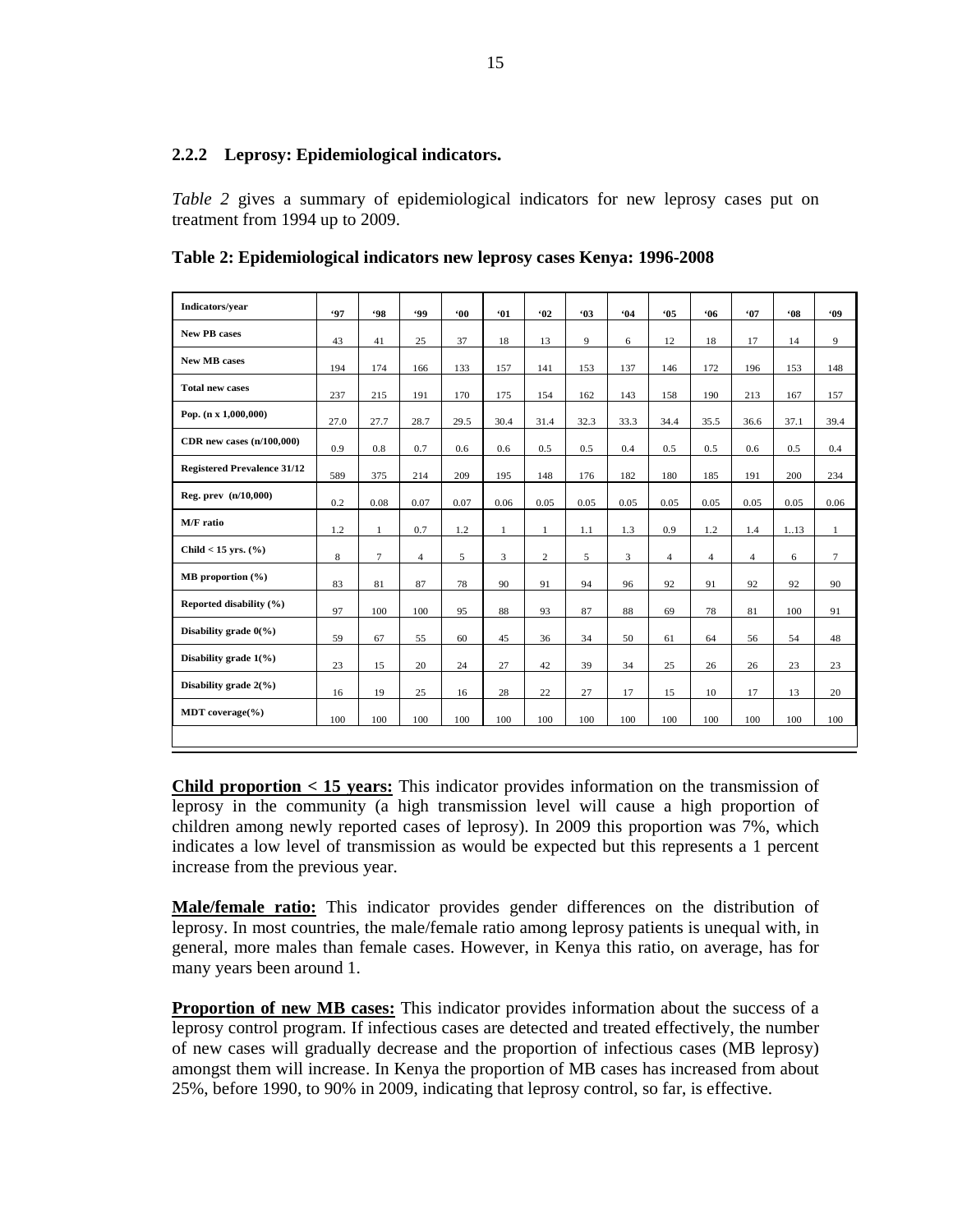### 2.2.2 Leprosy: Epidemiological indicators.

*Table 2* gives a summary of epidemiological indicators for new leprosy cases put on treatment from 1994 up to 2009.

**Table 2: Epidemiological indicators new leprosy cases Kenya: 1996-2008**

| Indicators/year | '97 | '98 | '99 | '00 | '01 | '02 | '03 | '04 | '05 | '06 | '07 | '08 | '09 |
|---|---|---|---|---|---|---|---|---|---|---|---|---|---|
| New PB cases | 43 | 41 | 25 | 37 | 18 | 13 | 9 | 6 | 12 | 18 | 17 | 14 | 9 |
| New MB cases | 194 | 174 | 166 | 133 | 157 | 141 | 153 | 137 | 146 | 172 | 196 | 153 | 148 |
| Total new cases | 237 | 215 | 191 | 170 | 175 | 154 | 162 | 143 | 158 | 190 | 213 | 167 | 157 |
| Pop. (n x 1,000,000) | 27.0 | 27.7 | 28.7 | 29.5 | 30.4 | 31.4 | 32.3 | 33.3 | 34.4 | 35.5 | 36.6 | 37.1 | 39.4 |
| CDR new cases (n/100,000) | 0.9 | 0.8 | 0.7 | 0.6 | 0.6 | 0.5 | 0.5 | 0.4 | 0.5 | 0.5 | 0.6 | 0.5 | 0.4 |
| Registered Prevalence 31/12 | 589 | 375 | 214 | 209 | 195 | 148 | 176 | 182 | 180 | 185 | 191 | 200 | 234 |
| Reg. prev (n/10,000) | 0.2 | 0.08 | 0.07 | 0.07 | 0.06 | 0.05 | 0.05 | 0.05 | 0.05 | 0.05 | 0.05 | 0.05 | 0.06 |
| M/F ratio | 1.2 | 1 | 0.7 | 1.2 | 1 | 1 | 1.1 | 1.3 | 0.9 | 1.2 | 1.4 | 1..13 | 1 |
| Child < 15 yrs. (%) | 8 | 7 | 4 | 5 | 3 | 2 | 5 | 3 | 4 | 4 | 4 | 6 | 7 |
| MB proportion (%) | 83 | 81 | 87 | 78 | 90 | 91 | 94 | 96 | 92 | 91 | 92 | 92 | 90 |
| Reported disability (%) | 97 | 100 | 100 | 95 | 88 | 93 | 87 | 88 | 69 | 78 | 81 | 100 | 91 |
| Disability grade 0(%) | 59 | 67 | 55 | 60 | 45 | 36 | 34 | 50 | 61 | 64 | 56 | 54 | 48 |
| Disability grade 1(%) | 23 | 15 | 20 | 24 | 27 | 42 | 39 | 34 | 25 | 26 | 26 | 23 | 23 |
| Disability grade 2(%) | 16 | 19 | 25 | 16 | 28 | 22 | 27 | 17 | 15 | 10 | 17 | 13 | 20 |
| MDT coverage(%) | 100 | 100 | 100 | 100 | 100 | 100 | 100 | 100 | 100 | 100 | 100 | 100 | 100 |

**Child proportion < 15 years:** This indicator provides information on the transmission of leprosy in the community (a high transmission level will cause a high proportion of children among newly reported cases of leprosy). In 2009 this proportion was 7%, which indicates a low level of transmission as would be expected but this represents a 1 percent increase from the previous year.

**Male/female ratio:** This indicator provides gender differences on the distribution of leprosy. In most countries, the male/female ratio among leprosy patients is unequal with, in general, more males than female cases. However, in Kenya this ratio, on average, has for many years been around 1.

**Proportion of new MB cases:** This indicator provides information about the success of a leprosy control program. If infectious cases are detected and treated effectively, the number of new cases will gradually decrease and the proportion of infectious cases (MB leprosy) amongst them will increase. In Kenya the proportion of MB cases has increased from about 25%, before 1990, to 90% in 2009, indicating that leprosy control, so far, is effective.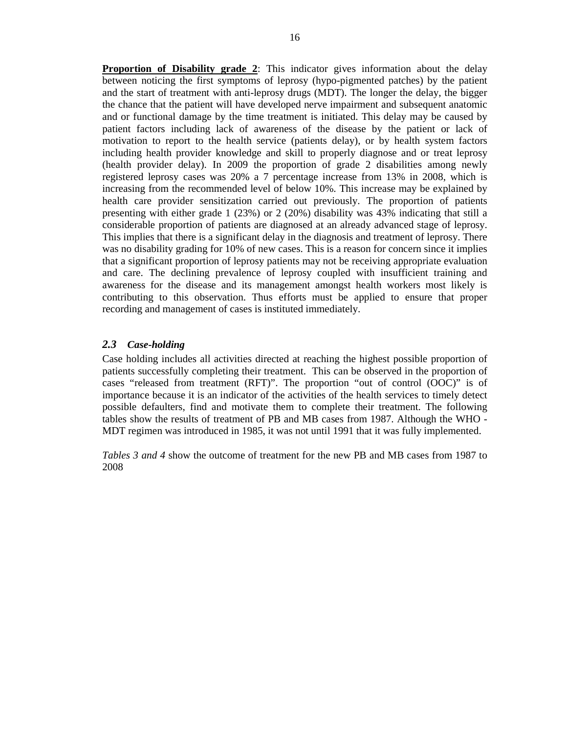**<u>Proportion of Disability grade 2</u>**: This indicator gives information about the delay between noticing the first symptoms of leprosy (hypo-pigmented patches) by the patient and the start of treatment with anti-leprosy drugs (MDT). The longer the delay, the bigger the chance that the patient will have developed nerve impairment and subsequent anatomic and or functional damage by the time treatment is initiated. This delay may be caused by patient factors including lack of awareness of the disease by the patient or lack of motivation to report to the health service (patients delay), or by health system factors including health provider knowledge and skill to properly diagnose and or treat leprosy (health provider delay). In 2009 the proportion of grade 2 disabilities among newly registered leprosy cases was 20% a 7 percentage increase from 13% in 2008, which is increasing from the recommended level of below 10%. This increase may be explained by health care provider sensitization carried out previously. The proportion of patients presenting with either grade 1 (23%) or 2 (20%) disability was 43% indicating that still a considerable proportion of patients are diagnosed at an already advanced stage of leprosy. This implies that there is a significant delay in the diagnosis and treatment of leprosy. There was no disability grading for 10% of new cases. This is a reason for concern since it implies that a significant proportion of leprosy patients may not be receiving appropriate evaluation and care. The declining prevalence of leprosy coupled with insufficient training and awareness for the disease and its management amongst health workers most likely is contributing to this observation. Thus efforts must be applied to ensure that proper recording and management of cases is instituted immediately.

### *2.3 Case-holding*

Case holding includes all activities directed at reaching the highest possible proportion of patients successfully completing their treatment. This can be observed in the proportion of cases "released from treatment (RFT)". The proportion "out of control (OOC)" is of importance because it is an indicator of the activities of the health services to timely detect possible defaulters, find and motivate them to complete their treatment. The following tables show the results of treatment of PB and MB cases from 1987. Although the WHO - MDT regimen was introduced in 1985, it was not until 1991 that it was fully implemented.

*Tables 3 and 4* show the outcome of treatment for the new PB and MB cases from 1987 to 2008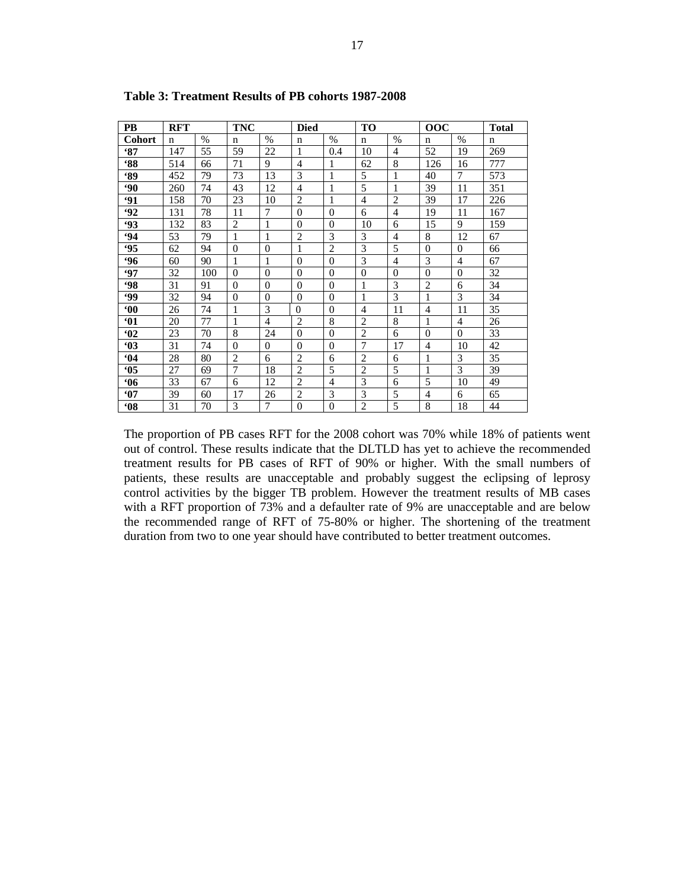**Table 3: Treatment Results of PB cohorts 1987-2008**

| PB | RFT | | TNC | | Died | | TO | | OOC | | Total |
|---|---|---|---|---|---|---|---|---|---|---|---|
| Cohort | n | % | n | % | n | % | n | % | n | % | n |
| '87 | 147 | 55 | 59 | 22 | 1 | 0.4 | 10 | 4 | 52 | 19 | 269 |
| '88 | 514 | 66 | 71 | 9 | 4 | 1 | 62 | 8 | 126 | 16 | 777 |
| '89 | 452 | 79 | 73 | 13 | 3 | 1 | 5 | 1 | 40 | 7 | 573 |
| '90 | 260 | 74 | 43 | 12 | 4 | 1 | 5 | 1 | 39 | 11 | 351 |
| '91 | 158 | 70 | 23 | 10 | 2 | 1 | 4 | 2 | 39 | 17 | 226 |
| '92 | 131 | 78 | 11 | 7 | 0 | 0 | 6 | 4 | 19 | 11 | 167 |
| '93 | 132 | 83 | 2 | 1 | 0 | 0 | 10 | 6 | 15 | 9 | 159 |
| '94 | 53 | 79 | 1 | 1 | 2 | 3 | 3 | 4 | 8 | 12 | 67 |
| '95 | 62 | 94 | 0 | 0 | 1 | 2 | 3 | 5 | 0 | 0 | 66 |
| '96 | 60 | 90 | 1 | 1 | 0 | 0 | 3 | 4 | 3 | 4 | 67 |
| '97 | 32 | 100 | 0 | 0 | 0 | 0 | 0 | 0 | 0 | 0 | 32 |
| '98 | 31 | 91 | 0 | 0 | 0 | 0 | 1 | 3 | 2 | 6 | 34 |
| '99 | 32 | 94 | 0 | 0 | 0 | 0 | 1 | 3 | 1 | 3 | 34 |
| '00 | 26 | 74 | 1 | 3 | 0 | 0 | 4 | 11 | 4 | 11 | 35 |
| '01 | 20 | 77 | 1 | 4 | 2 | 8 | 2 | 8 | 1 | 4 | 26 |
| '02 | 23 | 70 | 8 | 24 | 0 | 0 | 2 | 6 | 0 | 0 | 33 |
| '03 | 31 | 74 | 0 | 0 | 0 | 0 | 7 | 17 | 4 | 10 | 42 |
| '04 | 28 | 80 | 2 | 6 | 2 | 6 | 2 | 6 | 1 | 3 | 35 |
| '05 | 27 | 69 | 7 | 18 | 2 | 5 | 2 | 5 | 1 | 3 | 39 |
| '06 | 33 | 67 | 6 | 12 | 2 | 4 | 3 | 6 | 5 | 10 | 49 |
| '07 | 39 | 60 | 17 | 26 | 2 | 3 | 3 | 5 | 4 | 6 | 65 |
| '08 | 31 | 70 | 3 | 7 | 0 | 0 | 2 | 5 | 8 | 18 | 44 |

The proportion of PB cases RFT for the 2008 cohort was 70% while 18% of patients went out of control. These results indicate that the DLTLD has yet to achieve the recommended treatment results for PB cases of RFT of 90% or higher. With the small numbers of patients, these results are unacceptable and probably suggest the eclipsing of leprosy control activities by the bigger TB problem. However the treatment results of MB cases with a RFT proportion of 73% and a defaulter rate of 9% are unacceptable and are below the recommended range of RFT of 75-80% or higher. The shortening of the treatment duration from two to one year should have contributed to better treatment outcomes.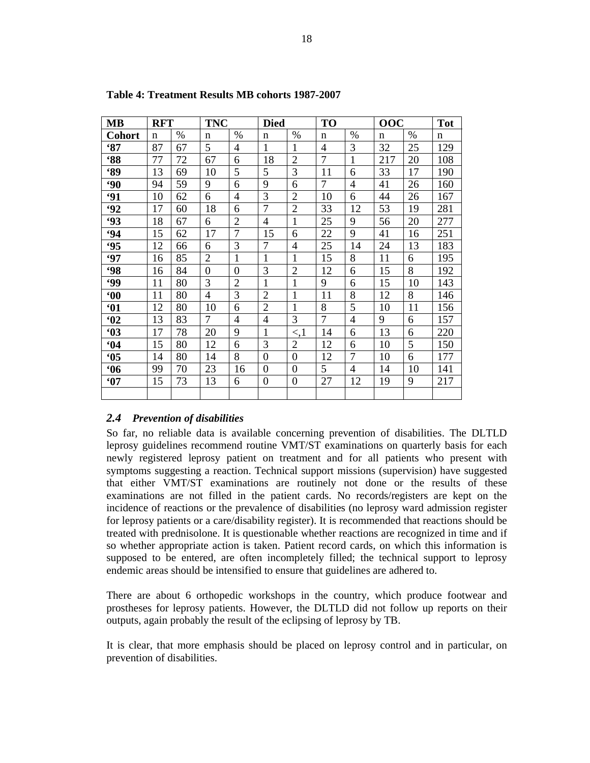**Table 4: Treatment Results MB cohorts 1987-2007**

| MB | RFT | | TNC | | Died | | TO | | OOC | | Tot |
|---|---|---|---|---|---|---|---|---|---|---|---|
| Cohort | n | % | n | % | n | % | n | % | n | % | n |
| '87 | 87 | 67 | 5 | 4 | 1 | 1 | 4 | 3 | 32 | 25 | 129 |
| '88 | 77 | 72 | 67 | 6 | 18 | 2 | 7 | 1 | 217 | 20 | 108 |
| '89 | 13 | 69 | 10 | 5 | 5 | 3 | 11 | 6 | 33 | 17 | 190 |
| '90 | 94 | 59 | 9 | 6 | 9 | 6 | 7 | 4 | 41 | 26 | 160 |
| '91 | 10 | 62 | 6 | 4 | 3 | 2 | 10 | 6 | 44 | 26 | 167 |
| '92 | 17 | 60 | 18 | 6 | 7 | 2 | 33 | 12 | 53 | 19 | 281 |
| '93 | 18 | 67 | 6 | 2 | 4 | 1 | 25 | 9 | 56 | 20 | 277 |
| '94 | 15 | 62 | 17 | 7 | 15 | 6 | 22 | 9 | 41 | 16 | 251 |
| '95 | 12 | 66 | 6 | 3 | 7 | 4 | 25 | 14 | 24 | 13 | 183 |
| '97 | 16 | 85 | 2 | 1 | 1 | 1 | 15 | 8 | 11 | 6 | 195 |
| '98 | 16 | 84 | 0 | 0 | 3 | 2 | 12 | 6 | 15 | 8 | 192 |
| '99 | 11 | 80 | 3 | 2 | 1 | 1 | 9 | 6 | 15 | 10 | 143 |
| '00 | 11 | 80 | 4 | 3 | 2 | 1 | 11 | 8 | 12 | 8 | 146 |
| '01 | 12 | 80 | 10 | 6 | 2 | 1 | 8 | 5 | 10 | 11 | 156 |
| '02 | 13 | 83 | 7 | 4 | 4 | 3 | 7 | 4 | 9 | 6 | 157 |
| '03 | 17 | 78 | 20 | 9 | 1 | <,1 | 14 | 6 | 13 | 6 | 220 |
| '04 | 15 | 80 | 12 | 6 | 3 | 2 | 12 | 6 | 10 | 5 | 150 |
| '05 | 14 | 80 | 14 | 8 | 0 | 0 | 12 | 7 | 10 | 6 | 177 |
| '06 | 99 | 70 | 23 | 16 | 0 | 0 | 5 | 4 | 14 | 10 | 141 |
| '07 | 15 | 73 | 13 | 6 | 0 | 0 | 27 | 12 | 19 | 9 | 217 |
| | | | | | | | | | | | |

### *2.4 Prevention of disabilities*

So far, no reliable data is available concerning prevention of disabilities. The DLTLD leprosy guidelines recommend routine VMT/ST examinations on quarterly basis for each newly registered leprosy patient on treatment and for all patients who present with symptoms suggesting a reaction. Technical support missions (supervision) have suggested that either VMT/ST examinations are routinely not done or the results of these examinations are not filled in the patient cards. No records/registers are kept on the incidence of reactions or the prevalence of disabilities (no leprosy ward admission register for leprosy patients or a care/disability register). It is recommended that reactions should be treated with prednisolone. It is questionable whether reactions are recognized in time and if so whether appropriate action is taken. Patient record cards, on which this information is supposed to be entered, are often incompletely filled; the technical support to leprosy endemic areas should be intensified to ensure that guidelines are adhered to.

There are about 6 orthopedic workshops in the country, which produce footwear and prostheses for leprosy patients. However, the DLTLD did not follow up reports on their outputs, again probably the result of the eclipsing of leprosy by TB.

It is clear, that more emphasis should be placed on leprosy control and in particular, on prevention of disabilities.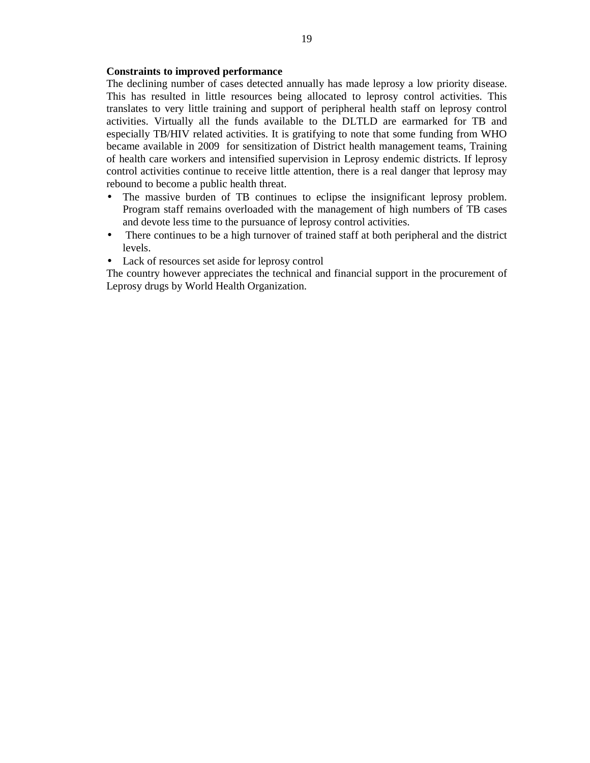**Constraints to improved performance**

The declining number of cases detected annually has made leprosy a low priority disease. This has resulted in little resources being allocated to leprosy control activities. This translates to very little training and support of peripheral health staff on leprosy control activities. Virtually all the funds available to the DLTLD are earmarked for TB and especially TB/HIV related activities. It is gratifying to note that some funding from WHO became available in 2009 for sensitization of District health management teams, Training of health care workers and intensified supervision in Leprosy endemic districts. If leprosy control activities continue to receive little attention, there is a real danger that leprosy may rebound to become a public health threat.

- The massive burden of TB continues to eclipse the insignificant leprosy problem. Program staff remains overloaded with the management of high numbers of TB cases and devote less time to the pursuance of leprosy control activities.
- There continues to be a high turnover of trained staff at both peripheral and the district levels.
- Lack of resources set aside for leprosy control

The country however appreciates the technical and financial support in the procurement of Leprosy drugs by World Health Organization.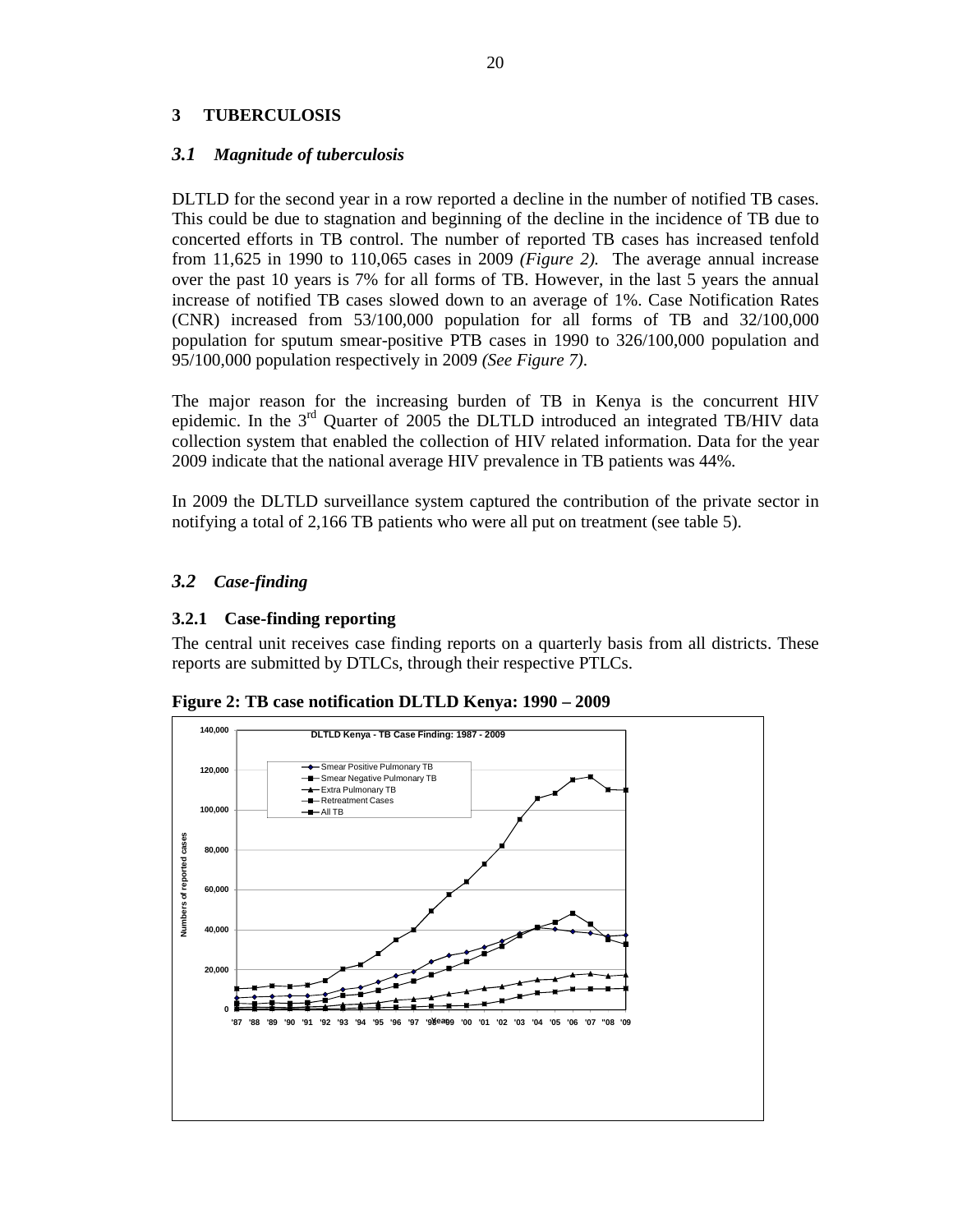# 3 TUBERCULOSIS

## *3.1 Magnitude of tuberculosis*

DLTLD for the second year in a row reported a decline in the number of notified TB cases. This could be due to stagnation and beginning of the decline in the incidence of TB due to concerted efforts in TB control. The number of reported TB cases has increased tenfold from 11,625 in 1990 to 110,065 cases in 2009 *(Figure 2).* The average annual increase over the past 10 years is 7% for all forms of TB. However, in the last 5 years the annual increase of notified TB cases slowed down to an average of 1%. Case Notification Rates (CNR) increased from 53/100,000 population for all forms of TB and 32/100,000 population for sputum smear-positive PTB cases in 1990 to 326/100,000 population and 95/100,000 population respectively in 2009 *(See Figure 7)*.

The major reason for the increasing burden of TB in Kenya is the concurrent HIV epidemic. In the 3rd Quarter of 2005 the DLTLD introduced an integrated TB/HIV data collection system that enabled the collection of HIV related information. Data for the year 2009 indicate that the national average HIV prevalence in TB patients was 44%.

In 2009 the DLTLD surveillance system captured the contribution of the private sector in notifying a total of 2,166 TB patients who were all put on treatment (see table 5).

## *3.2 Case-finding*

### 3.2.1 Case-finding reporting

The central unit receives case finding reports on a quarterly basis from all districts. These reports are submitted by DTLCs, through their respective PTLCs.

**Figure 2: TB case notification DLTLD Kenya: 1990 – 2009**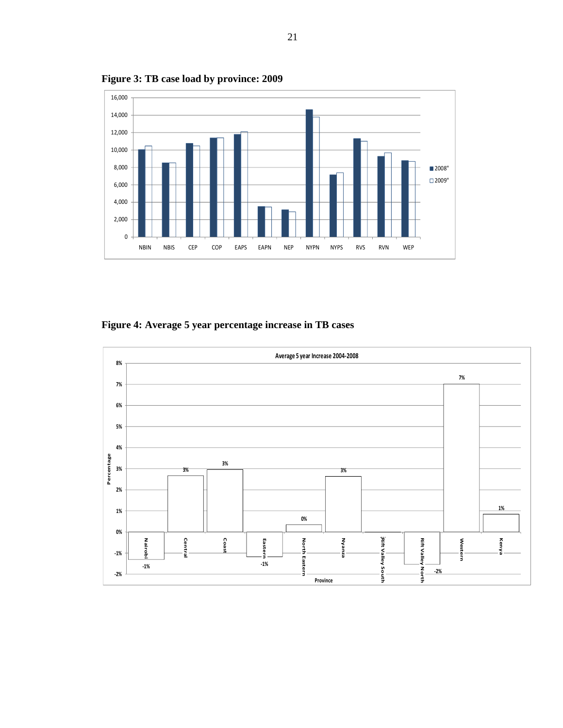**Figure 3: TB case load by province: 2009**

**Figure 4: Average 5 year percentage increase in TB cases**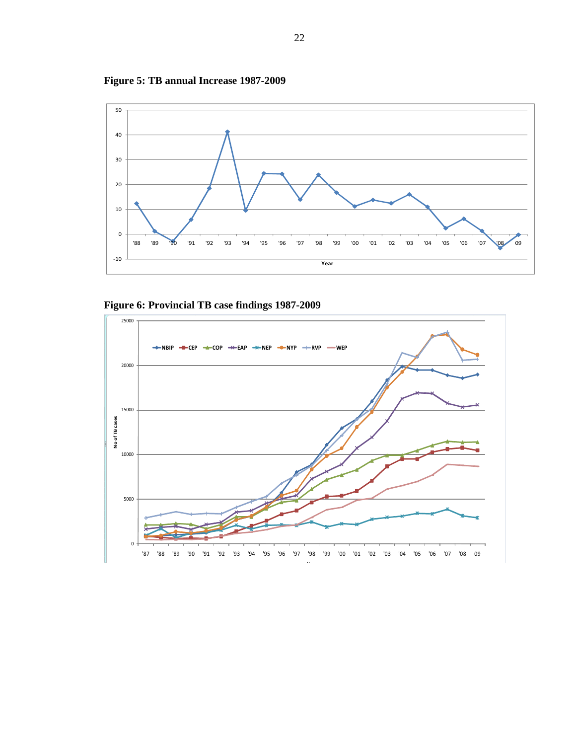**Figure 5: TB annual Increase 1987-2009**

**Figure 6: Provincial TB case findings 1987-2009**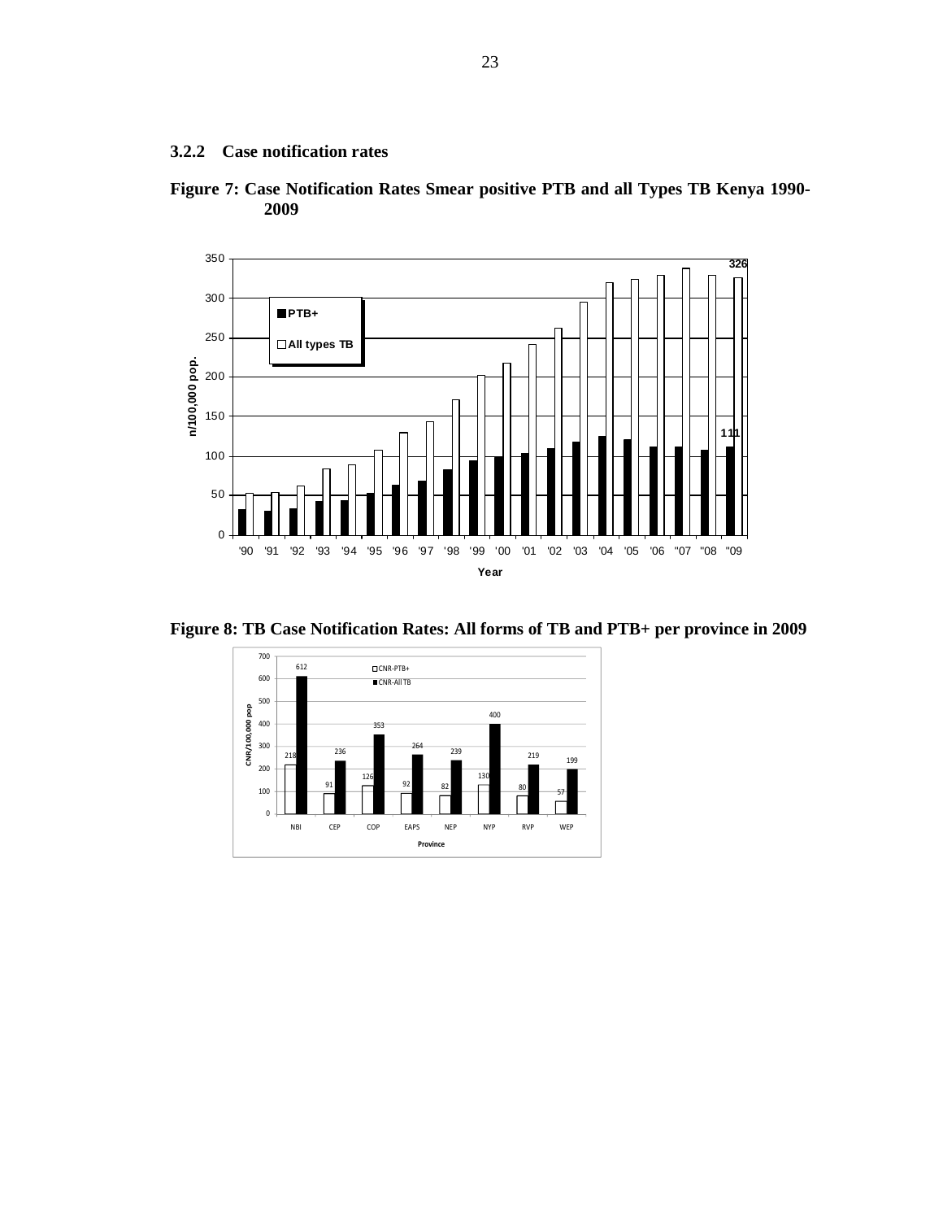### 3.2.2 Case notification rates

**Figure 7: Case Notification Rates Smear positive PTB and all Types TB Kenya 1990-2009**

**Figure 8: TB Case Notification Rates: All forms of TB and PTB+ per province in 2009**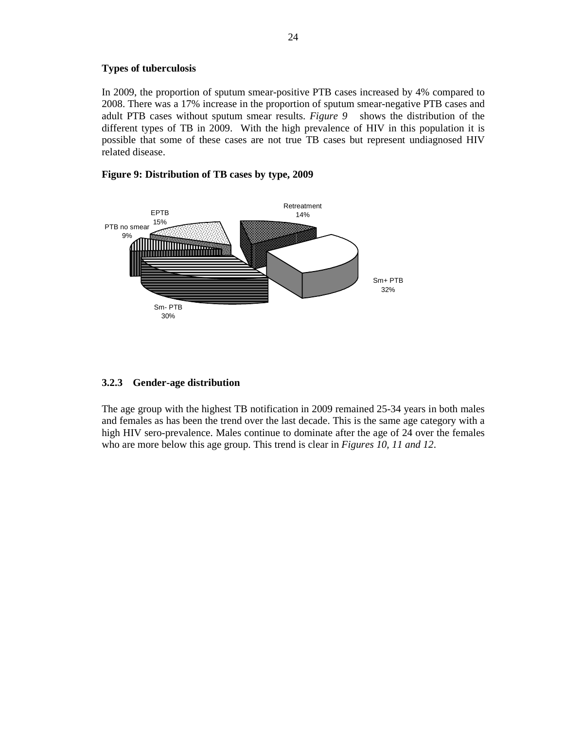**Types of tuberculosis**

In 2009, the proportion of sputum smear-positive PTB cases increased by 4% compared to 2008. There was a 17% increase in the proportion of sputum smear-negative PTB cases and adult PTB cases without sputum smear results. *Figure 9* shows the distribution of the different types of TB in 2009. With the high prevalence of HIV in this population it is possible that some of these cases are not true TB cases but represent undiagnosed HIV related disease.

**Figure 9: Distribution of TB cases by type, 2009**

Retreatment 14%
EPTB 15%
PTB no smear 9%
Sm+ PTB 32%
Sm- PTB 30%

### 3.2.3 Gender-age distribution

The age group with the highest TB notification in 2009 remained 25-34 years in both males and females as has been the trend over the last decade. This is the same age category with a high HIV sero-prevalence. Males continue to dominate after the age of 24 over the females who are more below this age group. This trend is clear in *Figures 10, 11 and 12*.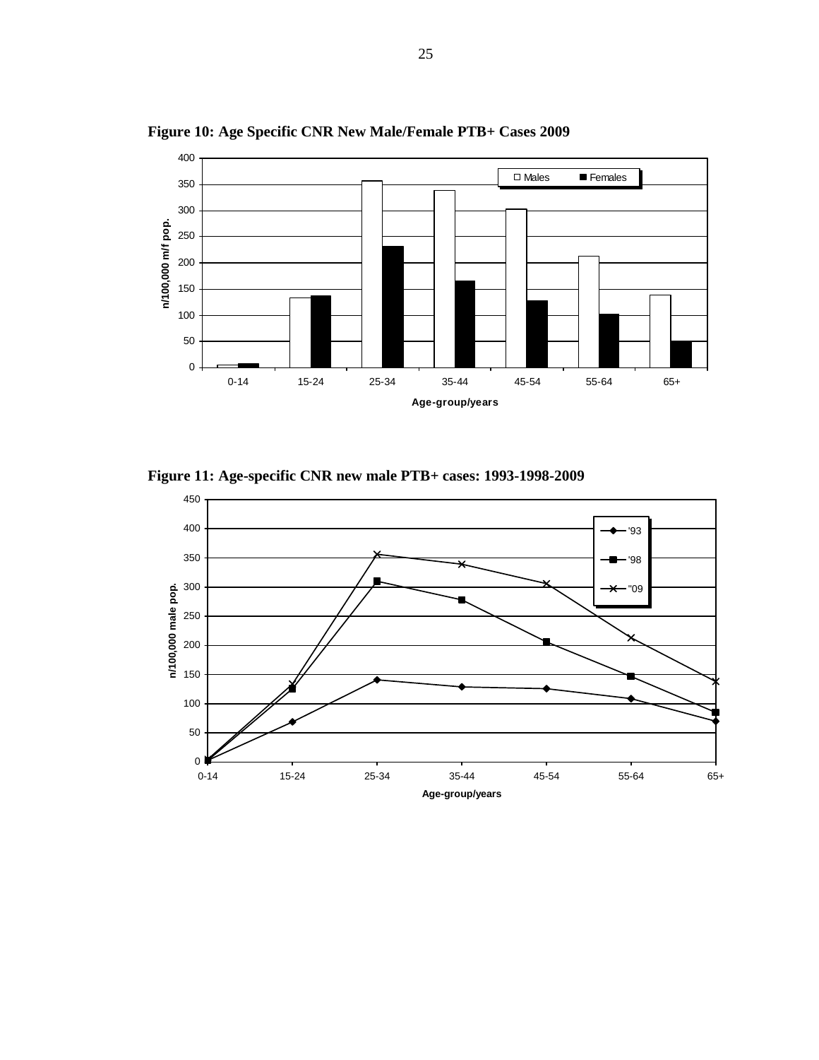**Figure 10: Age Specific CNR New Male/Female PTB+ Cases 2009**

**Figure 11: Age-specific CNR new male PTB+ cases: 1993-1998-2009**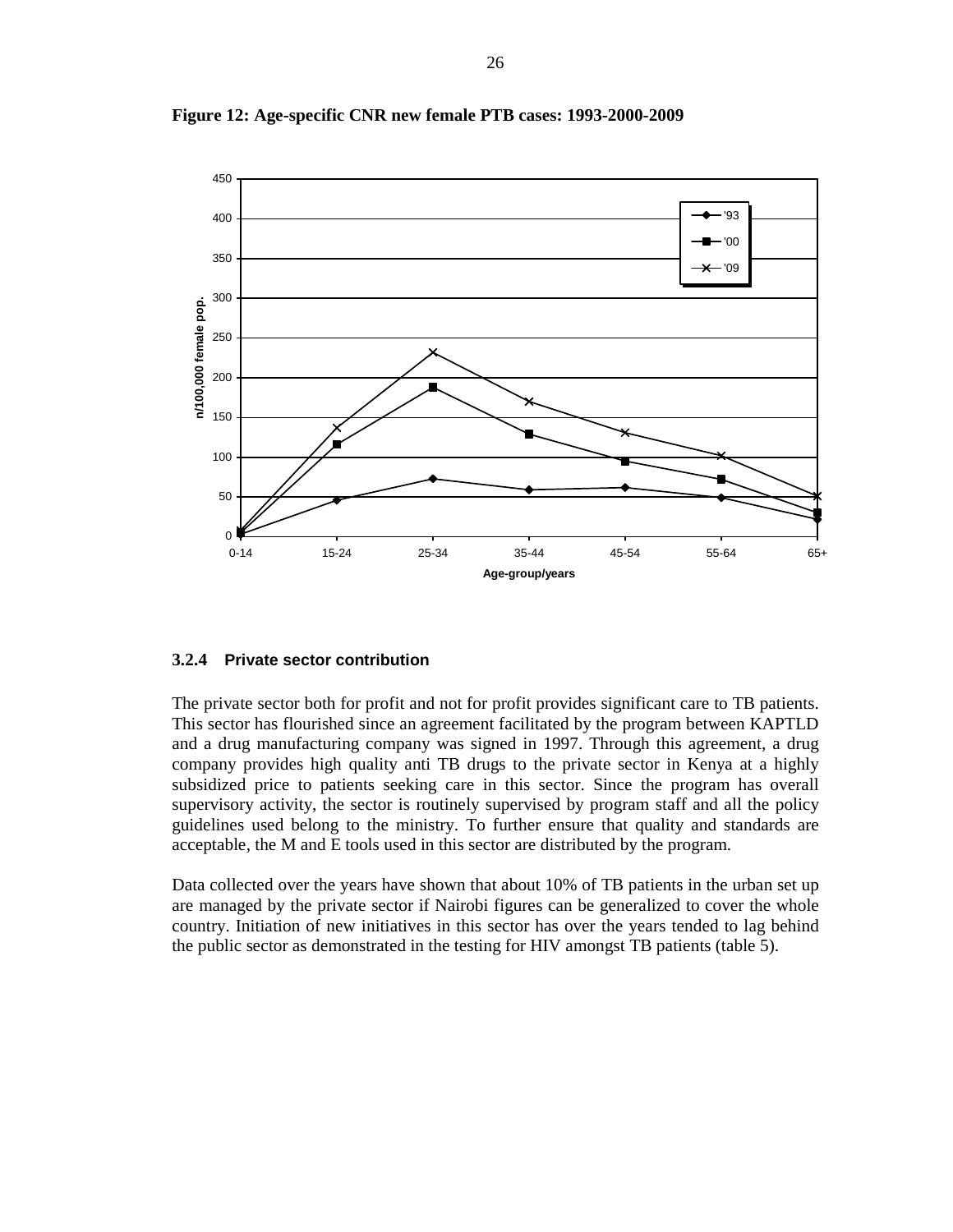**Figure 12: Age-specific CNR new female PTB cases: 1993-2000-2009**

### 3.2.4 Private sector contribution

The private sector both for profit and not for profit provides significant care to TB patients. This sector has flourished since an agreement facilitated by the program between KAPTLD and a drug manufacturing company was signed in 1997. Through this agreement, a drug company provides high quality anti TB drugs to the private sector in Kenya at a highly subsidized price to patients seeking care in this sector. Since the program has overall supervisory activity, the sector is routinely supervised by program staff and all the policy guidelines used belong to the ministry. To further ensure that quality and standards are acceptable, the M and E tools used in this sector are distributed by the program.

Data collected over the years have shown that about 10% of TB patients in the urban set up are managed by the private sector if Nairobi figures can be generalized to cover the whole country. Initiation of new initiatives in this sector has over the years tended to lag behind the public sector as demonstrated in the testing for HIV amongst TB patients (table 5).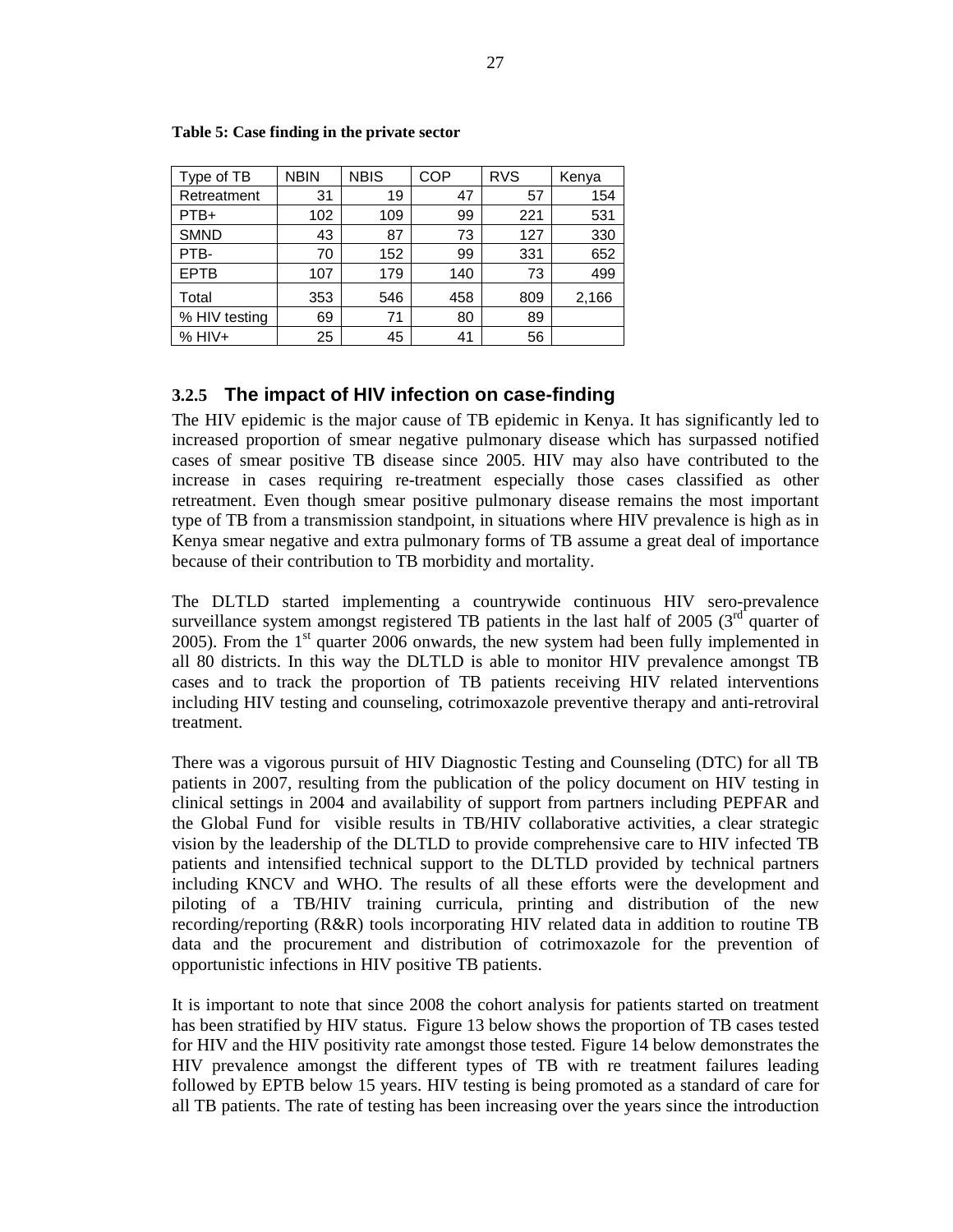**Table 5: Case finding in the private sector**

| Type of TB | NBIN | NBIS | COP | RVS | Kenya |
|---|---|---|---|---|---|
| Retreatment | 31 | 19 | 47 | 57 | 154 |
| PTB+ | 102 | 109 | 99 | 221 | 531 |
| SMND | 43 | 87 | 73 | 127 | 330 |
| PTB- | 70 | 152 | 99 | 331 | 652 |
| EPTB | 107 | 179 | 140 | 73 | 499 |
| Total | 353 | 546 | 458 | 809 | 2,166 |
| % HIV testing | 69 | 71 | 80 | 89 | |
| % HIV+ | 25 | 45 | 41 | 56 | |

### 3.2.5 The impact of HIV infection on case-finding

The HIV epidemic is the major cause of TB epidemic in Kenya. It has significantly led to increased proportion of smear negative pulmonary disease which has surpassed notified cases of smear positive TB disease since 2005. HIV may also have contributed to the increase in cases requiring re-treatment especially those cases classified as other retreatment. Even though smear positive pulmonary disease remains the most important type of TB from a transmission standpoint, in situations where HIV prevalence is high as in Kenya smear negative and extra pulmonary forms of TB assume a great deal of importance because of their contribution to TB morbidity and mortality.

The DLTLD started implementing a countrywide continuous HIV sero-prevalence surveillance system amongst registered TB patients in the last half of 2005 (3rd quarter of 2005). From the 1st quarter 2006 onwards, the new system had been fully implemented in all 80 districts. In this way the DLTLD is able to monitor HIV prevalence amongst TB cases and to track the proportion of TB patients receiving HIV related interventions including HIV testing and counseling, cotrimoxazole preventive therapy and anti-retroviral treatment.

There was a vigorous pursuit of HIV Diagnostic Testing and Counseling (DTC) for all TB patients in 2007, resulting from the publication of the policy document on HIV testing in clinical settings in 2004 and availability of support from partners including PEPFAR and the Global Fund for visible results in TB/HIV collaborative activities, a clear strategic vision by the leadership of the DLTLD to provide comprehensive care to HIV infected TB patients and intensified technical support to the DLTLD provided by technical partners including KNCV and WHO. The results of all these efforts were the development and piloting of a TB/HIV training curricula, printing and distribution of the new recording/reporting (R&R) tools incorporating HIV related data in addition to routine TB data and the procurement and distribution of cotrimoxazole for the prevention of opportunistic infections in HIV positive TB patients.

It is important to note that since 2008 the cohort analysis for patients started on treatment has been stratified by HIV status. Figure 13 below shows the proportion of TB cases tested for HIV and the HIV positivity rate amongst those tested. Figure 14 below demonstrates the HIV prevalence amongst the different types of TB with re treatment failures leading followed by EPTB below 15 years. HIV testing is being promoted as a standard of care for all TB patients. The rate of testing has been increasing over the years since the introduction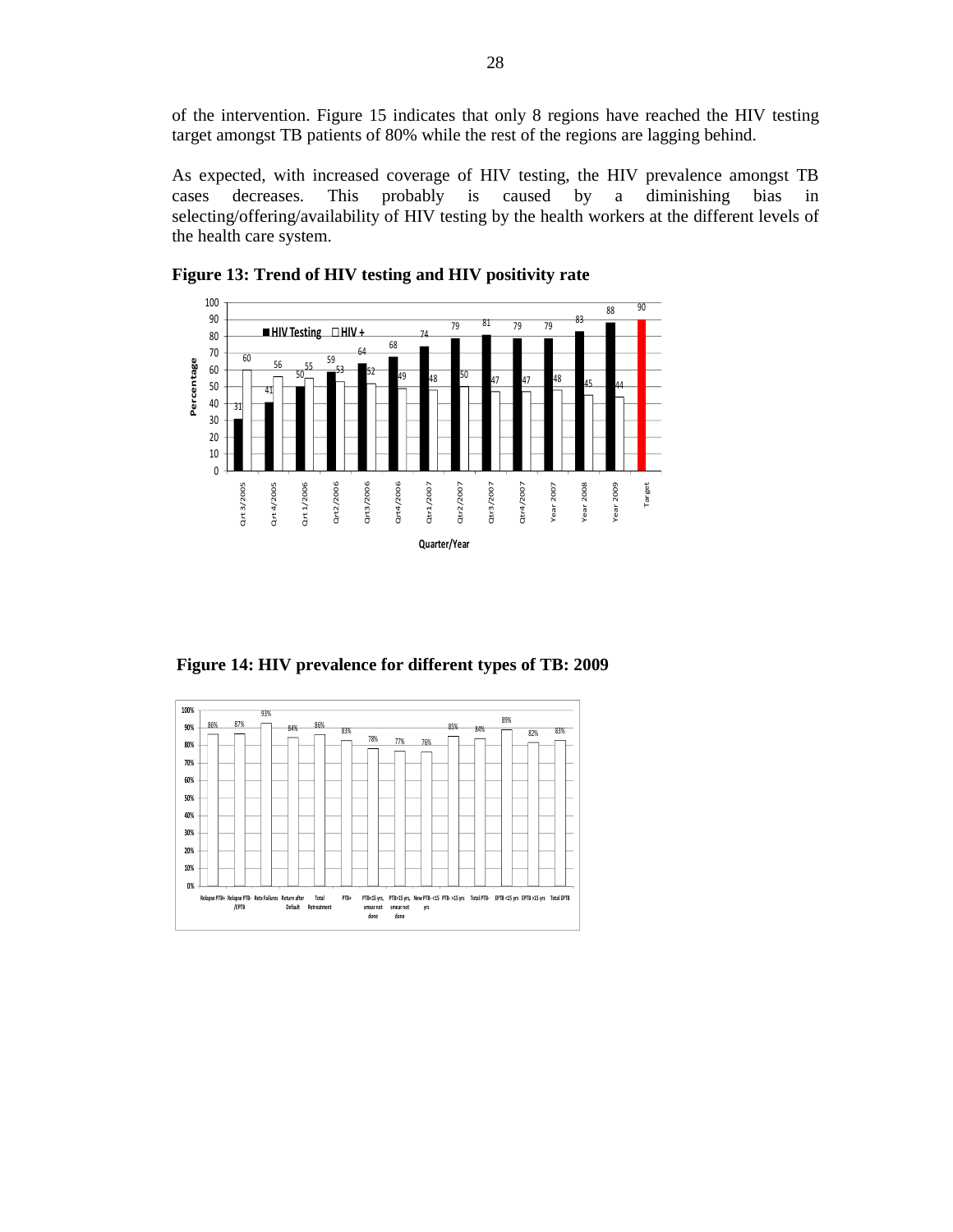of the intervention. Figure 15 indicates that only 8 regions have reached the HIV testing target amongst TB patients of 80% while the rest of the regions are lagging behind.

As expected, with increased coverage of HIV testing, the HIV prevalence amongst TB cases decreases. This probably is caused by a diminishing bias in selecting/offering/availability of HIV testing by the health workers at the different levels of the health care system.

**Figure 13: Trend of HIV testing and HIV positivity rate**

| Quarter/Year | HIV Testing | HIV + |
|---|---|---|
| Qrt 3/2005 | 31 | 60 |
| Qrt 4/2005 | 41 | 56 |
| Qrt 1/2006 | 50 | 55 |
| Qrt2/2006 | 59 | 53 |
| Qrt3/2006 | 64 | 52 |
| Qrt4/2006 | 68 | 49 |
| Qtr1/2007 | 74 | 48 |
| Qtr2/2007 | 79 | 50 |
| Qtr3/2007 | 81 | 47 |
| Qtr4/2007 | 79 | 47 |
| Year 2007 | 79 | 48 |
| Year 2008 | 83 | 45 |
| Year 2009 | 88 | 44 |
| Target | 90 | |

**Figure 14: HIV prevalence for different types of TB: 2009**

| Type of TB | HIV prevalence |
|---|---|
| Relapse PTB+ | 86% |
| Relapse PTB-/EPTB | 87% |
| Retx Failures | 93% |
| Return after Default | 84% |
| Total Retreatment | 86% |
| PTB+ | 83% |
| PTB<15 yrs, smear not done | 78% |
| PTB>15 yrs, smear not done | 77% |
| New PTB- <15 yrs | 76% |
| PTB- >15 yrs | 85% |
| Total PTB- | 84% |
| EPTB <15 yrs | 89% |
| EPTB >15 yrs | 82% |
| Total EPTB | 83% |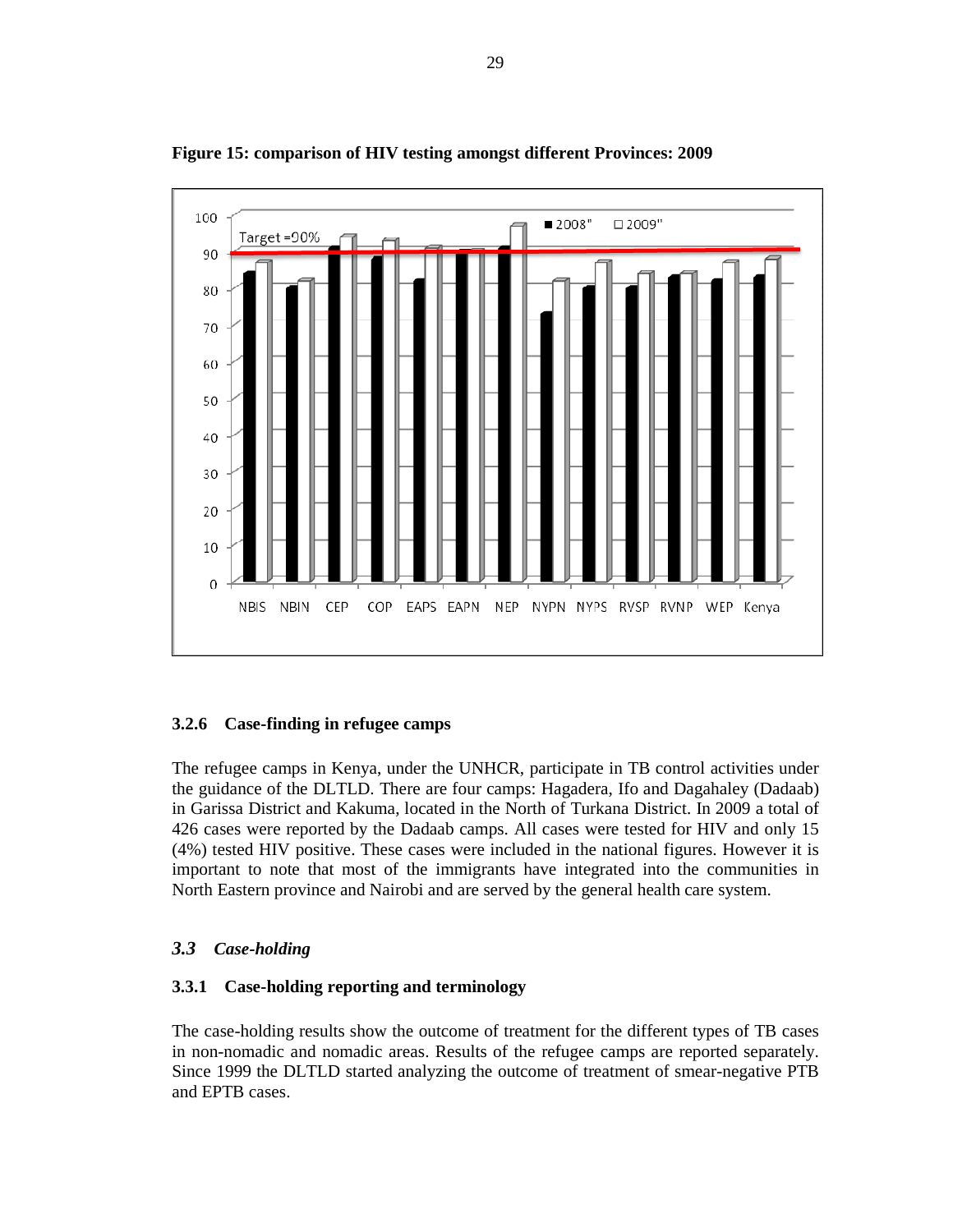**Figure 15: comparison of HIV testing amongst different Provinces: 2009**

### 3.2.6 Case-finding in refugee camps

The refugee camps in Kenya, under the UNHCR, participate in TB control activities under the guidance of the DLTLD. There are four camps: Hagadera, Ifo and Dagahaley (Dadaab) in Garissa District and Kakuma, located in the North of Turkana District. In 2009 a total of 426 cases were reported by the Dadaab camps. All cases were tested for HIV and only 15 (4%) tested HIV positive. These cases were included in the national figures. However it is important to note that most of the immigrants have integrated into the communities in North Eastern province and Nairobi and are served by the general health care system.

## *3.3 Case-holding*

### 3.3.1 Case-holding reporting and terminology

The case-holding results show the outcome of treatment for the different types of TB cases in non-nomadic and nomadic areas. Results of the refugee camps are reported separately. Since 1999 the DLTLD started analyzing the outcome of treatment of smear-negative PTB and EPTB cases.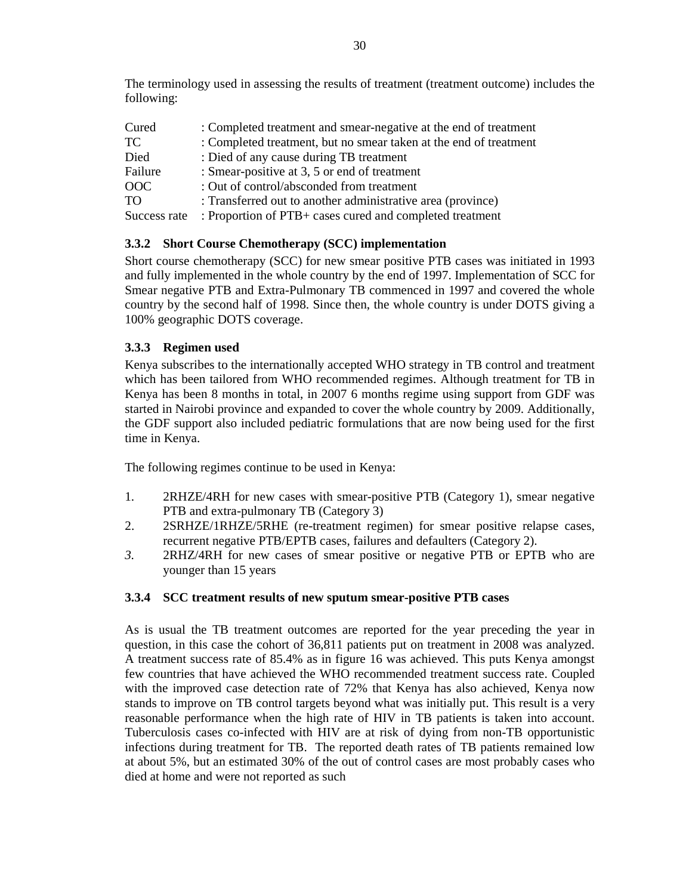The terminology used in assessing the results of treatment (treatment outcome) includes the following:

| | |
|---|---|
| Cured | : Completed treatment and smear-negative at the end of treatment |
| TC | : Completed treatment, but no smear taken at the end of treatment |
| Died | : Died of any cause during TB treatment |
| Failure | : Smear-positive at 3, 5 or end of treatment |
| OOC | : Out of control/absconded from treatment |
| TO | : Transferred out to another administrative area (province) |
| Success rate | : Proportion of PTB+ cases cured and completed treatment |

### 3.3.2 Short Course Chemotherapy (SCC) implementation

Short course chemotherapy (SCC) for new smear positive PTB cases was initiated in 1993 and fully implemented in the whole country by the end of 1997. Implementation of SCC for Smear negative PTB and Extra-Pulmonary TB commenced in 1997 and covered the whole country by the second half of 1998. Since then, the whole country is under DOTS giving a 100% geographic DOTS coverage.

### 3.3.3 Regimen used

Kenya subscribes to the internationally accepted WHO strategy in TB control and treatment which has been tailored from WHO recommended regimes. Although treatment for TB in Kenya has been 8 months in total, in 2007 6 months regime using support from GDF was started in Nairobi province and expanded to cover the whole country by 2009. Additionally, the GDF support also included pediatric formulations that are now being used for the first time in Kenya.

The following regimes continue to be used in Kenya:

1. 2RHZE/4RH for new cases with smear-positive PTB (Category 1), smear negative PTB and extra-pulmonary TB (Category 3)
2. 2SRHZE/1RHZE/5RHE (re-treatment regimen) for smear positive relapse cases, recurrent negative PTB/EPTB cases, failures and defaulters (Category 2).
3. 2RHZ/4RH for new cases of smear positive or negative PTB or EPTB who are younger than 15 years

### 3.3.4 SCC treatment results of new sputum smear-positive PTB cases

As is usual the TB treatment outcomes are reported for the year preceding the year in question, in this case the cohort of 36,811 patients put on treatment in 2008 was analyzed. A treatment success rate of 85.4% as in figure 16 was achieved. This puts Kenya amongst few countries that have achieved the WHO recommended treatment success rate. Coupled with the improved case detection rate of 72% that Kenya has also achieved, Kenya now stands to improve on TB control targets beyond what was initially put. This result is a very reasonable performance when the high rate of HIV in TB patients is taken into account. Tuberculosis cases co-infected with HIV are at risk of dying from non-TB opportunistic infections during treatment for TB. The reported death rates of TB patients remained low at about 5%, but an estimated 30% of the out of control cases are most probably cases who died at home and were not reported as such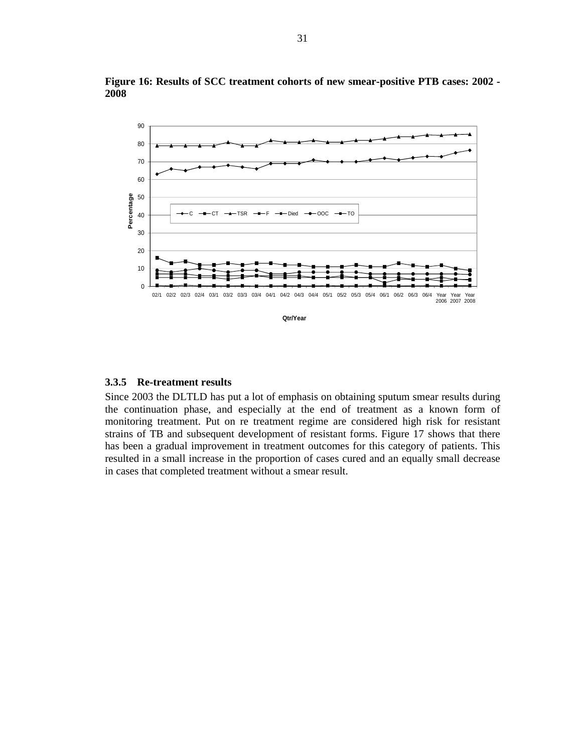**Figure 16: Results of SCC treatment cohorts of new smear-positive PTB cases: 2002 - 2008**

### 3.3.5 Re-treatment results

Since 2003 the DLTLD has put a lot of emphasis on obtaining sputum smear results during the continuation phase, and especially at the end of treatment as a known form of monitoring treatment. Put on re treatment regime are considered high risk for resistant strains of TB and subsequent development of resistant forms. Figure 17 shows that there has been a gradual improvement in treatment outcomes for this category of patients. This resulted in a small increase in the proportion of cases cured and an equally small decrease in cases that completed treatment without a smear result.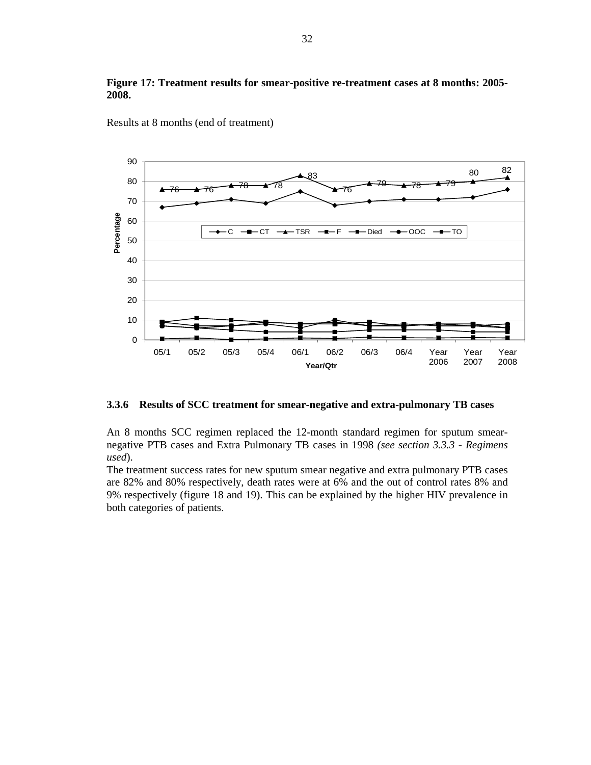**Figure 17: Treatment results for smear-positive re-treatment cases at 8 months: 2005-2008.**

Results at 8 months (end of treatment)

### 3.3.6 Results of SCC treatment for smear-negative and extra-pulmonary TB cases

An 8 months SCC regimen replaced the 12-month standard regimen for sputum smear-negative PTB cases and Extra Pulmonary TB cases in 1998 *(see section 3.3.3 - Regimens used*).

The treatment success rates for new sputum smear negative and extra pulmonary PTB cases are 82% and 80% respectively, death rates were at 6% and the out of control rates 8% and 9% respectively (figure 18 and 19). This can be explained by the higher HIV prevalence in both categories of patients.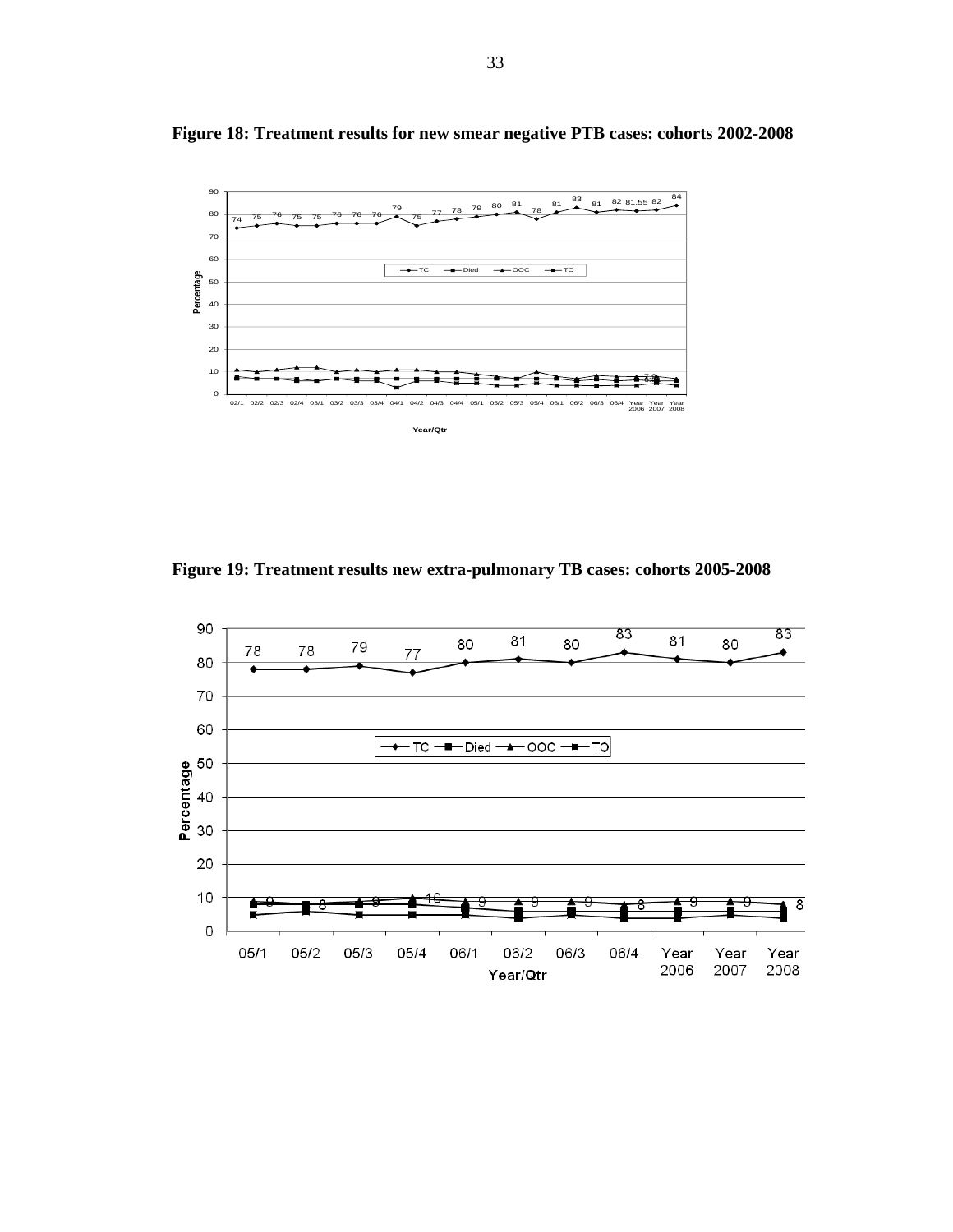**Figure 18: Treatment results for new smear negative PTB cases: cohorts 2002-2008**

**Figure 19: Treatment results new extra-pulmonary TB cases: cohorts 2005-2008**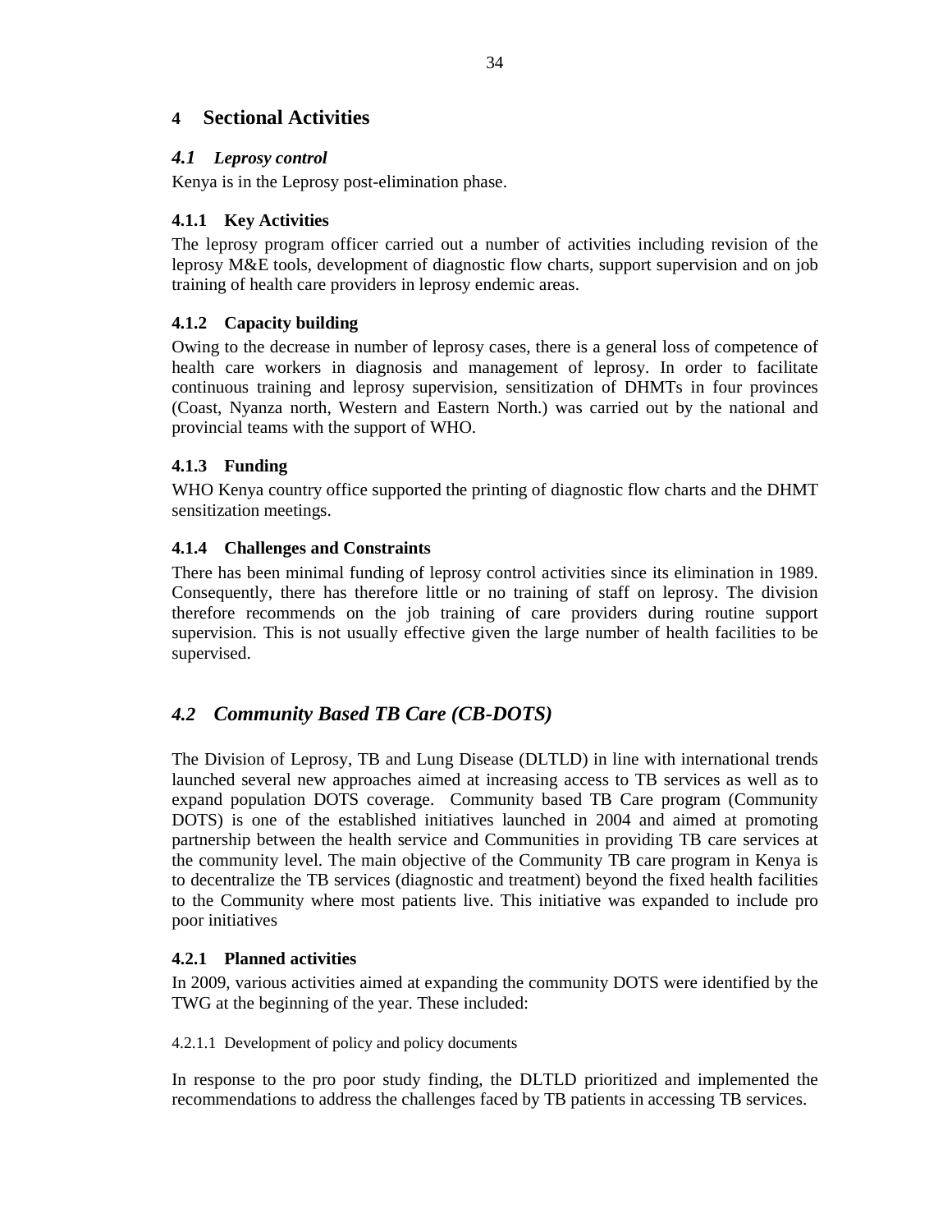# 4 Sectional Activities

## *4.1 Leprosy control*

Kenya is in the Leprosy post-elimination phase.

### 4.1.1 Key Activities

The leprosy program officer carried out a number of activities including revision of the leprosy M&E tools, development of diagnostic flow charts, support supervision and on job training of health care providers in leprosy endemic areas.

### 4.1.2 Capacity building

Owing to the decrease in number of leprosy cases, there is a general loss of competence of health care workers in diagnosis and management of leprosy. In order to facilitate continuous training and leprosy supervision, sensitization of DHMTs in four provinces (Coast, Nyanza north, Western and Eastern North.) was carried out by the national and provincial teams with the support of WHO.

### 4.1.3 Funding

WHO Kenya country office supported the printing of diagnostic flow charts and the DHMT sensitization meetings.

### 4.1.4 Challenges and Constraints

There has been minimal funding of leprosy control activities since its elimination in 1989. Consequently, there has therefore little or no training of staff on leprosy. The division therefore recommends on the job training of care providers during routine support supervision. This is not usually effective given the large number of health facilities to be supervised.

## *4.2 Community Based TB Care (CB-DOTS)*

The Division of Leprosy, TB and Lung Disease (DLTLD) in line with international trends launched several new approaches aimed at increasing access to TB services as well as to expand population DOTS coverage. Community based TB Care program (Community DOTS) is one of the established initiatives launched in 2004 and aimed at promoting partnership between the health service and Communities in providing TB care services at the community level. The main objective of the Community TB care program in Kenya is to decentralize the TB services (diagnostic and treatment) beyond the fixed health facilities to the Community where most patients live. This initiative was expanded to include pro poor initiatives

### 4.2.1 Planned activities

In 2009, various activities aimed at expanding the community DOTS were identified by the TWG at the beginning of the year. These included:

#### 4.2.1.1 Development of policy and policy documents

In response to the pro poor study finding, the DLTLD prioritized and implemented the recommendations to address the challenges faced by TB patients in accessing TB services.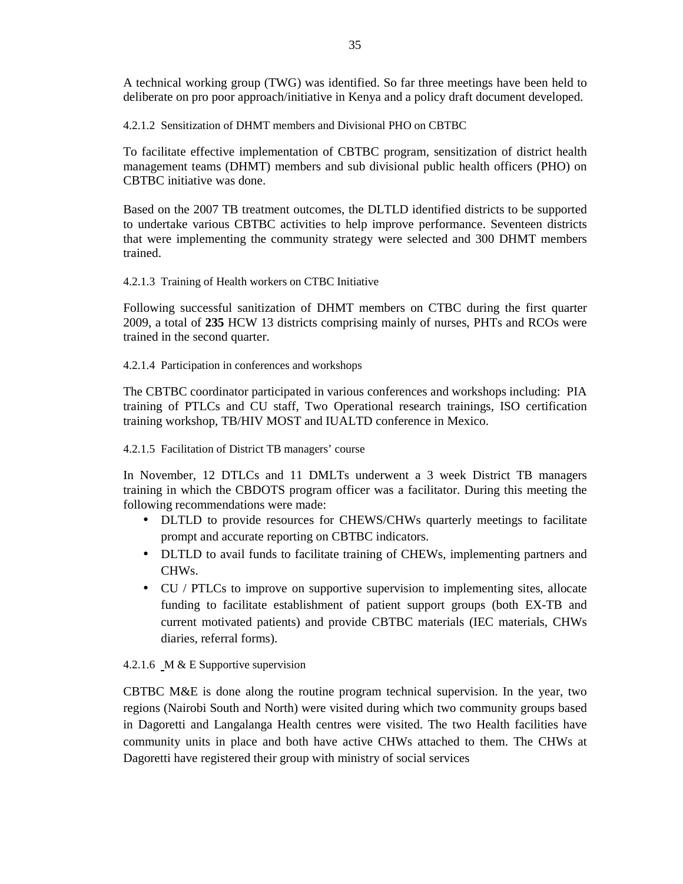A technical working group (TWG) was identified. So far three meetings have been held to deliberate on pro poor approach/initiative in Kenya and a policy draft document developed.

#### 4.2.1.2 Sensitization of DHMT members and Divisional PHO on CBTBC

To facilitate effective implementation of CBTBC program, sensitization of district health management teams (DHMT) members and sub divisional public health officers (PHO) on CBTBC initiative was done.

Based on the 2007 TB treatment outcomes, the DLTLD identified districts to be supported to undertake various CBTBC activities to help improve performance. Seventeen districts that were implementing the community strategy were selected and 300 DHMT members trained.

#### 4.2.1.3 Training of Health workers on CTBC Initiative

Following successful sanitization of DHMT members on CTBC during the first quarter 2009, a total of **235** HCW 13 districts comprising mainly of nurses, PHTs and RCOs were trained in the second quarter.

#### 4.2.1.4 Participation in conferences and workshops

The CBTBC coordinator participated in various conferences and workshops including: PIA training of PTLCs and CU staff, Two Operational research trainings, ISO certification training workshop, TB/HIV MOST and IUALTD conference in Mexico.

#### 4.2.1.5 Facilitation of District TB managers' course

In November, 12 DTLCs and 11 DMLTs underwent a 3 week District TB managers training in which the CBDOTS program officer was a facilitator. During this meeting the following recommendations were made:

- DLTLD to provide resources for CHEWS/CHWs quarterly meetings to facilitate prompt and accurate reporting on CBTBC indicators.
- DLTLD to avail funds to facilitate training of CHEWs, implementing partners and CHWs.
- CU / PTLCs to improve on supportive supervision to implementing sites, allocate funding to facilitate establishment of patient support groups (both EX-TB and current motivated patients) and provide CBTBC materials (IEC materials, CHWs diaries, referral forms).

#### 4.2.1.6 M & E Supportive supervision

CBTBC M&E is done along the routine program technical supervision. In the year, two regions (Nairobi South and North) were visited during which two community groups based in Dagoretti and Langalanga Health centres were visited. The two Health facilities have community units in place and both have active CHWs attached to them. The CHWs at Dagoretti have registered their group with ministry of social services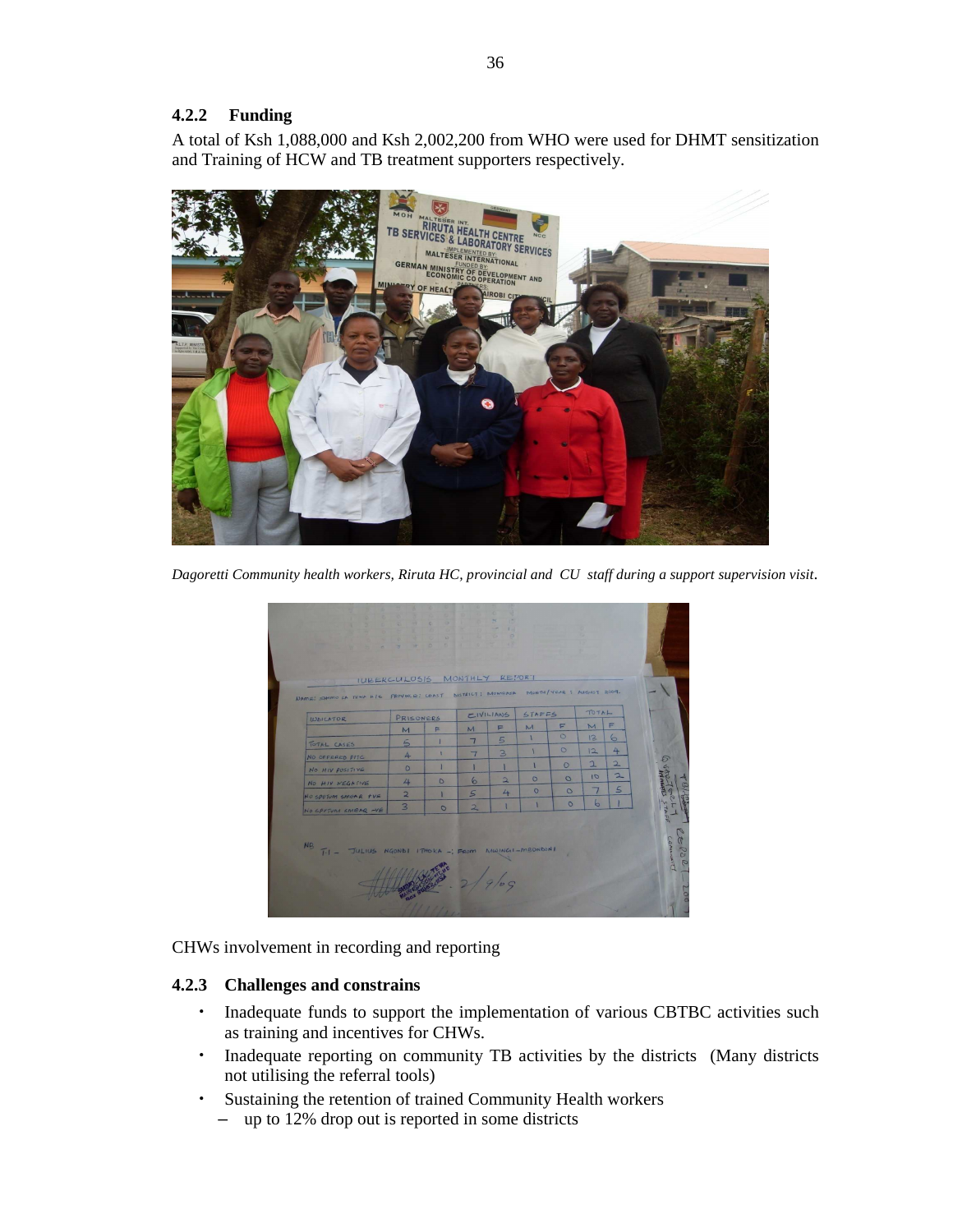### 4.2.2 Funding

A total of Ksh 1,088,000 and Ksh 2,002,200 from WHO were used for DHMT sensitization and Training of HCW and TB treatment supporters respectively.

*Dagoretti Community health workers, Riruta HC, provincial and CU staff during a support supervision visit.*

CHWs involvement in recording and reporting

### 4.2.3 Challenges and constrains

- Inadequate funds to support the implementation of various CBTBC activities such as training and incentives for CHWs.
- Inadequate reporting on community TB activities by the districts (Many districts not utilising the referral tools)
- Sustaining the retention of trained Community Health workers
  - up to 12% drop out is reported in some districts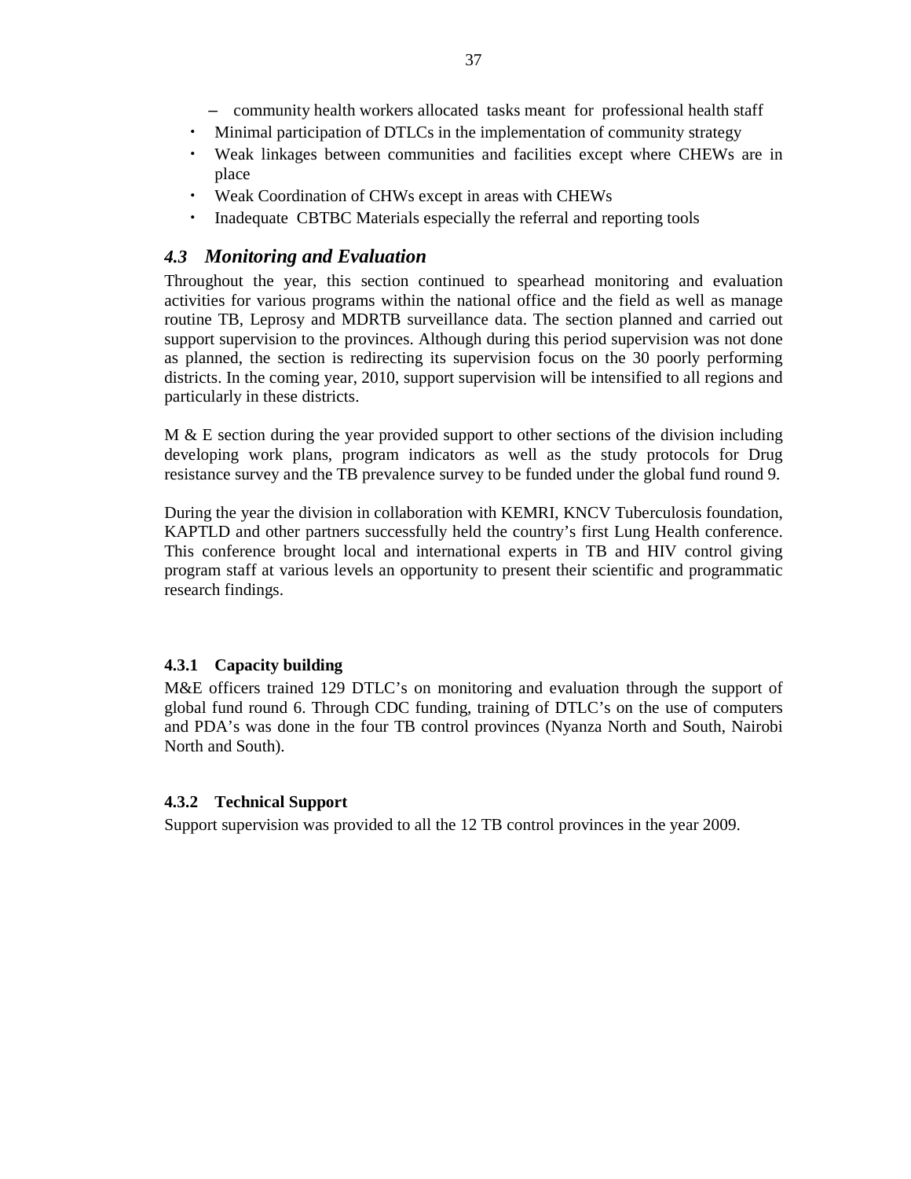- community health workers allocated tasks meant for professional health staff
- Minimal participation of DTLCs in the implementation of community strategy
- Weak linkages between communities and facilities except where CHEWs are in place
- Weak Coordination of CHWs except in areas with CHEWs
- Inadequate CBTBC Materials especially the referral and reporting tools

## *4.3 Monitoring and Evaluation*

Throughout the year, this section continued to spearhead monitoring and evaluation activities for various programs within the national office and the field as well as manage routine TB, Leprosy and MDRTB surveillance data. The section planned and carried out support supervision to the provinces. Although during this period supervision was not done as planned, the section is redirecting its supervision focus on the 30 poorly performing districts. In the coming year, 2010, support supervision will be intensified to all regions and particularly in these districts.

M & E section during the year provided support to other sections of the division including developing work plans, program indicators as well as the study protocols for Drug resistance survey and the TB prevalence survey to be funded under the global fund round 9.

During the year the division in collaboration with KEMRI, KNCV Tuberculosis foundation, KAPTLD and other partners successfully held the country's first Lung Health conference. This conference brought local and international experts in TB and HIV control giving program staff at various levels an opportunity to present their scientific and programmatic research findings.

### 4.3.1 Capacity building

M&E officers trained 129 DTLC's on monitoring and evaluation through the support of global fund round 6. Through CDC funding, training of DTLC's on the use of computers and PDA's was done in the four TB control provinces (Nyanza North and South, Nairobi North and South).

### 4.3.2 Technical Support

Support supervision was provided to all the 12 TB control provinces in the year 2009.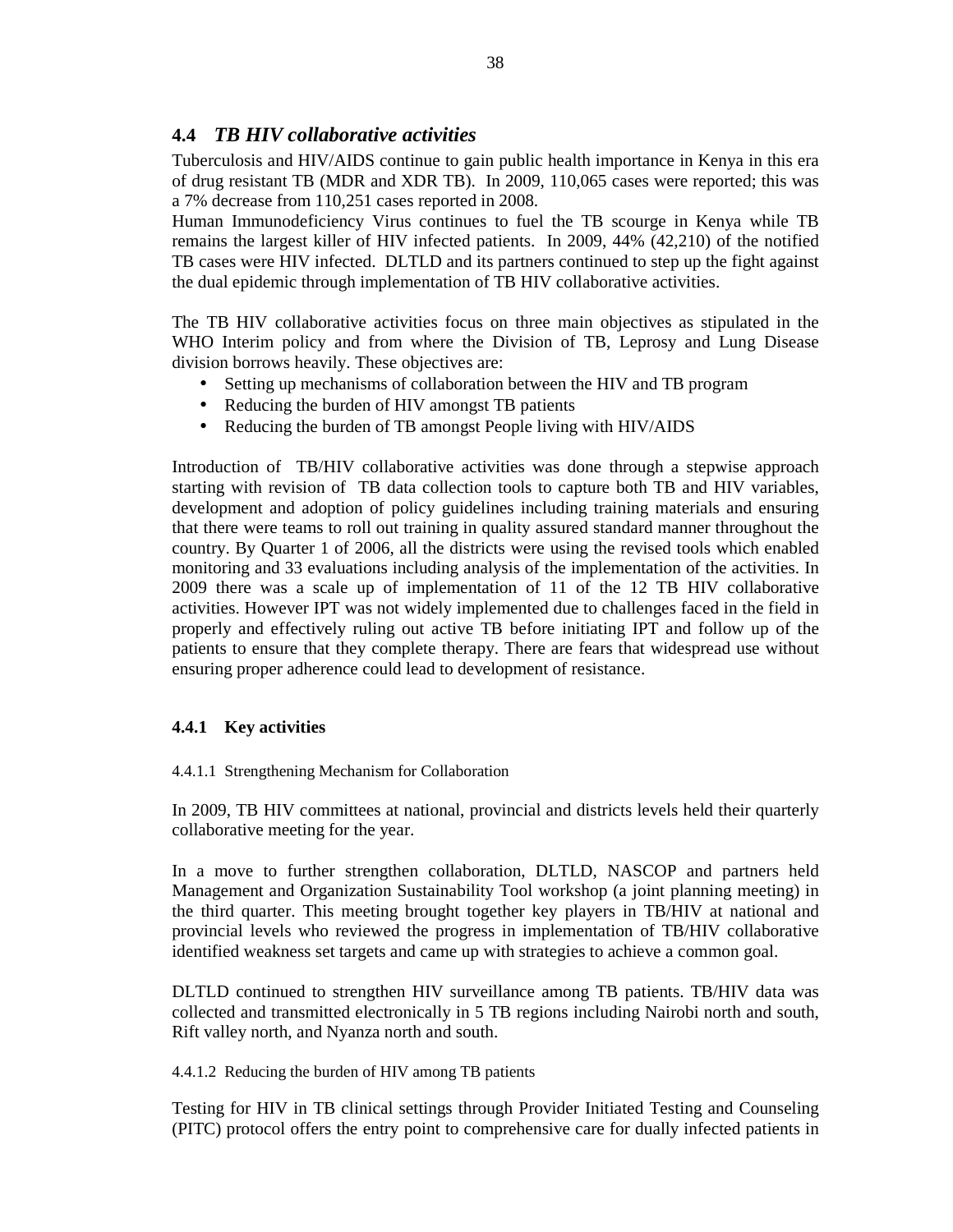## 4.4 *TB HIV collaborative activities*

Tuberculosis and HIV/AIDS continue to gain public health importance in Kenya in this era of drug resistant TB (MDR and XDR TB). In 2009, 110,065 cases were reported; this was a 7% decrease from 110,251 cases reported in 2008.

Human Immunodeficiency Virus continues to fuel the TB scourge in Kenya while TB remains the largest killer of HIV infected patients. In 2009, 44% (42,210) of the notified TB cases were HIV infected. DLTLD and its partners continued to step up the fight against the dual epidemic through implementation of TB HIV collaborative activities.

The TB HIV collaborative activities focus on three main objectives as stipulated in the WHO Interim policy and from where the Division of TB, Leprosy and Lung Disease division borrows heavily. These objectives are:

- Setting up mechanisms of collaboration between the HIV and TB program
- Reducing the burden of HIV amongst TB patients
- Reducing the burden of TB amongst People living with HIV/AIDS

Introduction of TB/HIV collaborative activities was done through a stepwise approach starting with revision of TB data collection tools to capture both TB and HIV variables, development and adoption of policy guidelines including training materials and ensuring that there were teams to roll out training in quality assured standard manner throughout the country. By Quarter 1 of 2006, all the districts were using the revised tools which enabled monitoring and 33 evaluations including analysis of the implementation of the activities. In 2009 there was a scale up of implementation of 11 of the 12 TB HIV collaborative activities. However IPT was not widely implemented due to challenges faced in the field in properly and effectively ruling out active TB before initiating IPT and follow up of the patients to ensure that they complete therapy. There are fears that widespread use without ensuring proper adherence could lead to development of resistance.

### 4.4.1 Key activities

#### 4.4.1.1 Strengthening Mechanism for Collaboration

In 2009, TB HIV committees at national, provincial and districts levels held their quarterly collaborative meeting for the year.

In a move to further strengthen collaboration, DLTLD, NASCOP and partners held Management and Organization Sustainability Tool workshop (a joint planning meeting) in the third quarter. This meeting brought together key players in TB/HIV at national and provincial levels who reviewed the progress in implementation of TB/HIV collaborative identified weakness set targets and came up with strategies to achieve a common goal.

DLTLD continued to strengthen HIV surveillance among TB patients. TB/HIV data was collected and transmitted electronically in 5 TB regions including Nairobi north and south, Rift valley north, and Nyanza north and south.

#### 4.4.1.2 Reducing the burden of HIV among TB patients

Testing for HIV in TB clinical settings through Provider Initiated Testing and Counseling (PITC) protocol offers the entry point to comprehensive care for dually infected patients in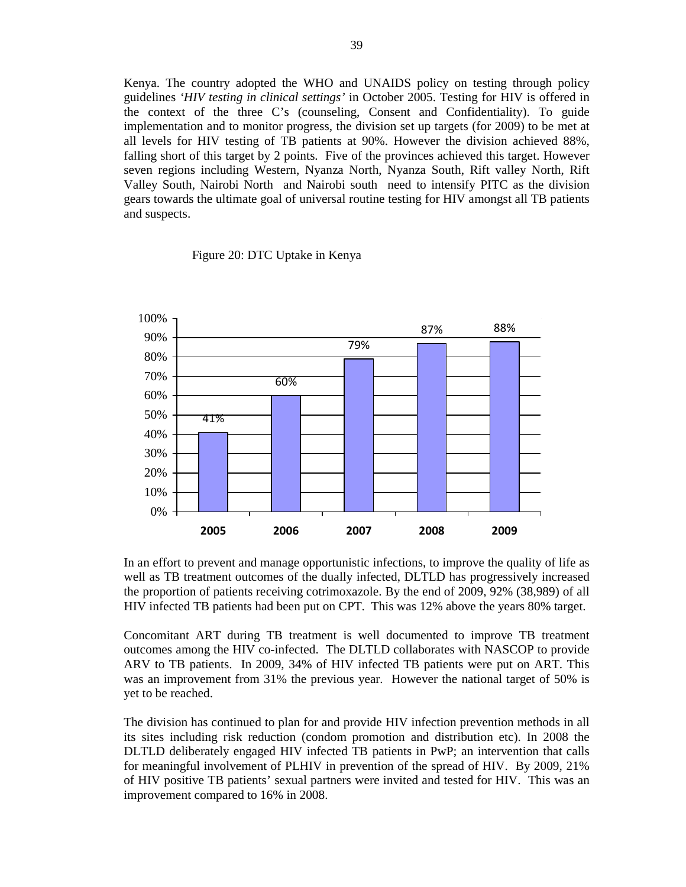Kenya. The country adopted the WHO and UNAIDS policy on testing through policy guidelines *'HIV testing in clinical settings'* in October 2005. Testing for HIV is offered in the context of the three C's (counseling, Consent and Confidentiality). To guide implementation and to monitor progress, the division set up targets (for 2009) to be met at all levels for HIV testing of TB patients at 90%. However the division achieved 88%, falling short of this target by 2 points. Five of the provinces achieved this target. However seven regions including Western, Nyanza North, Nyanza South, Rift valley North, Rift Valley South, Nairobi North and Nairobi south need to intensify PITC as the division gears towards the ultimate goal of universal routine testing for HIV amongst all TB patients and suspects.

Figure 20: DTC Uptake in Kenya

| Year | DTC Uptake |
|---|---|
| 2005 | 41% |
| 2006 | 60% |
| 2007 | 79% |
| 2008 | 87% |
| 2009 | 88% |

In an effort to prevent and manage opportunistic infections, to improve the quality of life as well as TB treatment outcomes of the dually infected, DLTLD has progressively increased the proportion of patients receiving cotrimoxazole. By the end of 2009, 92% (38,989) of all HIV infected TB patients had been put on CPT. This was 12% above the years 80% target.

Concomitant ART during TB treatment is well documented to improve TB treatment outcomes among the HIV co-infected. The DLTLD collaborates with NASCOP to provide ARV to TB patients. In 2009, 34% of HIV infected TB patients were put on ART. This was an improvement from 31% the previous year. However the national target of 50% is yet to be reached.

The division has continued to plan for and provide HIV infection prevention methods in all its sites including risk reduction (condom promotion and distribution etc). In 2008 the DLTLD deliberately engaged HIV infected TB patients in PwP; an intervention that calls for meaningful involvement of PLHIV in prevention of the spread of HIV. By 2009, 21% of HIV positive TB patients' sexual partners were invited and tested for HIV. This was an improvement compared to 16% in 2008.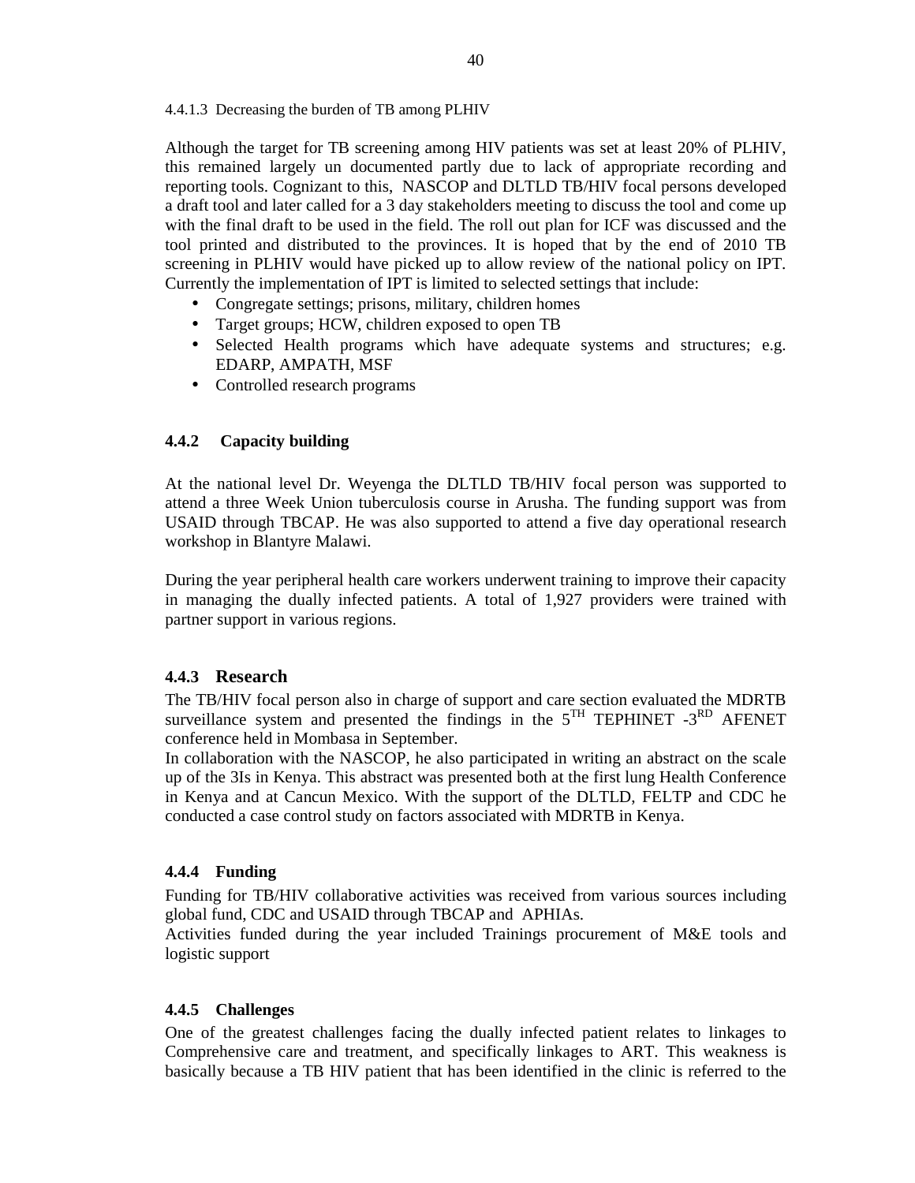#### 4.4.1.3 Decreasing the burden of TB among PLHIV

Although the target for TB screening among HIV patients was set at least 20% of PLHIV, this remained largely un documented partly due to lack of appropriate recording and reporting tools. Cognizant to this, NASCOP and DLTLD TB/HIV focal persons developed a draft tool and later called for a 3 day stakeholders meeting to discuss the tool and come up with the final draft to be used in the field. The roll out plan for ICF was discussed and the tool printed and distributed to the provinces. It is hoped that by the end of 2010 TB screening in PLHIV would have picked up to allow review of the national policy on IPT. Currently the implementation of IPT is limited to selected settings that include:

- Congregate settings; prisons, military, children homes
- Target groups; HCW, children exposed to open TB
- Selected Health programs which have adequate systems and structures; e.g. EDARP, AMPATH, MSF
- Controlled research programs

### 4.4.2 Capacity building

At the national level Dr. Weyenga the DLTLD TB/HIV focal person was supported to attend a three Week Union tuberculosis course in Arusha. The funding support was from USAID through TBCAP. He was also supported to attend a five day operational research workshop in Blantyre Malawi.

During the year peripheral health care workers underwent training to improve their capacity in managing the dually infected patients. A total of 1,927 providers were trained with partner support in various regions.

### 4.4.3 Research

The TB/HIV focal person also in charge of support and care section evaluated the MDRTB surveillance system and presented the findings in the 5TH TEPHINET -3RD AFENET conference held in Mombasa in September.

In collaboration with the NASCOP, he also participated in writing an abstract on the scale up of the 3Is in Kenya. This abstract was presented both at the first lung Health Conference in Kenya and at Cancun Mexico. With the support of the DLTLD, FELTP and CDC he conducted a case control study on factors associated with MDRTB in Kenya.

### 4.4.4 Funding

Funding for TB/HIV collaborative activities was received from various sources including global fund, CDC and USAID through TBCAP and APHIAs.

Activities funded during the year included Trainings procurement of M&E tools and logistic support

### 4.4.5 Challenges

One of the greatest challenges facing the dually infected patient relates to linkages to Comprehensive care and treatment, and specifically linkages to ART. This weakness is basically because a TB HIV patient that has been identified in the clinic is referred to the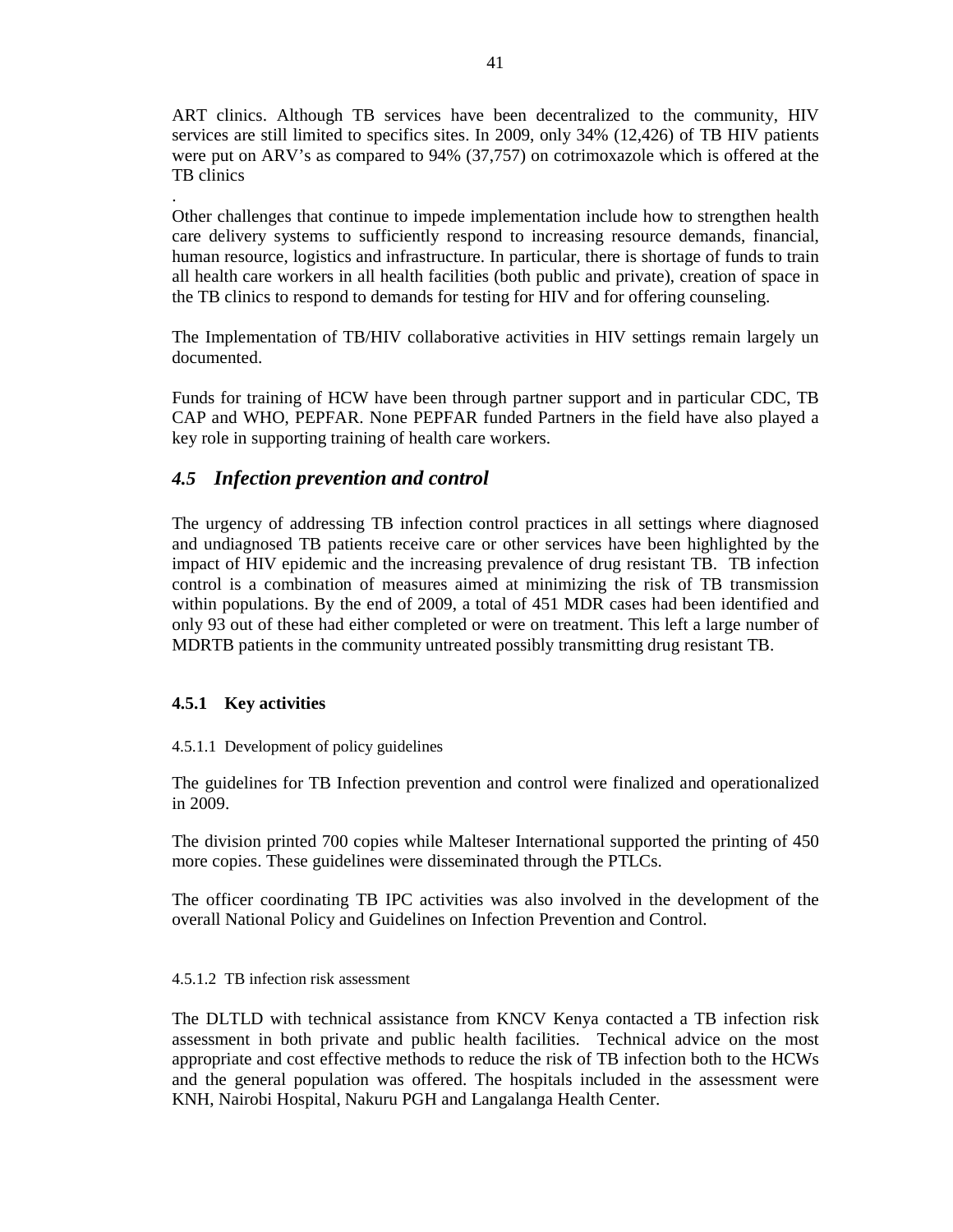ART clinics. Although TB services have been decentralized to the community, HIV services are still limited to specifics sites. In 2009, only 34% (12,426) of TB HIV patients were put on ARV's as compared to 94% (37,757) on cotrimoxazole which is offered at the TB clinics

.

Other challenges that continue to impede implementation include how to strengthen health care delivery systems to sufficiently respond to increasing resource demands, financial, human resource, logistics and infrastructure. In particular, there is shortage of funds to train all health care workers in all health facilities (both public and private), creation of space in the TB clinics to respond to demands for testing for HIV and for offering counseling.

The Implementation of TB/HIV collaborative activities in HIV settings remain largely un documented.

Funds for training of HCW have been through partner support and in particular CDC, TB CAP and WHO, PEPFAR. None PEPFAR funded Partners in the field have also played a key role in supporting training of health care workers.

## *4.5 Infection prevention and control*

The urgency of addressing TB infection control practices in all settings where diagnosed and undiagnosed TB patients receive care or other services have been highlighted by the impact of HIV epidemic and the increasing prevalence of drug resistant TB. TB infection control is a combination of measures aimed at minimizing the risk of TB transmission within populations. By the end of 2009, a total of 451 MDR cases had been identified and only 93 out of these had either completed or were on treatment. This left a large number of MDRTB patients in the community untreated possibly transmitting drug resistant TB.

### 4.5.1 Key activities

#### 4.5.1.1 Development of policy guidelines

The guidelines for TB Infection prevention and control were finalized and operationalized in 2009.

The division printed 700 copies while Malteser International supported the printing of 450 more copies. These guidelines were disseminated through the PTLCs.

The officer coordinating TB IPC activities was also involved in the development of the overall National Policy and Guidelines on Infection Prevention and Control.

#### 4.5.1.2 TB infection risk assessment

The DLTLD with technical assistance from KNCV Kenya contacted a TB infection risk assessment in both private and public health facilities. Technical advice on the most appropriate and cost effective methods to reduce the risk of TB infection both to the HCWs and the general population was offered. The hospitals included in the assessment were KNH, Nairobi Hospital, Nakuru PGH and Langalanga Health Center.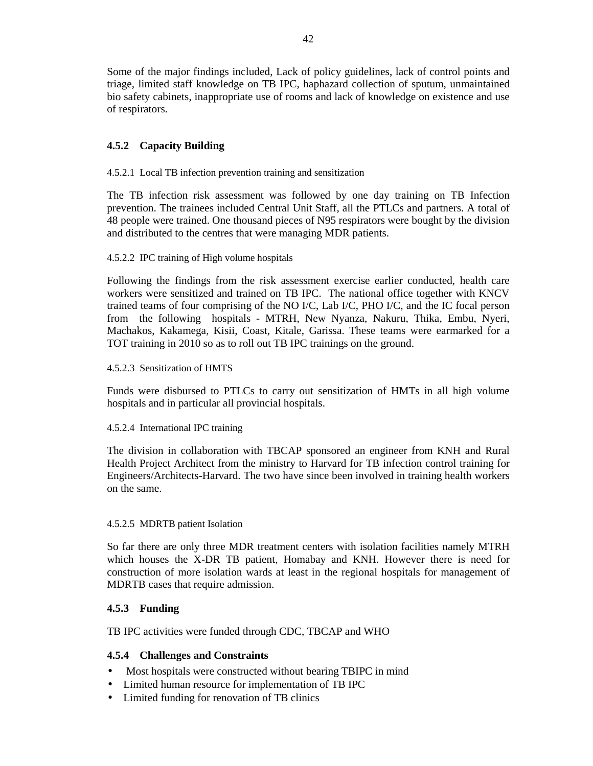Some of the major findings included, Lack of policy guidelines, lack of control points and triage, limited staff knowledge on TB IPC, haphazard collection of sputum, unmaintained bio safety cabinets, inappropriate use of rooms and lack of knowledge on existence and use of respirators.

### 4.5.2 Capacity Building

#### 4.5.2.1 Local TB infection prevention training and sensitization

The TB infection risk assessment was followed by one day training on TB Infection prevention. The trainees included Central Unit Staff, all the PTLCs and partners. A total of 48 people were trained. One thousand pieces of N95 respirators were bought by the division and distributed to the centres that were managing MDR patients.

#### 4.5.2.2 IPC training of High volume hospitals

Following the findings from the risk assessment exercise earlier conducted, health care workers were sensitized and trained on TB IPC. The national office together with KNCV trained teams of four comprising of the NO I/C, Lab I/C, PHO I/C, and the IC focal person from the following hospitals - MTRH, New Nyanza, Nakuru, Thika, Embu, Nyeri, Machakos, Kakamega, Kisii, Coast, Kitale, Garissa. These teams were earmarked for a TOT training in 2010 so as to roll out TB IPC trainings on the ground.

#### 4.5.2.3 Sensitization of HMTS

Funds were disbursed to PTLCs to carry out sensitization of HMTs in all high volume hospitals and in particular all provincial hospitals.

#### 4.5.2.4 International IPC training

The division in collaboration with TBCAP sponsored an engineer from KNH and Rural Health Project Architect from the ministry to Harvard for TB infection control training for Engineers/Architects-Harvard. The two have since been involved in training health workers on the same.

#### 4.5.2.5 MDRTB patient Isolation

So far there are only three MDR treatment centers with isolation facilities namely MTRH which houses the X-DR TB patient, Homabay and KNH. However there is need for construction of more isolation wards at least in the regional hospitals for management of MDRTB cases that require admission.

### 4.5.3 Funding

TB IPC activities were funded through CDC, TBCAP and WHO

### 4.5.4 Challenges and Constraints

- Most hospitals were constructed without bearing TBIPC in mind
- Limited human resource for implementation of TB IPC
- Limited funding for renovation of TB clinics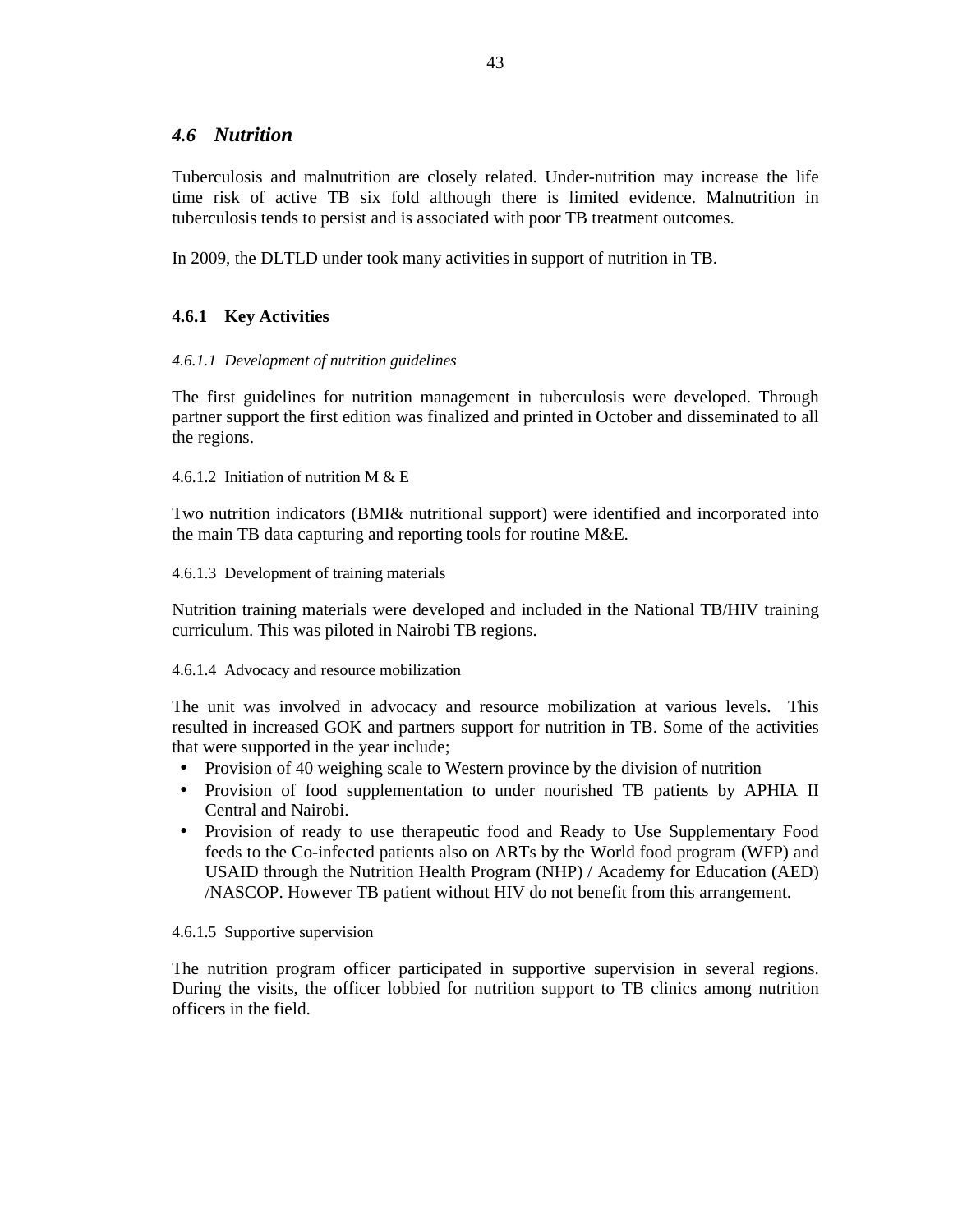## *4.6 Nutrition*

Tuberculosis and malnutrition are closely related. Under-nutrition may increase the life time risk of active TB six fold although there is limited evidence. Malnutrition in tuberculosis tends to persist and is associated with poor TB treatment outcomes.

In 2009, the DLTLD under took many activities in support of nutrition in TB.

### 4.6.1 Key Activities

#### *4.6.1.1 Development of nutrition guidelines*

The first guidelines for nutrition management in tuberculosis were developed. Through partner support the first edition was finalized and printed in October and disseminated to all the regions.

#### 4.6.1.2 Initiation of nutrition M & E

Two nutrition indicators (BMI& nutritional support) were identified and incorporated into the main TB data capturing and reporting tools for routine M&E.

#### 4.6.1.3 Development of training materials

Nutrition training materials were developed and included in the National TB/HIV training curriculum. This was piloted in Nairobi TB regions.

#### 4.6.1.4 Advocacy and resource mobilization

The unit was involved in advocacy and resource mobilization at various levels. This resulted in increased GOK and partners support for nutrition in TB. Some of the activities that were supported in the year include;

- Provision of 40 weighing scale to Western province by the division of nutrition
- Provision of food supplementation to under nourished TB patients by APHIA II Central and Nairobi.
- Provision of ready to use therapeutic food and Ready to Use Supplementary Food feeds to the Co-infected patients also on ARTs by the World food program (WFP) and USAID through the Nutrition Health Program (NHP) / Academy for Education (AED) /NASCOP. However TB patient without HIV do not benefit from this arrangement.

#### 4.6.1.5 Supportive supervision

The nutrition program officer participated in supportive supervision in several regions. During the visits, the officer lobbied for nutrition support to TB clinics among nutrition officers in the field.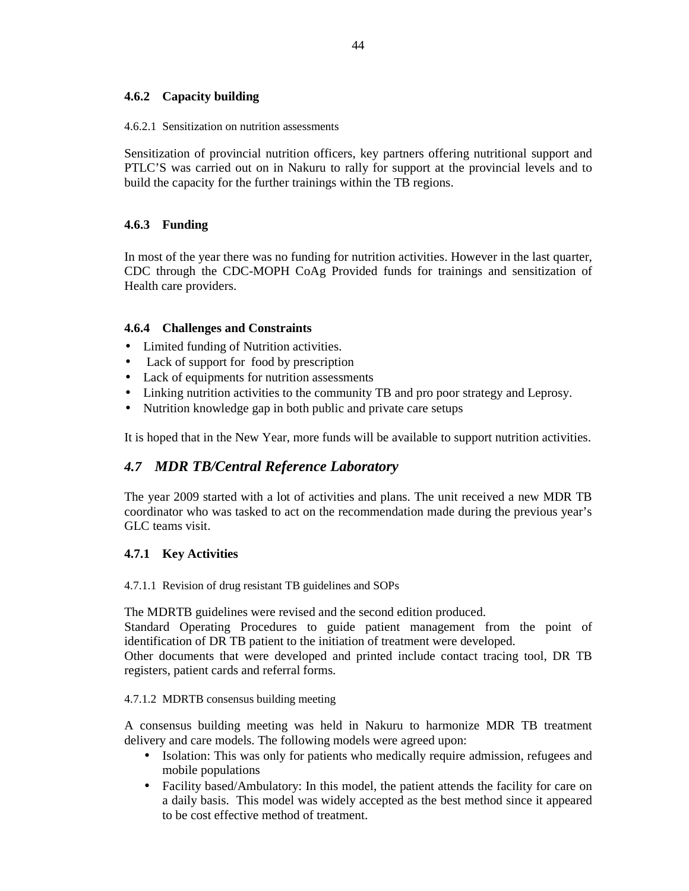### 4.6.2 Capacity building

#### 4.6.2.1 Sensitization on nutrition assessments

Sensitization of provincial nutrition officers, key partners offering nutritional support and PTLC'S was carried out on in Nakuru to rally for support at the provincial levels and to build the capacity for the further trainings within the TB regions.

### 4.6.3 Funding

In most of the year there was no funding for nutrition activities. However in the last quarter, CDC through the CDC-MOPH CoAg Provided funds for trainings and sensitization of Health care providers.

### 4.6.4 Challenges and Constraints

- Limited funding of Nutrition activities.
- Lack of support for food by prescription
- Lack of equipments for nutrition assessments
- Linking nutrition activities to the community TB and pro poor strategy and Leprosy.
- Nutrition knowledge gap in both public and private care setups

It is hoped that in the New Year, more funds will be available to support nutrition activities.

## *4.7 MDR TB/Central Reference Laboratory*

The year 2009 started with a lot of activities and plans. The unit received a new MDR TB coordinator who was tasked to act on the recommendation made during the previous year's GLC teams visit.

### 4.7.1 Key Activities

#### 4.7.1.1 Revision of drug resistant TB guidelines and SOPs

The MDRTB guidelines were revised and the second edition produced.
Standard Operating Procedures to guide patient management from the point of identification of DR TB patient to the initiation of treatment were developed.
Other documents that were developed and printed include contact tracing tool, DR TB registers, patient cards and referral forms.

#### 4.7.1.2 MDRTB consensus building meeting

A consensus building meeting was held in Nakuru to harmonize MDR TB treatment delivery and care models. The following models were agreed upon:

- Isolation: This was only for patients who medically require admission, refugees and mobile populations
- Facility based/Ambulatory: In this model, the patient attends the facility for care on a daily basis. This model was widely accepted as the best method since it appeared to be cost effective method of treatment.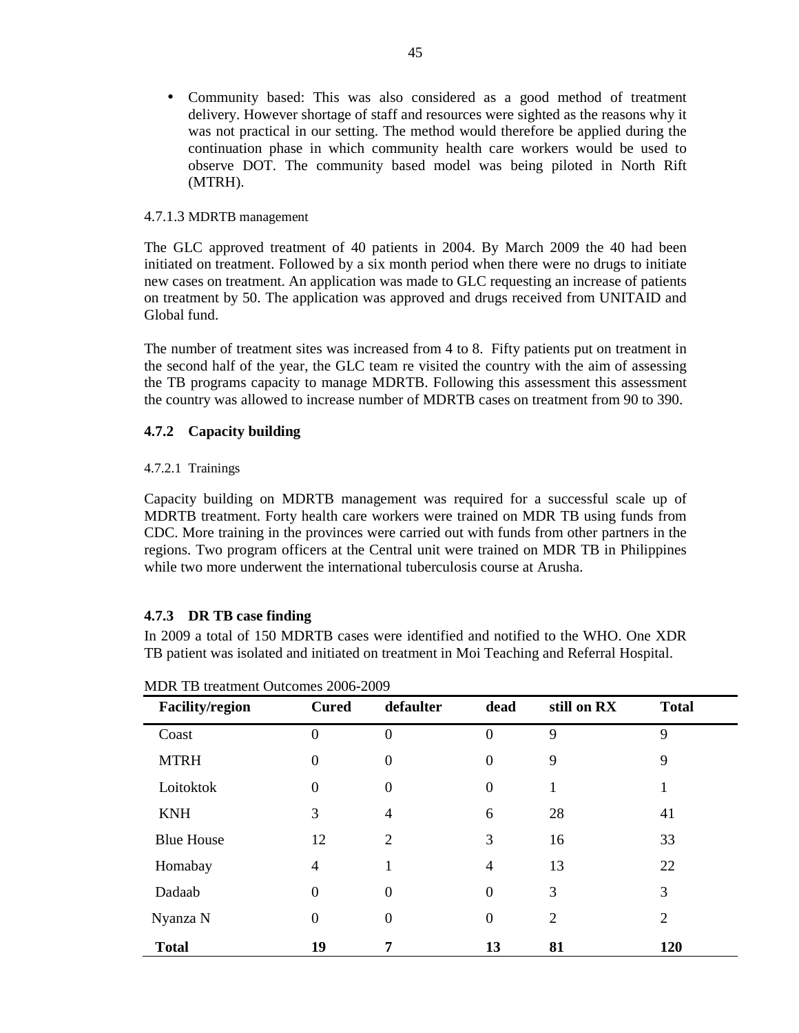- Community based: This was also considered as a good method of treatment delivery. However shortage of staff and resources were sighted as the reasons why it was not practical in our setting. The method would therefore be applied during the continuation phase in which community health care workers would be used to observe DOT. The community based model was being piloted in North Rift (MTRH).

#### 4.7.1.3 MDRTB management

The GLC approved treatment of 40 patients in 2004. By March 2009 the 40 had been initiated on treatment. Followed by a six month period when there were no drugs to initiate new cases on treatment. An application was made to GLC requesting an increase of patients on treatment by 50. The application was approved and drugs received from UNITAID and Global fund.

The number of treatment sites was increased from 4 to 8. Fifty patients put on treatment in the second half of the year, the GLC team re visited the country with the aim of assessing the TB programs capacity to manage MDRTB. Following this assessment this assessment the country was allowed to increase number of MDRTB cases on treatment from 90 to 390.

### 4.7.2 Capacity building

#### 4.7.2.1 Trainings

Capacity building on MDRTB management was required for a successful scale up of MDRTB treatment. Forty health care workers were trained on MDR TB using funds from CDC. More training in the provinces were carried out with funds from other partners in the regions. Two program officers at the Central unit were trained on MDR TB in Philippines while two more underwent the international tuberculosis course at Arusha.

### 4.7.3 DR TB case finding

In 2009 a total of 150 MDRTB cases were identified and notified to the WHO. One XDR TB patient was isolated and initiated on treatment in Moi Teaching and Referral Hospital.

MDR TB treatment Outcomes 2006-2009

| Facility/region | Cured | defaulter | dead | still on RX | Total |
|---|---|---|---|---|---|
| Coast | 0 | 0 | 0 | 9 | 9 |
| MTRH | 0 | 0 | 0 | 9 | 9 |
| Loitoktok | 0 | 0 | 0 | 1 | 1 |
| KNH | 3 | 4 | 6 | 28 | 41 |
| Blue House | 12 | 2 | 3 | 16 | 33 |
| Homabay | 4 | 1 | 4 | 13 | 22 |
| Dadaab | 0 | 0 | 0 | 3 | 3 |
| Nyanza N | 0 | 0 | 0 | 2 | 2 |
| **Total** | **19** | **7** | **13** | **81** | **120** |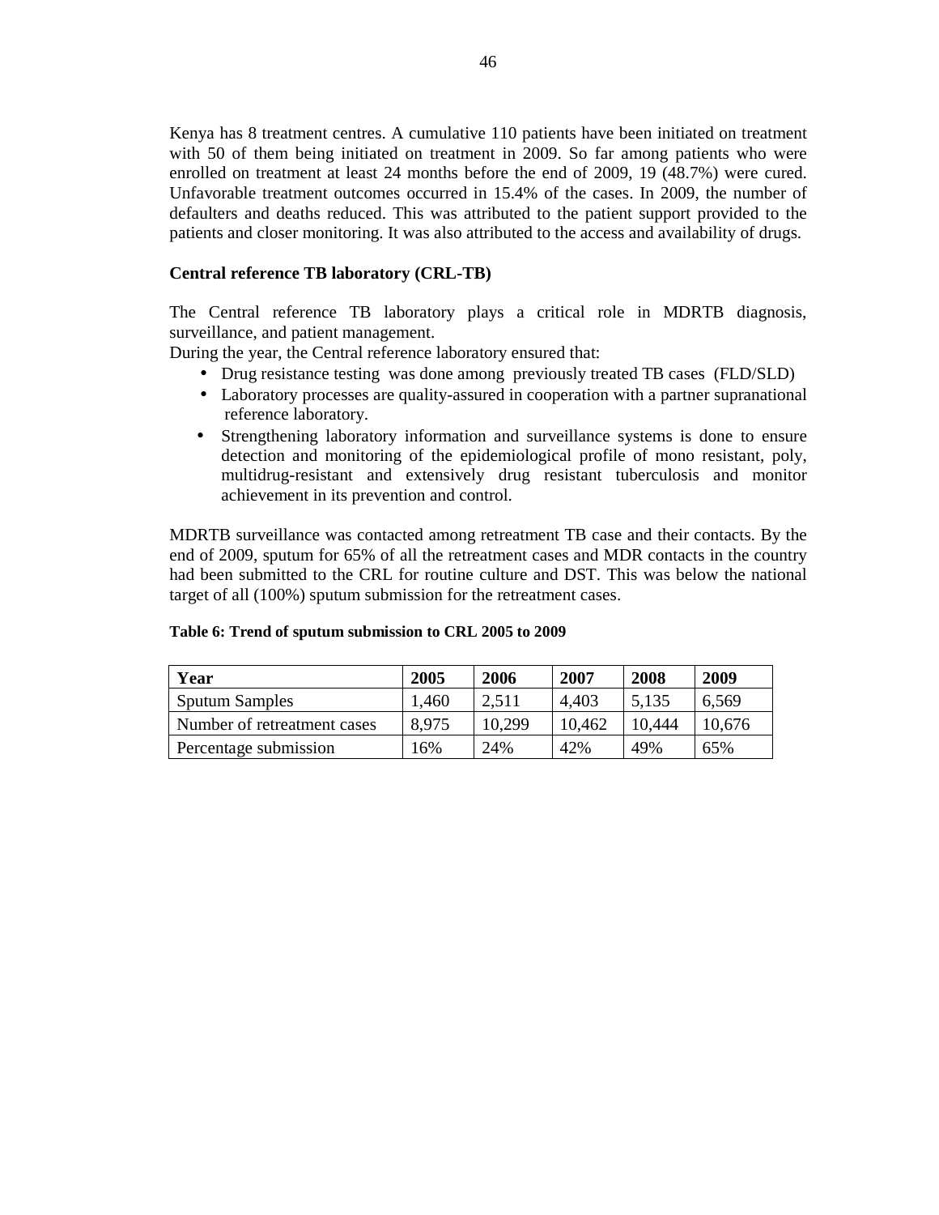Kenya has 8 treatment centres. A cumulative 110 patients have been initiated on treatment with 50 of them being initiated on treatment in 2009. So far among patients who were enrolled on treatment at least 24 months before the end of 2009, 19 (48.7%) were cured. Unfavorable treatment outcomes occurred in 15.4% of the cases. In 2009, the number of defaulters and deaths reduced. This was attributed to the patient support provided to the patients and closer monitoring. It was also attributed to the access and availability of drugs.

**Central reference TB laboratory (CRL-TB)**

The Central reference TB laboratory plays a critical role in MDRTB diagnosis, surveillance, and patient management.
During the year, the Central reference laboratory ensured that:

- Drug resistance testing was done among previously treated TB cases (FLD/SLD)
- Laboratory processes are quality-assured in cooperation with a partner supranational reference laboratory.
- Strengthening laboratory information and surveillance systems is done to ensure detection and monitoring of the epidemiological profile of mono resistant, poly, multidrug-resistant and extensively drug resistant tuberculosis and monitor achievement in its prevention and control.

MDRTB surveillance was contacted among retreatment TB case and their contacts. By the end of 2009, sputum for 65% of all the retreatment cases and MDR contacts in the country had been submitted to the CRL for routine culture and DST. This was below the national target of all (100%) sputum submission for the retreatment cases.

**Table 6: Trend of sputum submission to CRL 2005 to 2009**

| Year | 2005 | 2006 | 2007 | 2008 | 2009 |
|---|---|---|---|---|---|
| Sputum Samples | 1,460 | 2,511 | 4,403 | 5,135 | 6,569 |
| Number of retreatment cases | 8,975 | 10,299 | 10,462 | 10,444 | 10,676 |
| Percentage submission | 16% | 24% | 42% | 49% | 65% |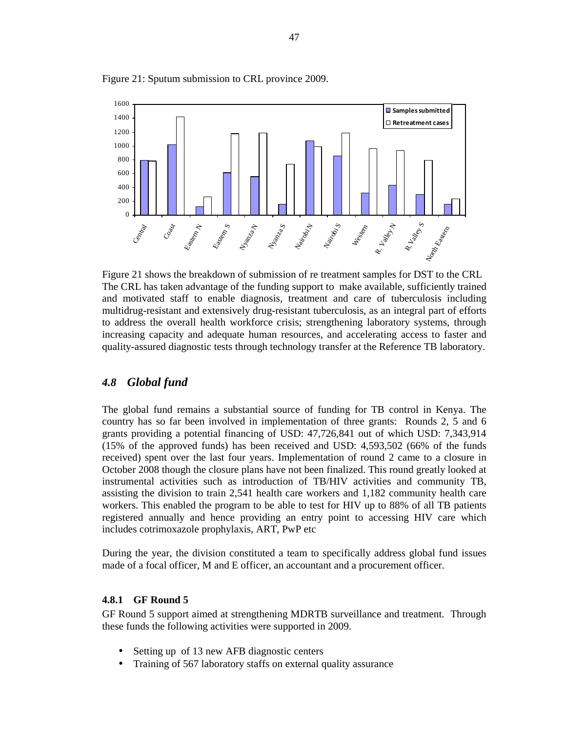Figure 21: Sputum submission to CRL province 2009.

Figure 21 shows the breakdown of submission of re treatment samples for DST to the CRL The CRL has taken advantage of the funding support to make available, sufficiently trained and motivated staff to enable diagnosis, treatment and care of tuberculosis including multidrug-resistant and extensively drug-resistant tuberculosis, as an integral part of efforts to address the overall health workforce crisis; strengthening laboratory systems, through increasing capacity and adequate human resources, and accelerating access to faster and quality-assured diagnostic tests through technology transfer at the Reference TB laboratory.

## *4.8 Global fund*

The global fund remains a substantial source of funding for TB control in Kenya. The country has so far been involved in implementation of three grants: Rounds 2, 5 and 6 grants providing a potential financing of USD: 47,726,841 out of which USD: 7,343,914 (15% of the approved funds) has been received and USD: 4,593,502 (66% of the funds received) spent over the last four years. Implementation of round 2 came to a closure in October 2008 though the closure plans have not been finalized. This round greatly looked at instrumental activities such as introduction of TB/HIV activities and community TB, assisting the division to train 2,541 health care workers and 1,182 community health care workers. This enabled the program to be able to test for HIV up to 88% of all TB patients registered annually and hence providing an entry point to accessing HIV care which includes cotrimoxazole prophylaxis, ART, PwP etc

During the year, the division constituted a team to specifically address global fund issues made of a focal officer, M and E officer, an accountant and a procurement officer.

### 4.8.1 GF Round 5

GF Round 5 support aimed at strengthening MDRTB surveillance and treatment. Through these funds the following activities were supported in 2009.

- Setting up of 13 new AFB diagnostic centers
- Training of 567 laboratory staffs on external quality assurance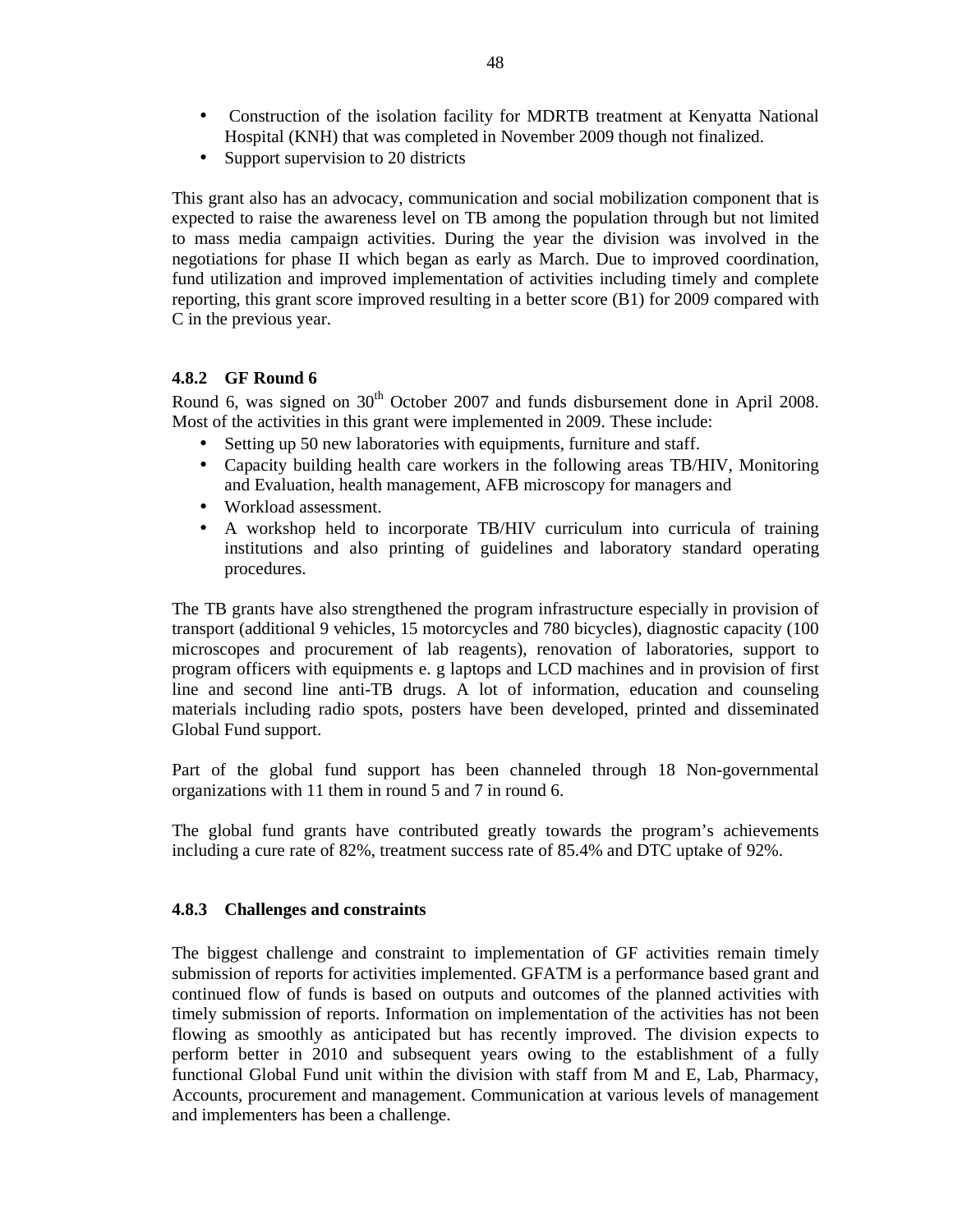- Construction of the isolation facility for MDRTB treatment at Kenyatta National Hospital (KNH) that was completed in November 2009 though not finalized.
- Support supervision to 20 districts

This grant also has an advocacy, communication and social mobilization component that is expected to raise the awareness level on TB among the population through but not limited to mass media campaign activities. During the year the division was involved in the negotiations for phase II which began as early as March. Due to improved coordination, fund utilization and improved implementation of activities including timely and complete reporting, this grant score improved resulting in a better score (B1) for 2009 compared with C in the previous year.

### 4.8.2 GF Round 6

Round 6, was signed on 30th October 2007 and funds disbursement done in April 2008. Most of the activities in this grant were implemented in 2009. These include:

- Setting up 50 new laboratories with equipments, furniture and staff.
- Capacity building health care workers in the following areas TB/HIV, Monitoring and Evaluation, health management, AFB microscopy for managers and
- Workload assessment.
- A workshop held to incorporate TB/HIV curriculum into curricula of training institutions and also printing of guidelines and laboratory standard operating procedures.

The TB grants have also strengthened the program infrastructure especially in provision of transport (additional 9 vehicles, 15 motorcycles and 780 bicycles), diagnostic capacity (100 microscopes and procurement of lab reagents), renovation of laboratories, support to program officers with equipments e. g laptops and LCD machines and in provision of first line and second line anti-TB drugs. A lot of information, education and counseling materials including radio spots, posters have been developed, printed and disseminated Global Fund support.

Part of the global fund support has been channeled through 18 Non-governmental organizations with 11 them in round 5 and 7 in round 6.

The global fund grants have contributed greatly towards the program's achievements including a cure rate of 82%, treatment success rate of 85.4% and DTC uptake of 92%.

### 4.8.3 Challenges and constraints

The biggest challenge and constraint to implementation of GF activities remain timely submission of reports for activities implemented. GFATM is a performance based grant and continued flow of funds is based on outputs and outcomes of the planned activities with timely submission of reports. Information on implementation of the activities has not been flowing as smoothly as anticipated but has recently improved. The division expects to perform better in 2010 and subsequent years owing to the establishment of a fully functional Global Fund unit within the division with staff from M and E, Lab, Pharmacy, Accounts, procurement and management. Communication at various levels of management and implementers has been a challenge.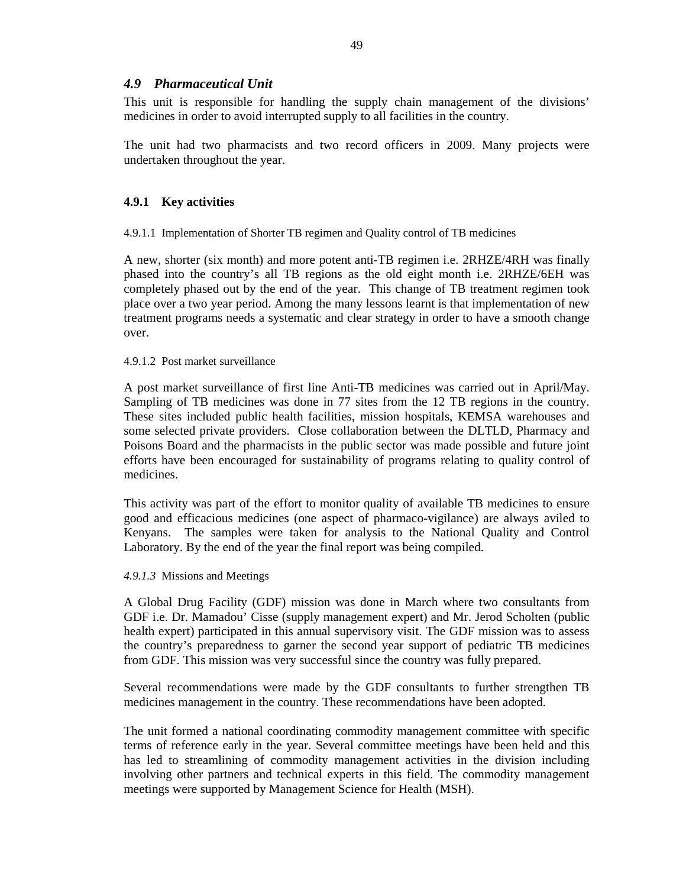## *4.9 Pharmaceutical Unit*

This unit is responsible for handling the supply chain management of the divisions' medicines in order to avoid interrupted supply to all facilities in the country.

The unit had two pharmacists and two record officers in 2009. Many projects were undertaken throughout the year.

### 4.9.1 Key activities

#### 4.9.1.1 Implementation of Shorter TB regimen and Quality control of TB medicines

A new, shorter (six month) and more potent anti-TB regimen i.e. 2RHZE/4RH was finally phased into the country's all TB regions as the old eight month i.e. 2RHZE/6EH was completely phased out by the end of the year. This change of TB treatment regimen took place over a two year period. Among the many lessons learnt is that implementation of new treatment programs needs a systematic and clear strategy in order to have a smooth change over.

#### 4.9.1.2 Post market surveillance

A post market surveillance of first line Anti-TB medicines was carried out in April/May. Sampling of TB medicines was done in 77 sites from the 12 TB regions in the country. These sites included public health facilities, mission hospitals, KEMSA warehouses and some selected private providers. Close collaboration between the DLTLD, Pharmacy and Poisons Board and the pharmacists in the public sector was made possible and future joint efforts have been encouraged for sustainability of programs relating to quality control of medicines.

This activity was part of the effort to monitor quality of available TB medicines to ensure good and efficacious medicines (one aspect of pharmaco-vigilance) are always aviled to Kenyans. The samples were taken for analysis to the National Quality and Control Laboratory. By the end of the year the final report was being compiled.

#### *4.9.1.3* Missions and Meetings

A Global Drug Facility (GDF) mission was done in March where two consultants from GDF i.e. Dr. Mamadou' Cisse (supply management expert) and Mr. Jerod Scholten (public health expert) participated in this annual supervisory visit. The GDF mission was to assess the country's preparedness to garner the second year support of pediatric TB medicines from GDF. This mission was very successful since the country was fully prepared.

Several recommendations were made by the GDF consultants to further strengthen TB medicines management in the country. These recommendations have been adopted.

The unit formed a national coordinating commodity management committee with specific terms of reference early in the year. Several committee meetings have been held and this has led to streamlining of commodity management activities in the division including involving other partners and technical experts in this field. The commodity management meetings were supported by Management Science for Health (MSH).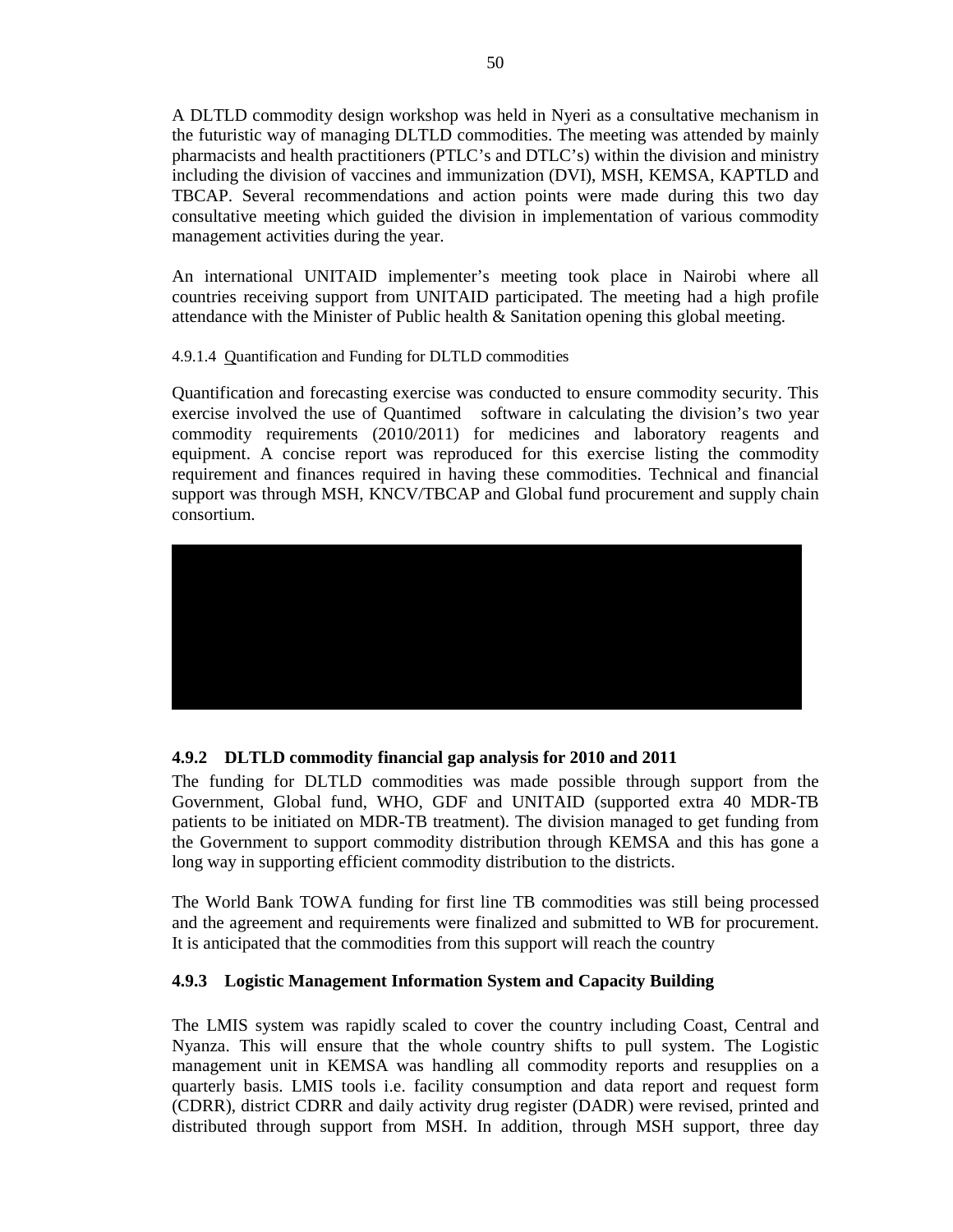A DLTLD commodity design workshop was held in Nyeri as a consultative mechanism in the futuristic way of managing DLTLD commodities. The meeting was attended by mainly pharmacists and health practitioners (PTLC's and DTLC's) within the division and ministry including the division of vaccines and immunization (DVI), MSH, KEMSA, KAPTLD and TBCAP. Several recommendations and action points were made during this two day consultative meeting which guided the division in implementation of various commodity management activities during the year.

An international UNITAID implementer's meeting took place in Nairobi where all countries receiving support from UNITAID participated. The meeting had a high profile attendance with the Minister of Public health & Sanitation opening this global meeting.

#### 4.9.1.4 Quantification and Funding for DLTLD commodities

Quantification and forecasting exercise was conducted to ensure commodity security. This exercise involved the use of Quantimed software in calculating the division's two year commodity requirements (2010/2011) for medicines and laboratory reagents and equipment. A concise report was reproduced for this exercise listing the commodity requirement and finances required in having these commodities. Technical and financial support was through MSH, KNCV/TBCAP and Global fund procurement and supply chain consortium.

### 4.9.2 DLTLD commodity financial gap analysis for 2010 and 2011

The funding for DLTLD commodities was made possible through support from the Government, Global fund, WHO, GDF and UNITAID (supported extra 40 MDR-TB patients to be initiated on MDR-TB treatment). The division managed to get funding from the Government to support commodity distribution through KEMSA and this has gone a long way in supporting efficient commodity distribution to the districts.

The World Bank TOWA funding for first line TB commodities was still being processed and the agreement and requirements were finalized and submitted to WB for procurement. It is anticipated that the commodities from this support will reach the country

### 4.9.3 Logistic Management Information System and Capacity Building

The LMIS system was rapidly scaled to cover the country including Coast, Central and Nyanza. This will ensure that the whole country shifts to pull system. The Logistic management unit in KEMSA was handling all commodity reports and resupplies on a quarterly basis. LMIS tools i.e. facility consumption and data report and request form (CDRR), district CDRR and daily activity drug register (DADR) were revised, printed and distributed through support from MSH. In addition, through MSH support, three day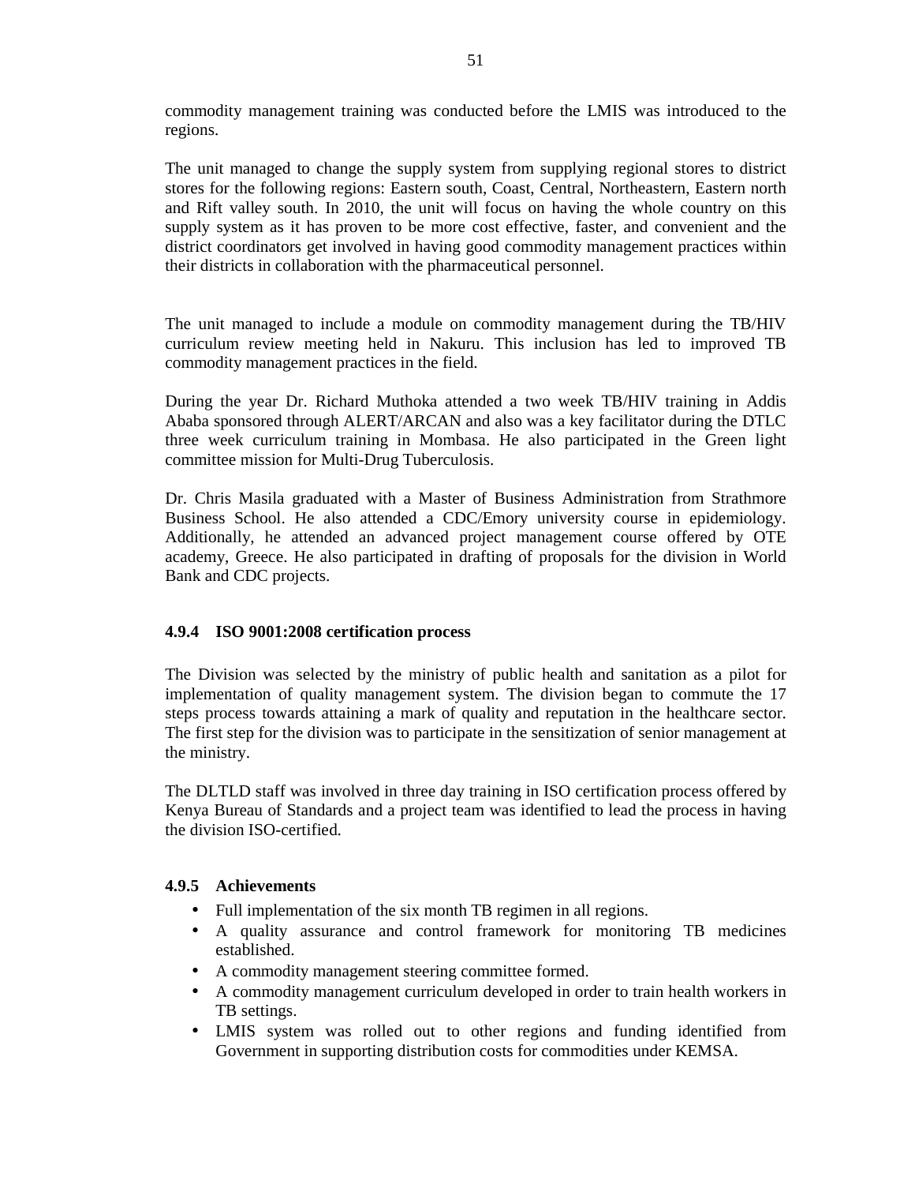commodity management training was conducted before the LMIS was introduced to the regions.

The unit managed to change the supply system from supplying regional stores to district stores for the following regions: Eastern south, Coast, Central, Northeastern, Eastern north and Rift valley south. In 2010, the unit will focus on having the whole country on this supply system as it has proven to be more cost effective, faster, and convenient and the district coordinators get involved in having good commodity management practices within their districts in collaboration with the pharmaceutical personnel.

The unit managed to include a module on commodity management during the TB/HIV curriculum review meeting held in Nakuru. This inclusion has led to improved TB commodity management practices in the field.

During the year Dr. Richard Muthoka attended a two week TB/HIV training in Addis Ababa sponsored through ALERT/ARCAN and also was a key facilitator during the DTLC three week curriculum training in Mombasa. He also participated in the Green light committee mission for Multi-Drug Tuberculosis.

Dr. Chris Masila graduated with a Master of Business Administration from Strathmore Business School. He also attended a CDC/Emory university course in epidemiology. Additionally, he attended an advanced project management course offered by OTE academy, Greece. He also participated in drafting of proposals for the division in World Bank and CDC projects.

### 4.9.4 ISO 9001:2008 certification process

The Division was selected by the ministry of public health and sanitation as a pilot for implementation of quality management system. The division began to commute the 17 steps process towards attaining a mark of quality and reputation in the healthcare sector. The first step for the division was to participate in the sensitization of senior management at the ministry.

The DLTLD staff was involved in three day training in ISO certification process offered by Kenya Bureau of Standards and a project team was identified to lead the process in having the division ISO-certified.

### 4.9.5 Achievements

- Full implementation of the six month TB regimen in all regions.
- A quality assurance and control framework for monitoring TB medicines established.
- A commodity management steering committee formed.
- A commodity management curriculum developed in order to train health workers in TB settings.
- LMIS system was rolled out to other regions and funding identified from Government in supporting distribution costs for commodities under KEMSA.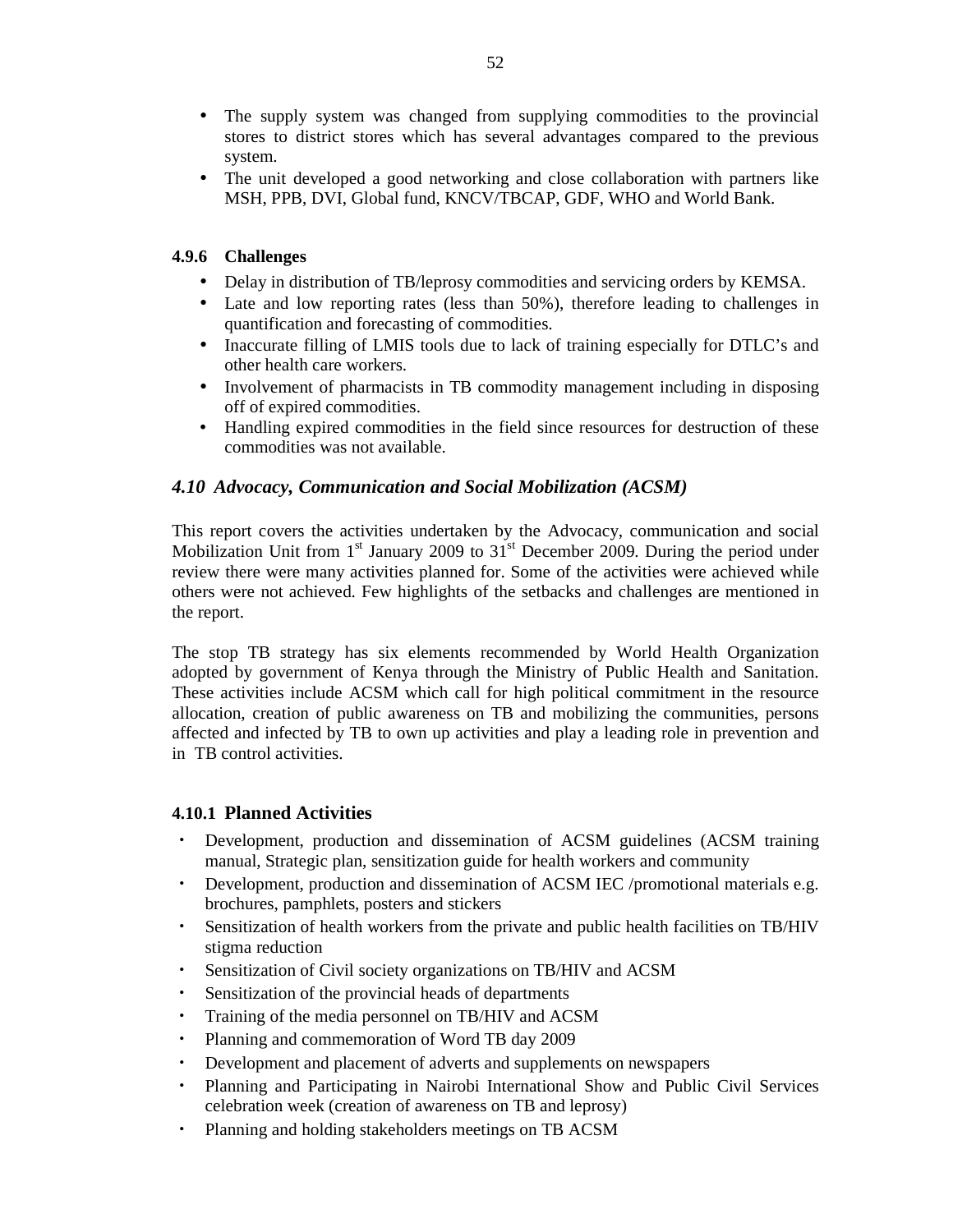- The supply system was changed from supplying commodities to the provincial stores to district stores which has several advantages compared to the previous system.
- The unit developed a good networking and close collaboration with partners like MSH, PPB, DVI, Global fund, KNCV/TBCAP, GDF, WHO and World Bank.

#### 4.9.6 Challenges

- Delay in distribution of TB/leprosy commodities and servicing orders by KEMSA.
- Late and low reporting rates (less than 50%), therefore leading to challenges in quantification and forecasting of commodities.
- Inaccurate filling of LMIS tools due to lack of training especially for DTLC's and other health care workers.
- Involvement of pharmacists in TB commodity management including in disposing off of expired commodities.
- Handling expired commodities in the field since resources for destruction of these commodities was not available.

### *4.10 Advocacy, Communication and Social Mobilization (ACSM)*

This report covers the activities undertaken by the Advocacy, communication and social Mobilization Unit from 1st January 2009 to 31st December 2009. During the period under review there were many activities planned for. Some of the activities were achieved while others were not achieved. Few highlights of the setbacks and challenges are mentioned in the report.

The stop TB strategy has six elements recommended by World Health Organization adopted by government of Kenya through the Ministry of Public Health and Sanitation. These activities include ACSM which call for high political commitment in the resource allocation, creation of public awareness on TB and mobilizing the communities, persons affected and infected by TB to own up activities and play a leading role in prevention and in TB control activities.

#### 4.10.1 Planned Activities

- Development, production and dissemination of ACSM guidelines (ACSM training manual, Strategic plan, sensitization guide for health workers and community
- Development, production and dissemination of ACSM IEC /promotional materials e.g. brochures, pamphlets, posters and stickers
- Sensitization of health workers from the private and public health facilities on TB/HIV stigma reduction
- Sensitization of Civil society organizations on TB/HIV and ACSM
- Sensitization of the provincial heads of departments
- Training of the media personnel on TB/HIV and ACSM
- Planning and commemoration of Word TB day 2009
- Development and placement of adverts and supplements on newspapers
- Planning and Participating in Nairobi International Show and Public Civil Services celebration week (creation of awareness on TB and leprosy)
- Planning and holding stakeholders meetings on TB ACSM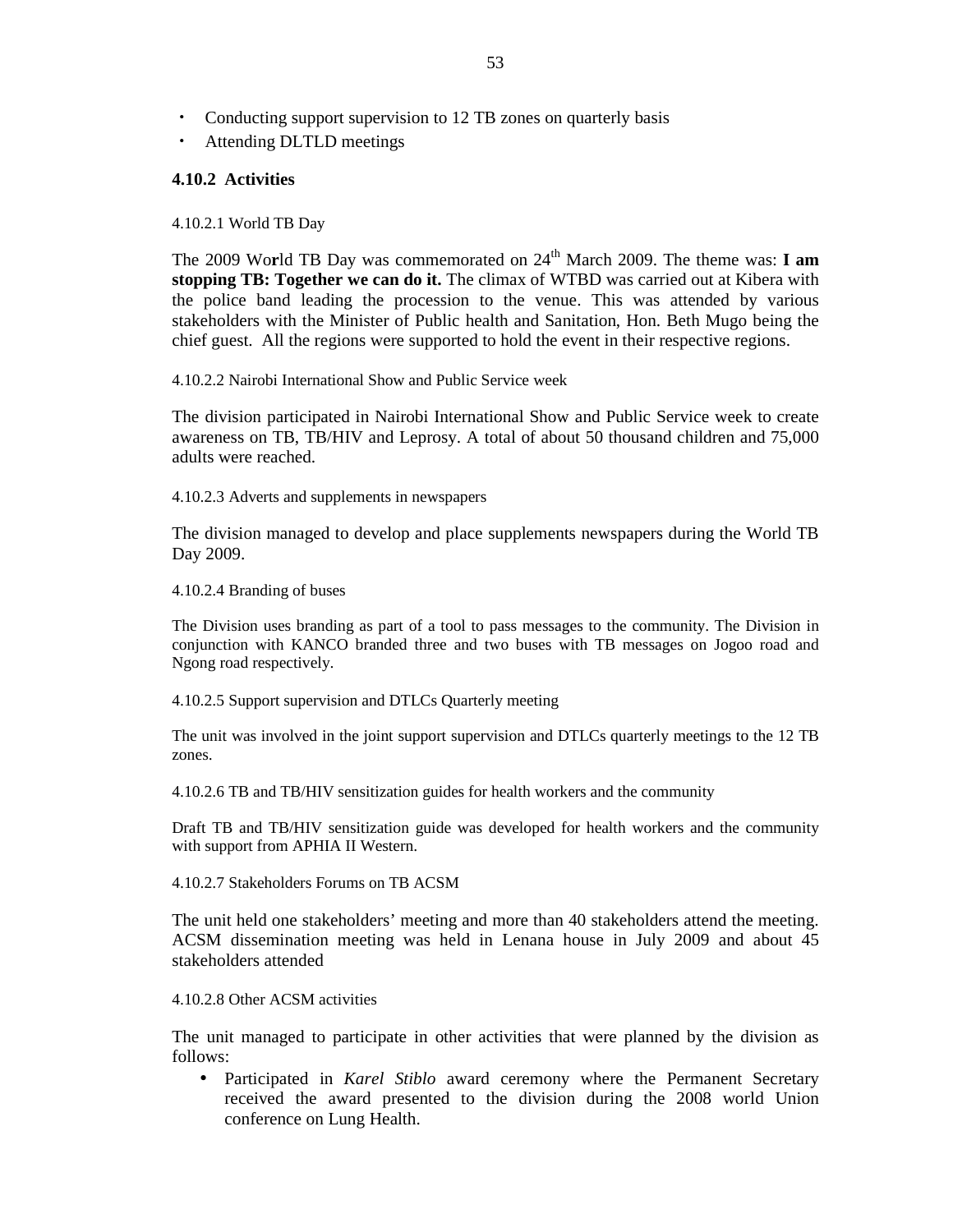- Conducting support supervision to 12 TB zones on quarterly basis
- Attending DLTLD meetings

### 4.10.2 Activities

#### 4.10.2.1 World TB Day

The 2009 World TB Day was commemorated on 24th March 2009. The theme was: **I am stopping TB: Together we can do it.** The climax of WTBD was carried out at Kibera with the police band leading the procession to the venue. This was attended by various stakeholders with the Minister of Public health and Sanitation, Hon. Beth Mugo being the chief guest. All the regions were supported to hold the event in their respective regions.

#### 4.10.2.2 Nairobi International Show and Public Service week

The division participated in Nairobi International Show and Public Service week to create awareness on TB, TB/HIV and Leprosy. A total of about 50 thousand children and 75,000 adults were reached.

#### 4.10.2.3 Adverts and supplements in newspapers

The division managed to develop and place supplements newspapers during the World TB Day 2009.

#### 4.10.2.4 Branding of buses

The Division uses branding as part of a tool to pass messages to the community. The Division in conjunction with KANCO branded three and two buses with TB messages on Jogoo road and Ngong road respectively.

#### 4.10.2.5 Support supervision and DTLCs Quarterly meeting

The unit was involved in the joint support supervision and DTLCs quarterly meetings to the 12 TB zones.

#### 4.10.2.6 TB and TB/HIV sensitization guides for health workers and the community

Draft TB and TB/HIV sensitization guide was developed for health workers and the community with support from APHIA II Western.

#### 4.10.2.7 Stakeholders Forums on TB ACSM

The unit held one stakeholders' meeting and more than 40 stakeholders attend the meeting. ACSM dissemination meeting was held in Lenana house in July 2009 and about 45 stakeholders attended

#### 4.10.2.8 Other ACSM activities

The unit managed to participate in other activities that were planned by the division as follows:

- Participated in *Karel Stiblo* award ceremony where the Permanent Secretary received the award presented to the division during the 2008 world Union conference on Lung Health.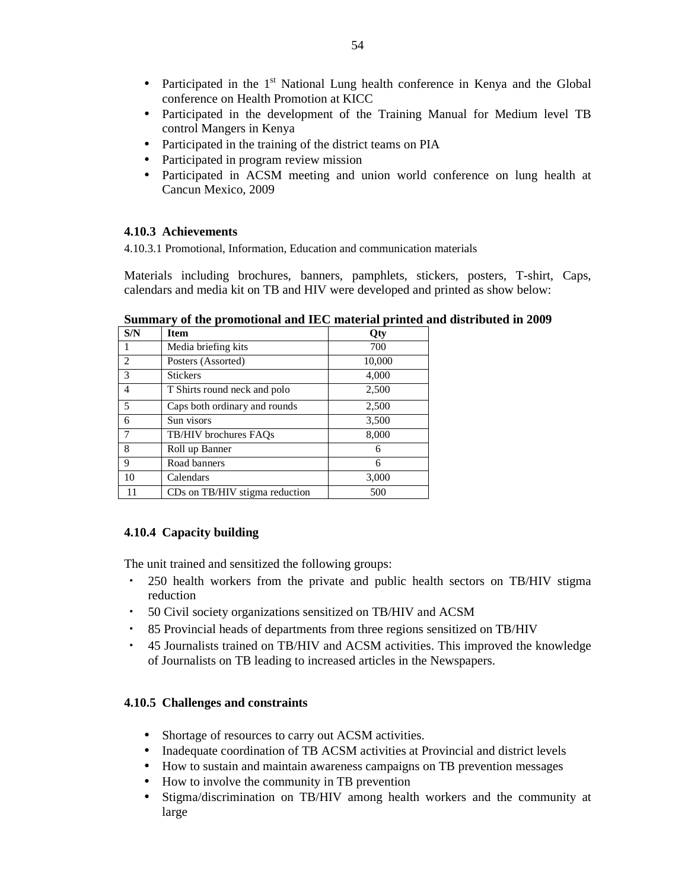- Participated in the 1st National Lung health conference in Kenya and the Global conference on Health Promotion at KICC
- Participated in the development of the Training Manual for Medium level TB control Mangers in Kenya
- Participated in the training of the district teams on PIA
- Participated in program review mission
- Participated in ACSM meeting and union world conference on lung health at Cancun Mexico, 2009

### 4.10.3 Achievements

4.10.3.1 Promotional, Information, Education and communication materials

Materials including brochures, banners, pamphlets, stickers, posters, T-shirt, Caps, calendars and media kit on TB and HIV were developed and printed as show below:

**Summary of the promotional and IEC material printed and distributed in 2009**

| S/N | Item | Qty |
|---|---|---|
| 1 | Media briefing kits | 700 |
| 2 | Posters (Assorted) | 10,000 |
| 3 | Stickers | 4,000 |
| 4 | T Shirts round neck and polo | 2,500 |
| 5 | Caps both ordinary and rounds | 2,500 |
| 6 | Sun visors | 3,500 |
| 7 | TB/HIV brochures FAQs | 8,000 |
| 8 | Roll up Banner | 6 |
| 9 | Road banners | 6 |
| 10 | Calendars | 3,000 |
| 11 | CDs on TB/HIV stigma reduction | 500 |

### 4.10.4 Capacity building

The unit trained and sensitized the following groups:

- 250 health workers from the private and public health sectors on TB/HIV stigma reduction
- 50 Civil society organizations sensitized on TB/HIV and ACSM
- 85 Provincial heads of departments from three regions sensitized on TB/HIV
- 45 Journalists trained on TB/HIV and ACSM activities. This improved the knowledge of Journalists on TB leading to increased articles in the Newspapers.

### 4.10.5 Challenges and constraints

- Shortage of resources to carry out ACSM activities.
- Inadequate coordination of TB ACSM activities at Provincial and district levels
- How to sustain and maintain awareness campaigns on TB prevention messages
- How to involve the community in TB prevention
- Stigma/discrimination on TB/HIV among health workers and the community at large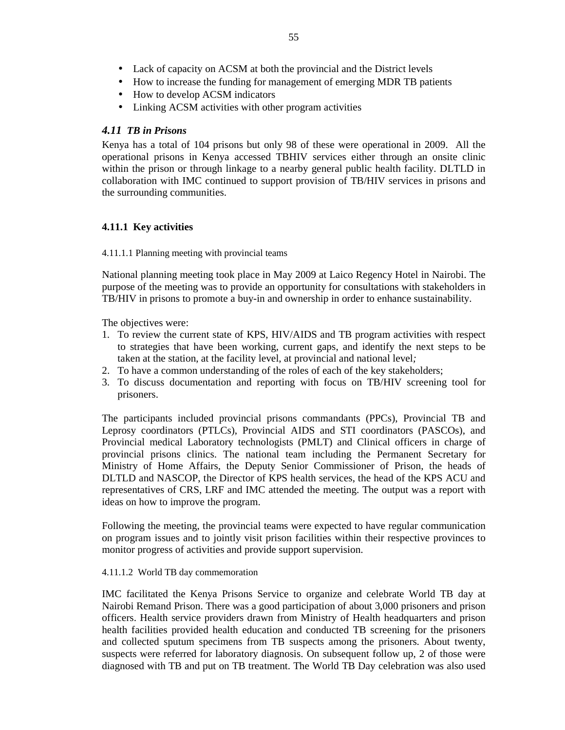- Lack of capacity on ACSM at both the provincial and the District levels
- How to increase the funding for management of emerging MDR TB patients
- How to develop ACSM indicators
- Linking ACSM activities with other program activities

### *4.11 TB in Prisons*

Kenya has a total of 104 prisons but only 98 of these were operational in 2009. All the operational prisons in Kenya accessed TBHIV services either through an onsite clinic within the prison or through linkage to a nearby general public health facility. DLTLD in collaboration with IMC continued to support provision of TB/HIV services in prisons and the surrounding communities.

#### 4.11.1 Key activities

##### 4.11.1.1 Planning meeting with provincial teams

National planning meeting took place in May 2009 at Laico Regency Hotel in Nairobi. The purpose of the meeting was to provide an opportunity for consultations with stakeholders in TB/HIV in prisons to promote a buy-in and ownership in order to enhance sustainability.

The objectives were:

1. To review the current state of KPS, HIV/AIDS and TB program activities with respect to strategies that have been working, current gaps, and identify the next steps to be taken at the station, at the facility level, at provincial and national level*;*
2. To have a common understanding of the roles of each of the key stakeholders;
3. To discuss documentation and reporting with focus on TB/HIV screening tool for prisoners.

The participants included provincial prisons commandants (PPCs), Provincial TB and Leprosy coordinators (PTLCs), Provincial AIDS and STI coordinators (PASCOs), and Provincial medical Laboratory technologists (PMLT) and Clinical officers in charge of provincial prisons clinics. The national team including the Permanent Secretary for Ministry of Home Affairs, the Deputy Senior Commissioner of Prison, the heads of DLTLD and NASCOP, the Director of KPS health services, the head of the KPS ACU and representatives of CRS, LRF and IMC attended the meeting. The output was a report with ideas on how to improve the program.

Following the meeting, the provincial teams were expected to have regular communication on program issues and to jointly visit prison facilities within their respective provinces to monitor progress of activities and provide support supervision.

##### 4.11.1.2 World TB day commemoration

IMC facilitated the Kenya Prisons Service to organize and celebrate World TB day at Nairobi Remand Prison. There was a good participation of about 3,000 prisoners and prison officers. Health service providers drawn from Ministry of Health headquarters and prison health facilities provided health education and conducted TB screening for the prisoners and collected sputum specimens from TB suspects among the prisoners. About twenty, suspects were referred for laboratory diagnosis. On subsequent follow up, 2 of those were diagnosed with TB and put on TB treatment. The World TB Day celebration was also used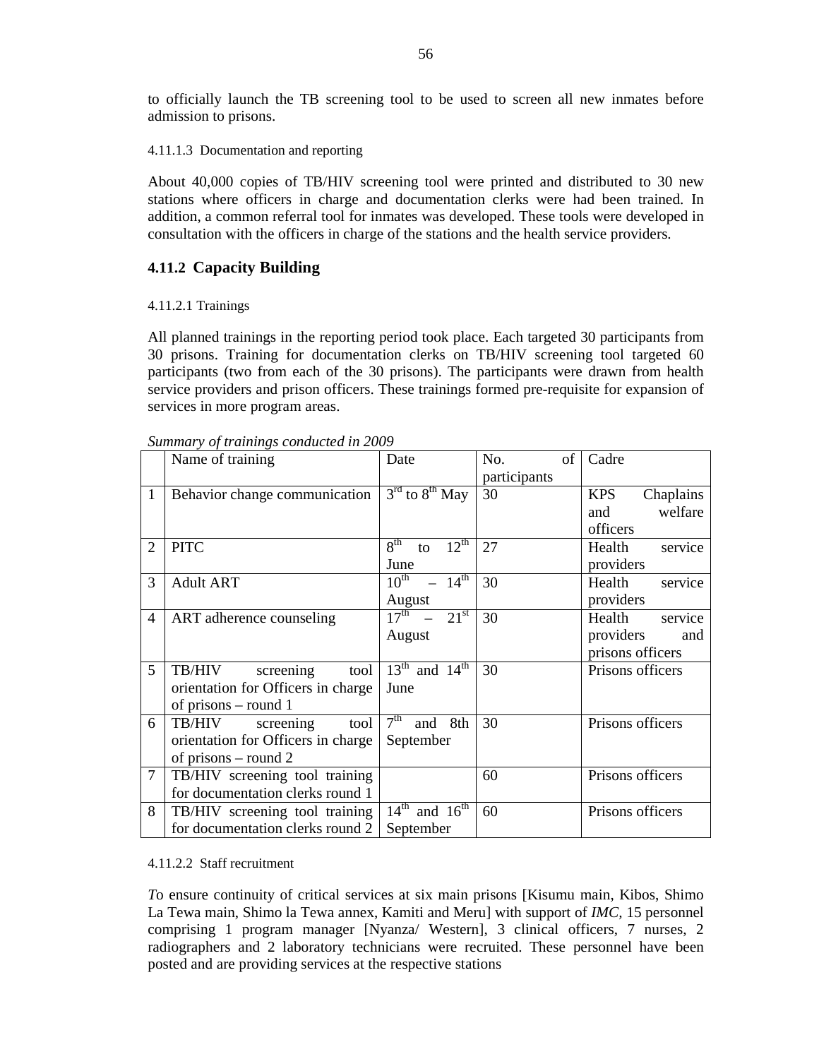to officially launch the TB screening tool to be used to screen all new inmates before admission to prisons.

#### 4.11.1.3 Documentation and reporting

About 40,000 copies of TB/HIV screening tool were printed and distributed to 30 new stations where officers in charge and documentation clerks were had been trained. In addition, a common referral tool for inmates was developed. These tools were developed in consultation with the officers in charge of the stations and the health service providers.

### 4.11.2 Capacity Building

#### 4.11.2.1 Trainings

All planned trainings in the reporting period took place. Each targeted 30 participants from 30 prisons. Training for documentation clerks on TB/HIV screening tool targeted 60 participants (two from each of the 30 prisons). The participants were drawn from health service providers and prison officers. These trainings formed pre-requisite for expansion of services in more program areas.

*Summary of trainings conducted in 2009*

| | Name of training | Date | No. of participants | Cadre |
|---|---|---|---|---|
| 1 | Behavior change communication | 3rd to 8th May | 30 | KPS Chaplains and welfare officers |
| 2 | PITC | 8th to 12th June | 27 | Health service providers |
| 3 | Adult ART | 10th – 14th August | 30 | Health service providers |
| 4 | ART adherence counseling | 17th – 21st August | 30 | Health service providers and prisons officers |
| 5 | TB/HIV screening tool orientation for Officers in charge of prisons – round 1 | 13th and 14th June | 30 | Prisons officers |
| 6 | TB/HIV screening tool orientation for Officers in charge of prisons – round 2 | 7th and 8th September | 30 | Prisons officers |
| 7 | TB/HIV screening tool training for documentation clerks round 1 | | 60 | Prisons officers |
| 8 | TB/HIV screening tool training for documentation clerks round 2 | 14th and 16th September | 60 | Prisons officers |

#### 4.11.2.2 Staff recruitment

*To* ensure continuity of critical services at six main prisons [Kisumu main, Kibos, Shimo La Tewa main, Shimo la Tewa annex, Kamiti and Meru] with support of *IMC*, 15 personnel comprising 1 program manager [Nyanza/ Western], 3 clinical officers, 7 nurses, 2 radiographers and 2 laboratory technicians were recruited. These personnel have been posted and are providing services at the respective stations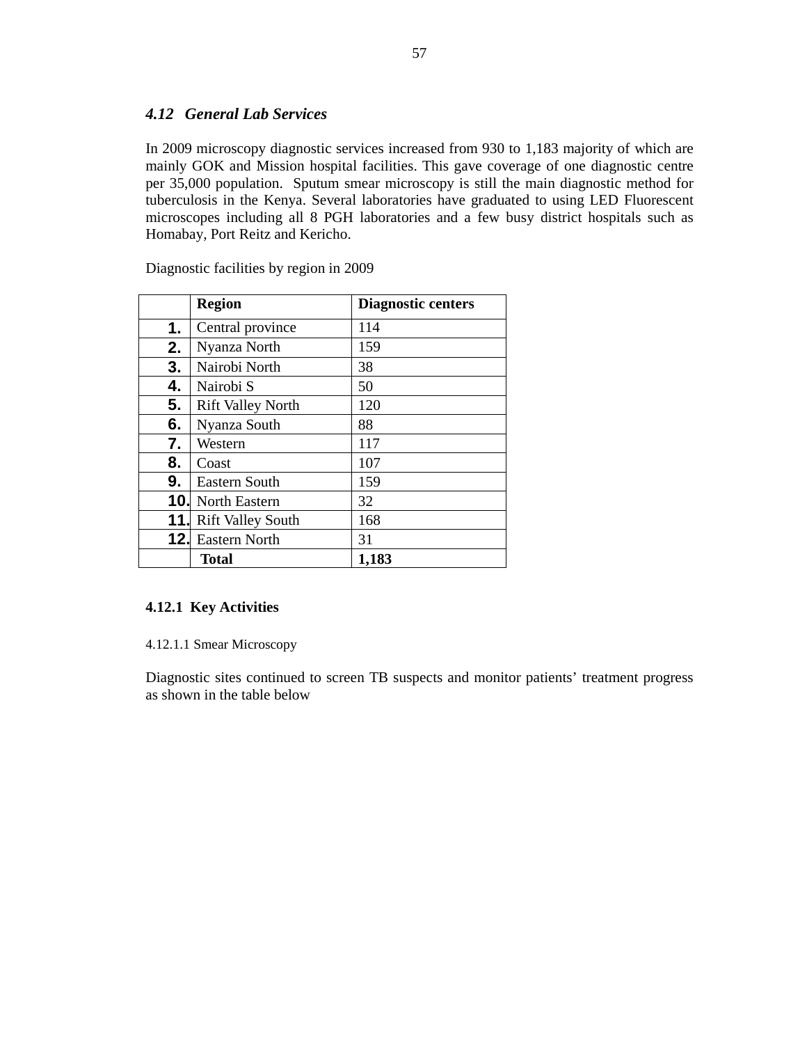## *4.12 General Lab Services*

In 2009 microscopy diagnostic services increased from 930 to 1,183 majority of which are mainly GOK and Mission hospital facilities. This gave coverage of one diagnostic centre per 35,000 population. Sputum smear microscopy is still the main diagnostic method for tuberculosis in the Kenya. Several laboratories have graduated to using LED Fluorescent microscopes including all 8 PGH laboratories and a few busy district hospitals such as Homabay, Port Reitz and Kericho.

Diagnostic facilities by region in 2009

| | **Region** | **Diagnostic centers** |
|---|---|---|
| **1.** | Central province | 114 |
| **2.** | Nyanza North | 159 |
| **3.** | Nairobi North | 38 |
| **4.** | Nairobi S | 50 |
| **5.** | Rift Valley North | 120 |
| **6.** | Nyanza South | 88 |
| **7.** | Western | 117 |
| **8.** | Coast | 107 |
| **9.** | Eastern South | 159 |
| **10.** | North Eastern | 32 |
| **11.** | Rift Valley South | 168 |
| **12.** | Eastern North | 31 |
| | **Total** | **1,183** |

### 4.12.1 Key Activities

4.12.1.1 Smear Microscopy

Diagnostic sites continued to screen TB suspects and monitor patients' treatment progress as shown in the table below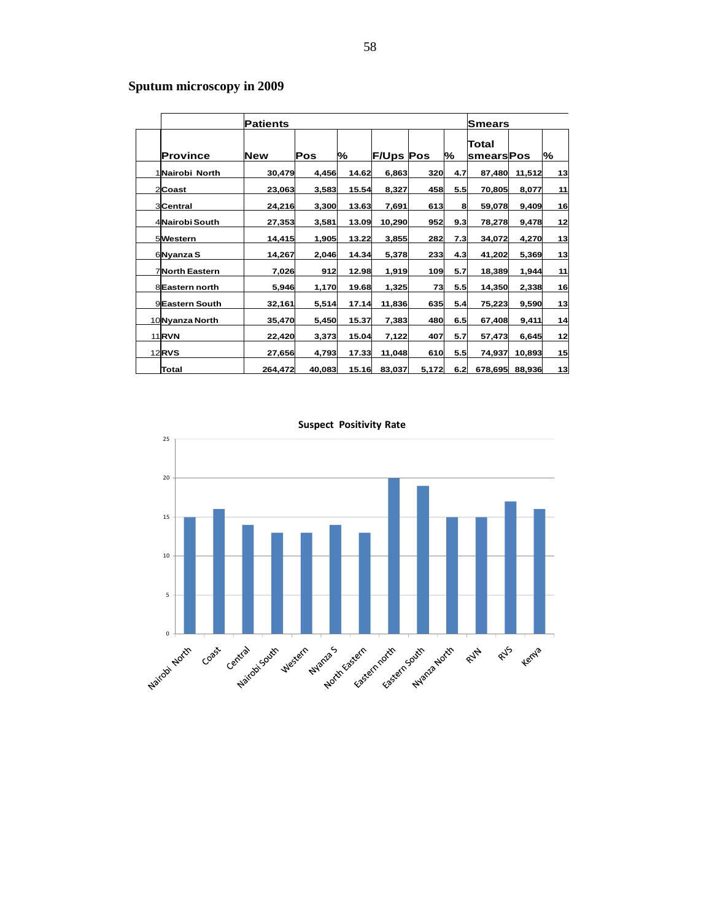## Sputum microscopy in 2009

| | | Patients | | | | | | Smears | | |
|---|---|---|---|---|---|---|---|---|---|---|
| | Province | New | Pos | % | F/Ups | Pos | % | Total smears | Pos | % |
| 1 | Nairobi North | 30,479 | 4,456 | 14.62 | 6,863 | 320 | 4.7 | 87,480 | 11,512 | 13 |
| 2 | Coast | 23,063 | 3,583 | 15.54 | 8,327 | 458 | 5.5 | 70,805 | 8,077 | 11 |
| 3 | Central | 24,216 | 3,300 | 13.63 | 7,691 | 613 | 8 | 59,078 | 9,409 | 16 |
| 4 | Nairobi South | 27,353 | 3,581 | 13.09 | 10,290 | 952 | 9.3 | 78,278 | 9,478 | 12 |
| 5 | Western | 14,415 | 1,905 | 13.22 | 3,855 | 282 | 7.3 | 34,072 | 4,270 | 13 |
| 6 | Nyanza S | 14,267 | 2,046 | 14.34 | 5,378 | 233 | 4.3 | 41,202 | 5,369 | 13 |
| 7 | North Eastern | 7,026 | 912 | 12.98 | 1,919 | 109 | 5.7 | 18,389 | 1,944 | 11 |
| 8 | Eastern north | 5,946 | 1,170 | 19.68 | 1,325 | 73 | 5.5 | 14,350 | 2,338 | 16 |
| 9 | Eastern South | 32,161 | 5,514 | 17.14 | 11,836 | 635 | 5.4 | 75,223 | 9,590 | 13 |
| 10 | Nyanza North | 35,470 | 5,450 | 15.37 | 7,383 | 480 | 6.5 | 67,408 | 9,411 | 14 |
| 11 | RVN | 22,420 | 3,373 | 15.04 | 7,122 | 407 | 5.7 | 57,473 | 6,645 | 12 |
| 12 | RVS | 27,656 | 4,793 | 17.33 | 11,048 | 610 | 5.5 | 74,937 | 10,893 | 15 |
| | Total | 264,472 | 40,083 | 15.16 | 83,037 | 5,172 | 6.2 | 678,695 | 88,936 | 13 |

**Suspect Positivity Rate**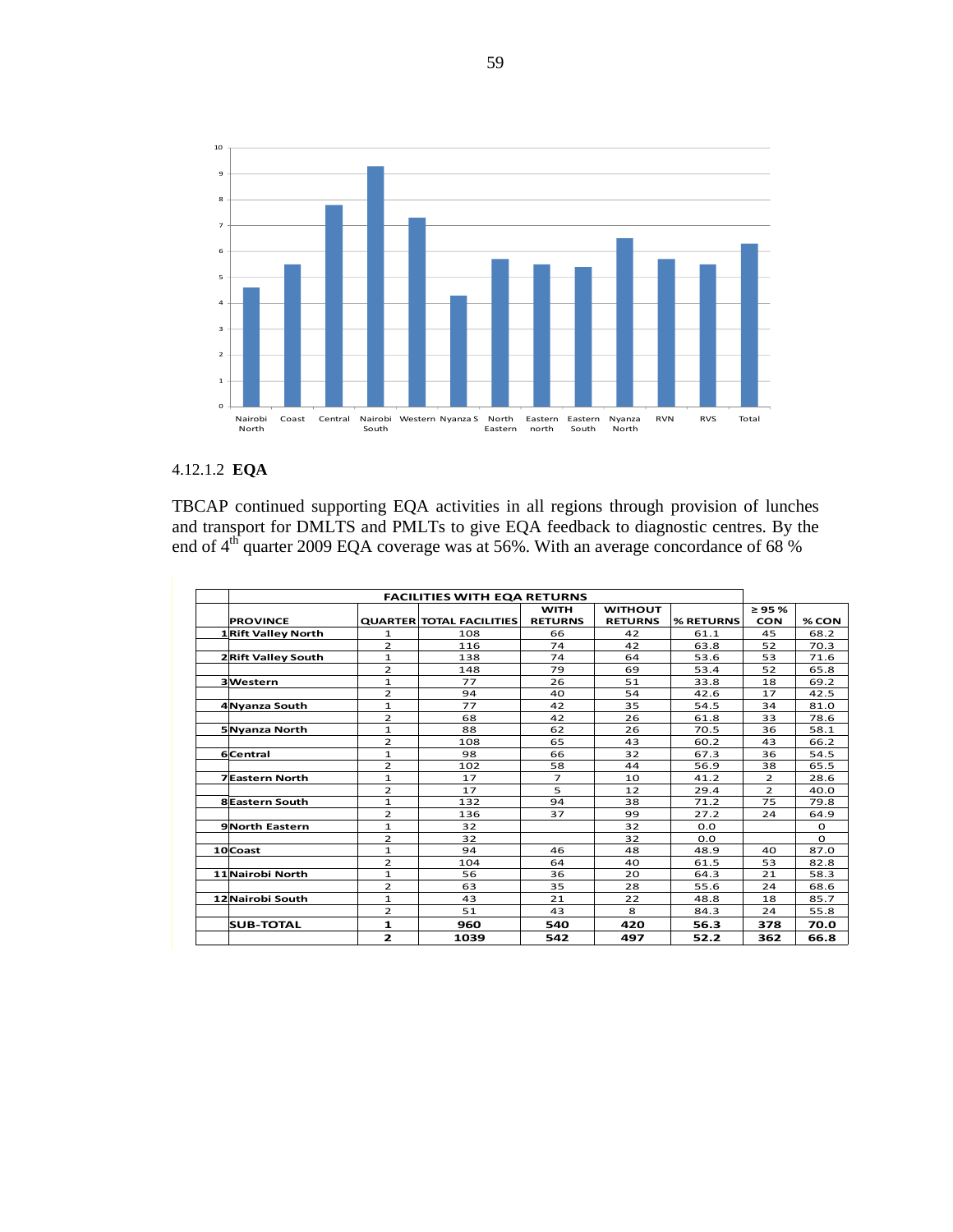4.12.1.2 **EQA**

TBCAP continued supporting EQA activities in all regions through provision of lunches and transport for DMLTS and PMLTs to give EQA feedback to diagnostic centres. By the end of 4th quarter 2009 EQA coverage was at 56%. With an average concordance of 68 %

| | FACILITIES WITH EQA RETURNS | | | | | | | |
|---|---|---|---|---|---|---|---|---|
| | **PROVINCE** | **QUARTER** | **TOTAL FACILITIES** | **WITH RETURNS** | **WITHOUT RETURNS** | **% RETURNS** | **≥ 95 % CON** | **% CON** |
| 1 | **Rift Valley North** | 1 | 108 | 66 | 42 | 61.1 | 45 | 68.2 |
| | | 2 | 116 | 74 | 42 | 63.8 | 52 | 70.3 |
| 2 | **Rift Valley South** | 1 | 138 | 74 | 64 | 53.6 | 53 | 71.6 |
| | | 2 | 148 | 79 | 69 | 53.4 | 52 | 65.8 |
| 3 | **Western** | 1 | 77 | 26 | 51 | 33.8 | 18 | 69.2 |
| | | 2 | 94 | 40 | 54 | 42.6 | 17 | 42.5 |
| 4 | **Nyanza South** | 1 | 77 | 42 | 35 | 54.5 | 34 | 81.0 |
| | | 2 | 68 | 42 | 26 | 61.8 | 33 | 78.6 |
| 5 | **Nyanza North** | 1 | 88 | 62 | 26 | 70.5 | 36 | 58.1 |
| | | 2 | 108 | 65 | 43 | 60.2 | 43 | 66.2 |
| 6 | **Central** | 1 | 98 | 66 | 32 | 67.3 | 36 | 54.5 |
| | | 2 | 102 | 58 | 44 | 56.9 | 38 | 65.5 |
| 7 | **Eastern North** | 1 | 17 | 7 | 10 | 41.2 | 2 | 28.6 |
| | | 2 | 17 | 5 | 12 | 29.4 | 2 | 40.0 |
| 8 | **Eastern South** | 1 | 132 | 94 | 38 | 71.2 | 75 | 79.8 |
| | | 2 | 136 | 37 | 99 | 27.2 | 24 | 64.9 |
| 9 | **North Eastern** | 1 | 32 | | 32 | 0.0 | | 0 |
| | | 2 | 32 | | 32 | 0.0 | | 0 |
| 10 | **Coast** | 1 | 94 | 46 | 48 | 48.9 | 40 | 87.0 |
| | | 2 | 104 | 64 | 40 | 61.5 | 53 | 82.8 |
| 11 | **Nairobi North** | 1 | 56 | 36 | 20 | 64.3 | 21 | 58.3 |
| | | 2 | 63 | 35 | 28 | 55.6 | 24 | 68.6 |
| 12 | **Nairobi South** | 1 | 43 | 21 | 22 | 48.8 | 18 | 85.7 |
| | | 2 | 51 | 43 | 8 | 84.3 | 24 | 55.8 |
| | **SUB-TOTAL** | **1** | **960** | **540** | **420** | **56.3** | **378** | **70.0** |
| | | **2** | **1039** | **542** | **497** | **52.2** | **362** | **66.8** |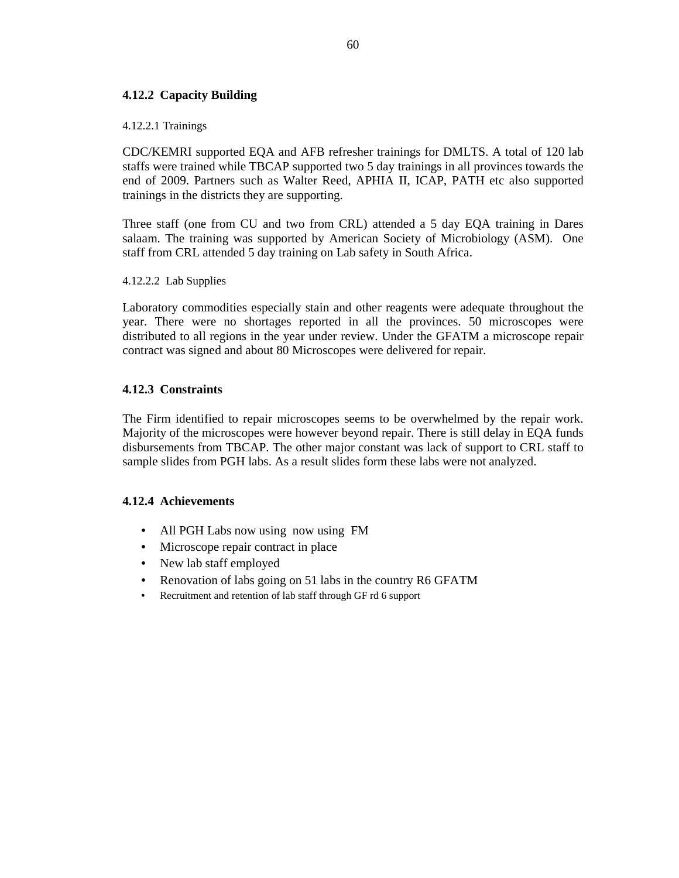### 4.12.2 Capacity Building

4.12.2.1 Trainings

CDC/KEMRI supported EQA and AFB refresher trainings for DMLTS. A total of 120 lab staffs were trained while TBCAP supported two 5 day trainings in all provinces towards the end of 2009. Partners such as Walter Reed, APHIA II, ICAP, PATH etc also supported trainings in the districts they are supporting.

Three staff (one from CU and two from CRL) attended a 5 day EQA training in Dares salaam. The training was supported by American Society of Microbiology (ASM). One staff from CRL attended 5 day training on Lab safety in South Africa.

4.12.2.2 Lab Supplies

Laboratory commodities especially stain and other reagents were adequate throughout the year. There were no shortages reported in all the provinces. 50 microscopes were distributed to all regions in the year under review. Under the GFATM a microscope repair contract was signed and about 80 Microscopes were delivered for repair.

### 4.12.3 Constraints

The Firm identified to repair microscopes seems to be overwhelmed by the repair work. Majority of the microscopes were however beyond repair. There is still delay in EQA funds disbursements from TBCAP. The other major constant was lack of support to CRL staff to sample slides from PGH labs. As a result slides form these labs were not analyzed.

### 4.12.4 Achievements

- All PGH Labs now using now using FM
- Microscope repair contract in place
- New lab staff employed
- Renovation of labs going on 51 labs in the country R6 GFATM
- Recruitment and retention of lab staff through GF rd 6 support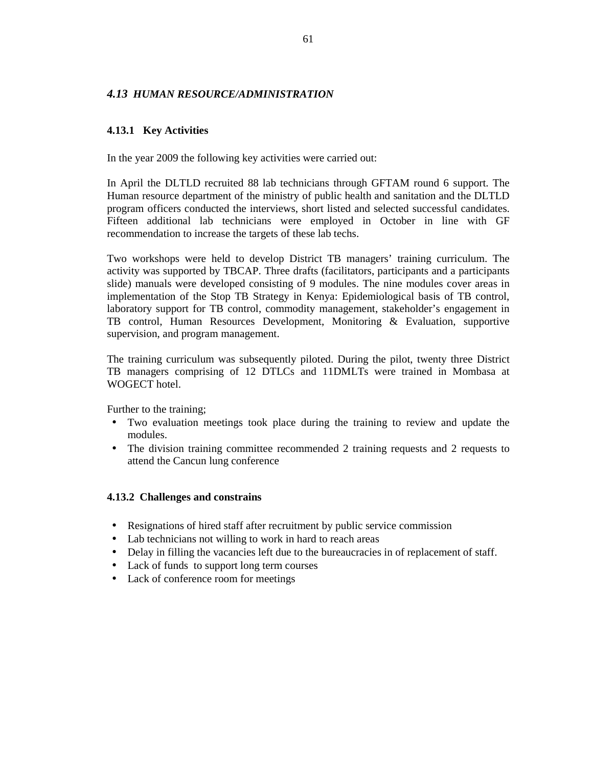## *4.13 HUMAN RESOURCE/ADMINISTRATION*

### 4.13.1 Key Activities

In the year 2009 the following key activities were carried out:

In April the DLTLD recruited 88 lab technicians through GFTAM round 6 support. The Human resource department of the ministry of public health and sanitation and the DLTLD program officers conducted the interviews, short listed and selected successful candidates. Fifteen additional lab technicians were employed in October in line with GF recommendation to increase the targets of these lab techs.

Two workshops were held to develop District TB managers' training curriculum. The activity was supported by TBCAP. Three drafts (facilitators, participants and a participants slide) manuals were developed consisting of 9 modules. The nine modules cover areas in implementation of the Stop TB Strategy in Kenya: Epidemiological basis of TB control, laboratory support for TB control, commodity management, stakeholder's engagement in TB control, Human Resources Development, Monitoring & Evaluation, supportive supervision, and program management.

The training curriculum was subsequently piloted. During the pilot, twenty three District TB managers comprising of 12 DTLCs and 11DMLTs were trained in Mombasa at WOGECT hotel.

Further to the training;

- Two evaluation meetings took place during the training to review and update the modules.
- The division training committee recommended 2 training requests and 2 requests to attend the Cancun lung conference

### 4.13.2 Challenges and constrains

- Resignations of hired staff after recruitment by public service commission
- Lab technicians not willing to work in hard to reach areas
- Delay in filling the vacancies left due to the bureaucracies in of replacement of staff.
- Lack of funds to support long term courses
- Lack of conference room for meetings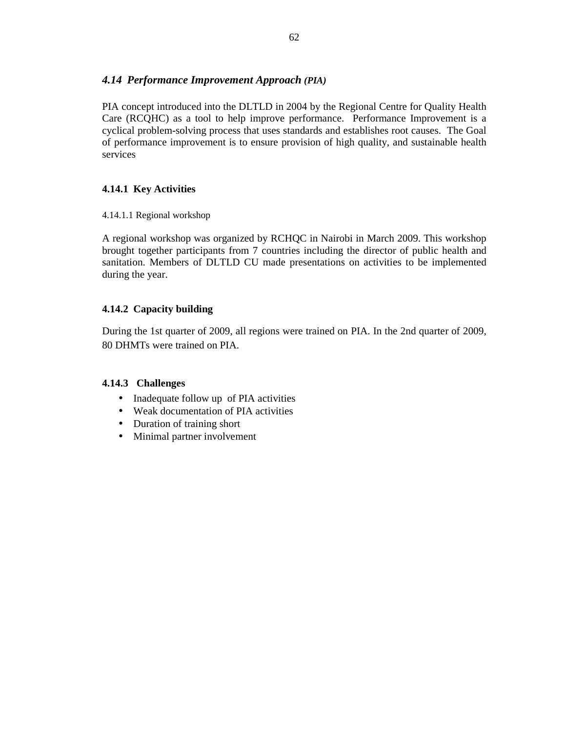## *4.14 Performance Improvement Approach (PIA)*

PIA concept introduced into the DLTLD in 2004 by the Regional Centre for Quality Health Care (RCQHC) as a tool to help improve performance. Performance Improvement is a cyclical problem-solving process that uses standards and establishes root causes. The Goal of performance improvement is to ensure provision of high quality, and sustainable health services

### 4.14.1 Key Activities

#### 4.14.1.1 Regional workshop

A regional workshop was organized by RCHQC in Nairobi in March 2009. This workshop brought together participants from 7 countries including the director of public health and sanitation. Members of DLTLD CU made presentations on activities to be implemented during the year.

### 4.14.2 Capacity building

During the 1st quarter of 2009, all regions were trained on PIA. In the 2nd quarter of 2009, 80 DHMTs were trained on PIA.

### 4.14.3 Challenges

- Inadequate follow up of PIA activities
- Weak documentation of PIA activities
- Duration of training short
- Minimal partner involvement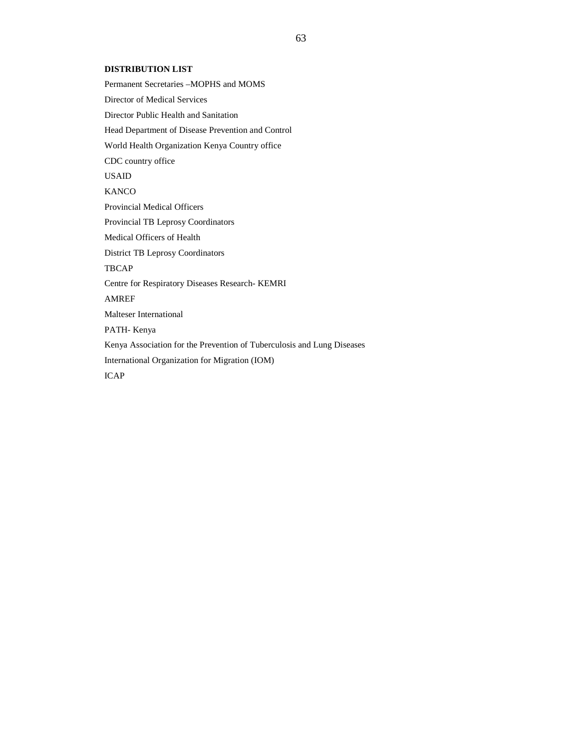**DISTRIBUTION LIST**

Permanent Secretaries –MOPHS and MOMS

Director of Medical Services

Director Public Health and Sanitation

Head Department of Disease Prevention and Control

World Health Organization Kenya Country office

CDC country office

USAID

KANCO

Provincial Medical Officers

Provincial TB Leprosy Coordinators

Medical Officers of Health

District TB Leprosy Coordinators

TBCAP

Centre for Respiratory Diseases Research- KEMRI

AMREF

Malteser International

PATH- Kenya

Kenya Association for the Prevention of Tuberculosis and Lung Diseases

International Organization for Migration (IOM)

ICAP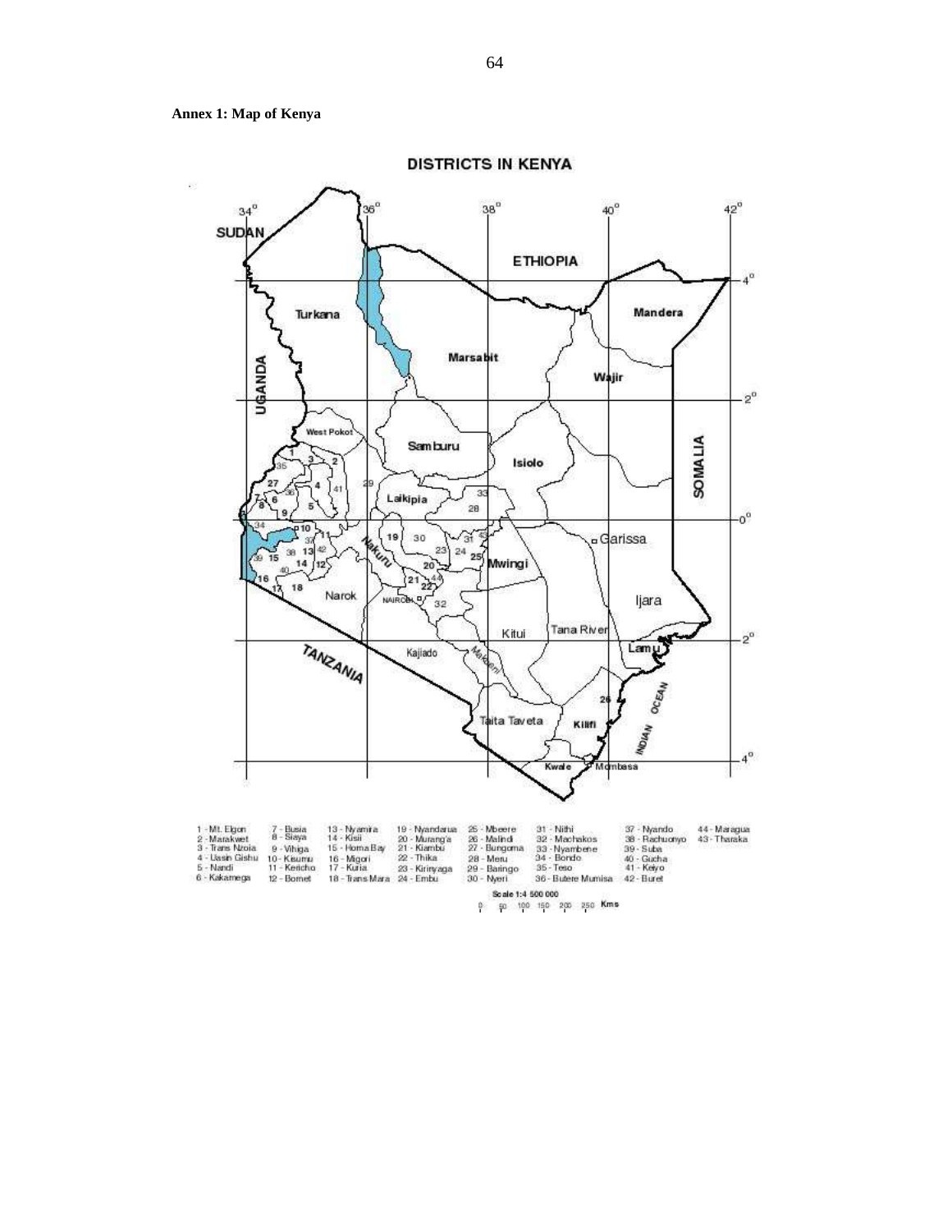**Annex 1: Map of Kenya**

DISTRICTS IN KENYA

1 - Mt. Elgon
2 - Marakwet
3 - Trans Nzoia
4 - Uasin Gishu
5 - Nandi
6 - Kakamega
7 - Busia
8 - Siaya
9 - Vihiga
10 - Kisumu
11 - Kericho
12 - Bomet
13 - Nyamira
14 - Kisii
15 - Homa Bay
16 - Migori
17 - Kuria
18 - Trans Mara
19 - Nyandarua
20 - Murang'a
21 - Kiambu
22 - Thika
23 - Kirinyaga
24 - Embu
25 - Mbeere
26 - Malindi
27 - Bungoma
28 - Meru
29 - Baringo
30 - Nyeri
31 - Nithi
32 - Machakos
33 - Nyambene
34 - Bondo
35 - Teso
36 - Butere Mumias
37 - Nyando
38 - Rachuonyo
39 - Suba
40 - Gucha
41 - Keiyo
42 - Buret
44 - Maragua
43 - Tharaka

Scale 1:4 500 000

0 50 100 150 200 250 Kms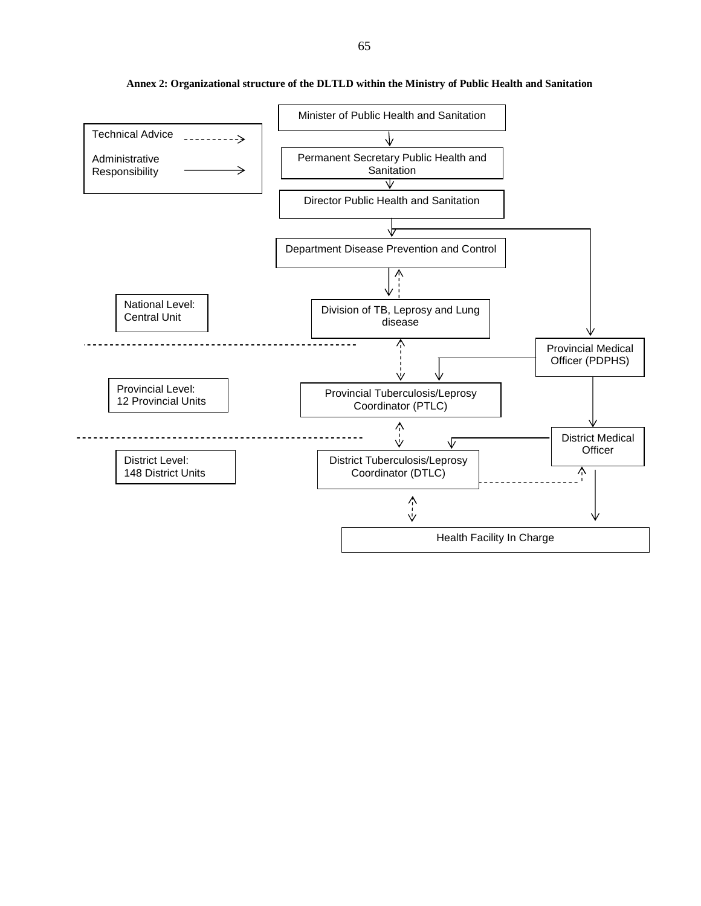**Annex 2: Organizational structure of the DLTLD within the Ministry of Public Health and Sanitation**

Technical Advice

Administrative Responsibility

Minister of Public Health and Sanitation

Permanent Secretary Public Health and Sanitation

Director Public Health and Sanitation

Department Disease Prevention and Control

National Level: Central Unit

Division of TB, Leprosy and Lung disease

Provincial Medical Officer (PDPHS)

Provincial Level: 12 Provincial Units

Provincial Tuberculosis/Leprosy Coordinator (PTLC)

District Medical Officer

District Level: 148 District Units

District Tuberculosis/Leprosy Coordinator (DTLC)

Health Facility In Charge